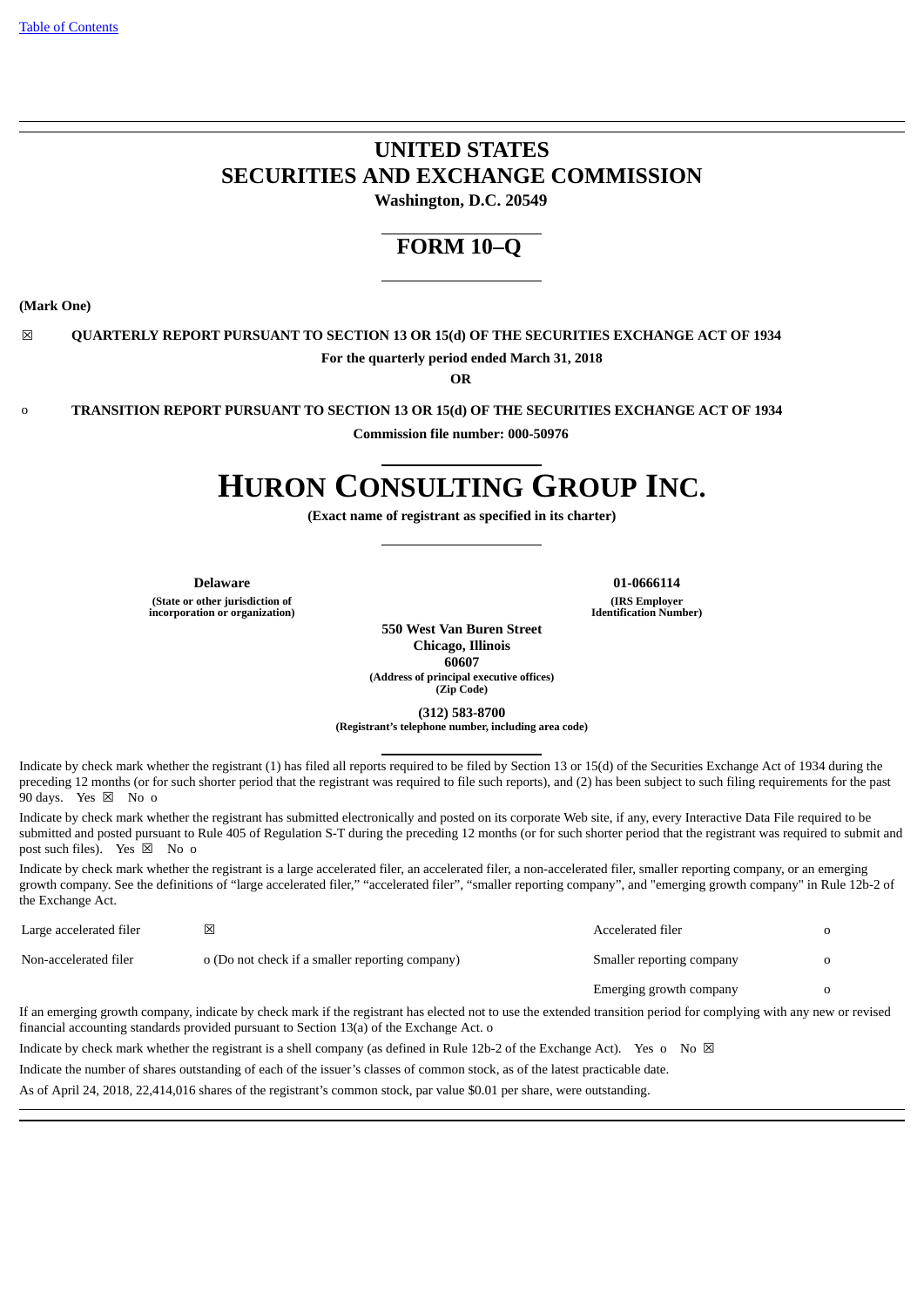[Table of Contents](#)

# UNITED STATES
# SECURITIES AND EXCHANGE COMMISSION

**Washington, D.C. 20549**

## FORM 10–Q

**(Mark One)**

☒ **QUARTERLY REPORT PURSUANT TO SECTION 13 OR 15(d) OF THE SECURITIES EXCHANGE ACT OF 1934**

**For the quarterly period ended March 31, 2018**

**OR**

o **TRANSITION REPORT PURSUANT TO SECTION 13 OR 15(d) OF THE SECURITIES EXCHANGE ACT OF 1934**

**Commission file number: 000-50976**

# HURON CONSULTING GROUP INC.

**(Exact name of registrant as specified in its charter)**

| **Delaware** | **01-0666114** |
|---|---|
| **(State or other jurisdiction of incorporation or organization)** | **(IRS Employer Identification Number)** |

**550 West Van Buren Street**
**Chicago, Illinois**
**60607**
**(Address of principal executive offices)**
**(Zip Code)**

**(312) 583-8700**
**(Registrant's telephone number, including area code)**

Indicate by check mark whether the registrant (1) has filed all reports required to be filed by Section 13 or 15(d) of the Securities Exchange Act of 1934 during the preceding 12 months (or for such shorter period that the registrant was required to file such reports), and (2) has been subject to such filing requirements for the past 90 days. Yes ☒ No o

Indicate by check mark whether the registrant has submitted electronically and posted on its corporate Web site, if any, every Interactive Data File required to be submitted and posted pursuant to Rule 405 of Regulation S-T during the preceding 12 months (or for such shorter period that the registrant was required to submit and post such files). Yes ☒ No o

Indicate by check mark whether the registrant is a large accelerated filer, an accelerated filer, a non-accelerated filer, smaller reporting company, or an emerging growth company. See the definitions of "large accelerated filer," "accelerated filer", "smaller reporting company", and "emerging growth company" in Rule 12b-2 of the Exchange Act.

| | | | |
|---|---|---|---|
| Large accelerated filer | ☒ | Accelerated filer | o |
| Non-accelerated filer | o (Do not check if a smaller reporting company) | Smaller reporting company | o |
| | | Emerging growth company | o |

If an emerging growth company, indicate by check mark if the registrant has elected not to use the extended transition period for complying with any new or revised financial accounting standards provided pursuant to Section 13(a) of the Exchange Act. o

Indicate by check mark whether the registrant is a shell company (as defined in Rule 12b-2 of the Exchange Act). Yes o No ☒

Indicate the number of shares outstanding of each of the issuer's classes of common stock, as of the latest practicable date.

As of April 24, 2018, 22,414,016 shares of the registrant's common stock, par value $0.01 per share, were outstanding.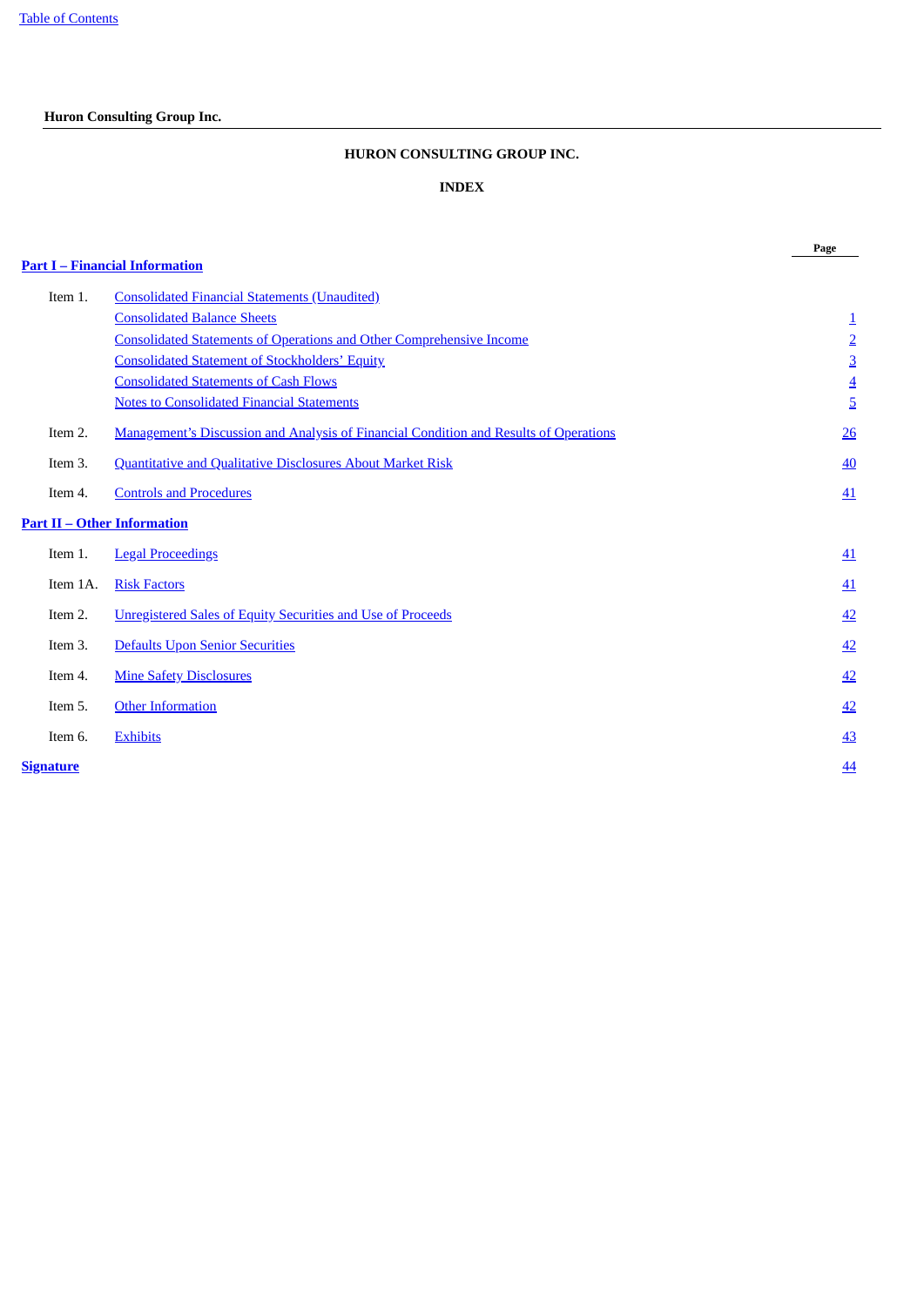**Huron Consulting Group Inc.**

# HURON CONSULTING GROUP INC.

## INDEX

| | | Page |
|---|---|---|
| **Part I – Financial Information** | | |
| Item 1. | Consolidated Financial Statements (Unaudited) | |
| | Consolidated Balance Sheets | 1 |
| | Consolidated Statements of Operations and Other Comprehensive Income | 2 |
| | Consolidated Statement of Stockholders' Equity | 3 |
| | Consolidated Statements of Cash Flows | 4 |
| | Notes to Consolidated Financial Statements | 5 |
| Item 2. | Management's Discussion and Analysis of Financial Condition and Results of Operations | 26 |
| Item 3. | Quantitative and Qualitative Disclosures About Market Risk | 40 |
| Item 4. | Controls and Procedures | 41 |
| **Part II – Other Information** | | |
| Item 1. | Legal Proceedings | 41 |
| Item 1A. | Risk Factors | 41 |
| Item 2. | Unregistered Sales of Equity Securities and Use of Proceeds | 42 |
| Item 3. | Defaults Upon Senior Securities | 42 |
| Item 4. | Mine Safety Disclosures | 42 |
| Item 5. | Other Information | 42 |
| Item 6. | Exhibits | 43 |
| **Signature** | | 44 |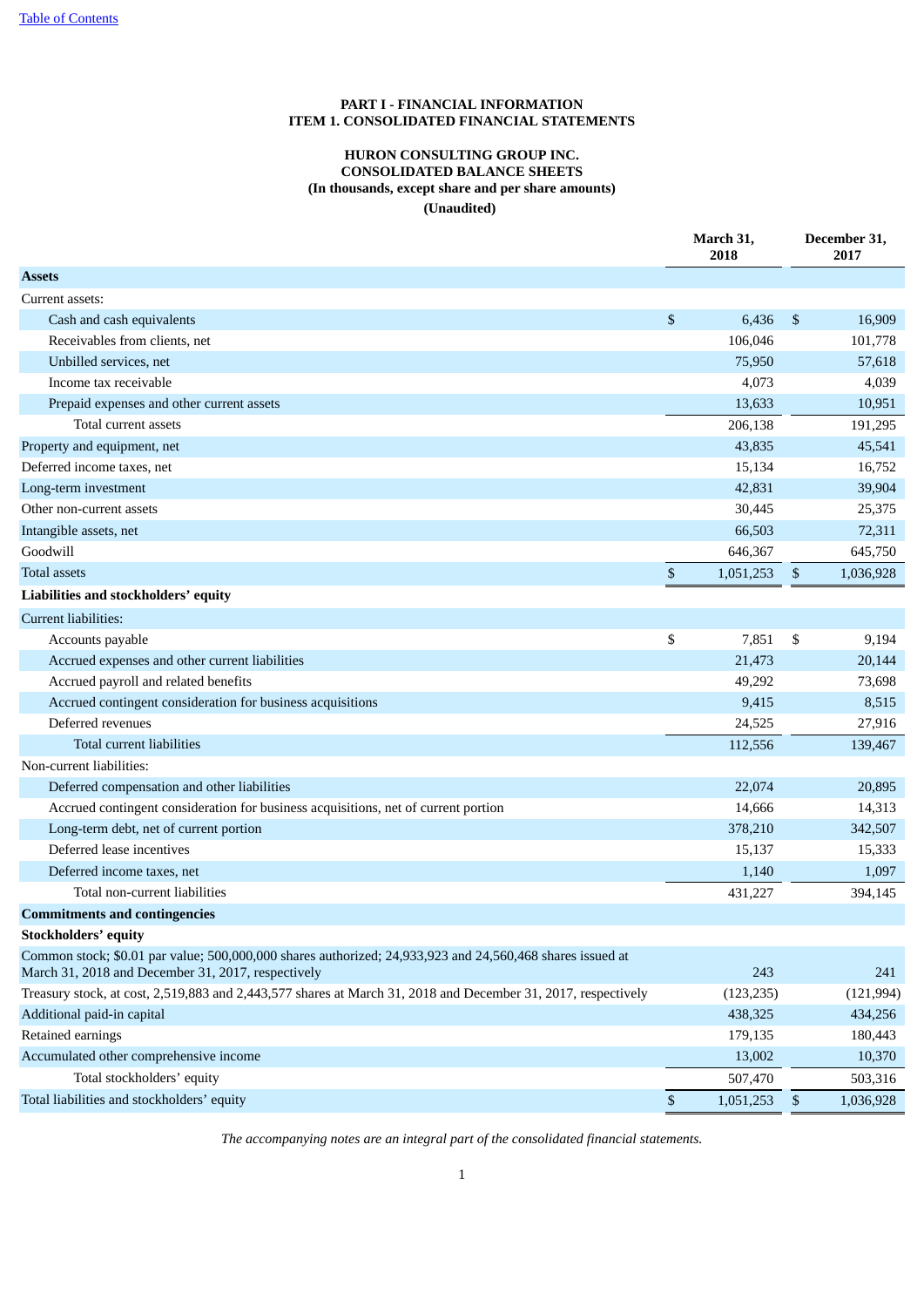# PART I - FINANCIAL INFORMATION
## ITEM 1. CONSOLIDATED FINANCIAL STATEMENTS

### HURON CONSULTING GROUP INC.
### CONSOLIDATED BALANCE SHEETS
### (In thousands, except share and per share amounts)
### (Unaudited)

| | March 31, 2018 | December 31, 2017 |
|---|---|---|
| **Assets** | | |
| Current assets: | | |
| Cash and cash equivalents | $ 6,436 | $ 16,909 |
| Receivables from clients, net | 106,046 | 101,778 |
| Unbilled services, net | 75,950 | 57,618 |
| Income tax receivable | 4,073 | 4,039 |
| Prepaid expenses and other current assets | 13,633 | 10,951 |
| Total current assets | 206,138 | 191,295 |
| Property and equipment, net | 43,835 | 45,541 |
| Deferred income taxes, net | 15,134 | 16,752 |
| Long-term investment | 42,831 | 39,904 |
| Other non-current assets | 30,445 | 25,375 |
| Intangible assets, net | 66,503 | 72,311 |
| Goodwill | 646,367 | 645,750 |
| Total assets | $ 1,051,253 | $ 1,036,928 |
| **Liabilities and stockholders' equity** | | |
| Current liabilities: | | |
| Accounts payable | $ 7,851 | $ 9,194 |
| Accrued expenses and other current liabilities | 21,473 | 20,144 |
| Accrued payroll and related benefits | 49,292 | 73,698 |
| Accrued contingent consideration for business acquisitions | 9,415 | 8,515 |
| Deferred revenues | 24,525 | 27,916 |
| Total current liabilities | 112,556 | 139,467 |
| Non-current liabilities: | | |
| Deferred compensation and other liabilities | 22,074 | 20,895 |
| Accrued contingent consideration for business acquisitions, net of current portion | 14,666 | 14,313 |
| Long-term debt, net of current portion | 378,210 | 342,507 |
| Deferred lease incentives | 15,137 | 15,333 |
| Deferred income taxes, net | 1,140 | 1,097 |
| Total non-current liabilities | 431,227 | 394,145 |
| **Commitments and contingencies** | | |
| **Stockholders' equity** | | |
| Common stock; $0.01 par value; 500,000,000 shares authorized; 24,933,923 and 24,560,468 shares issued at March 31, 2018 and December 31, 2017, respectively | 243 | 241 |
| Treasury stock, at cost, 2,519,883 and 2,443,577 shares at March 31, 2018 and December 31, 2017, respectively | (123,235) | (121,994) |
| Additional paid-in capital | 438,325 | 434,256 |
| Retained earnings | 179,135 | 180,443 |
| Accumulated other comprehensive income | 13,002 | 10,370 |
| Total stockholders' equity | 507,470 | 503,316 |
| Total liabilities and stockholders' equity | $ 1,051,253 | $ 1,036,928 |

*The accompanying notes are an integral part of the consolidated financial statements.*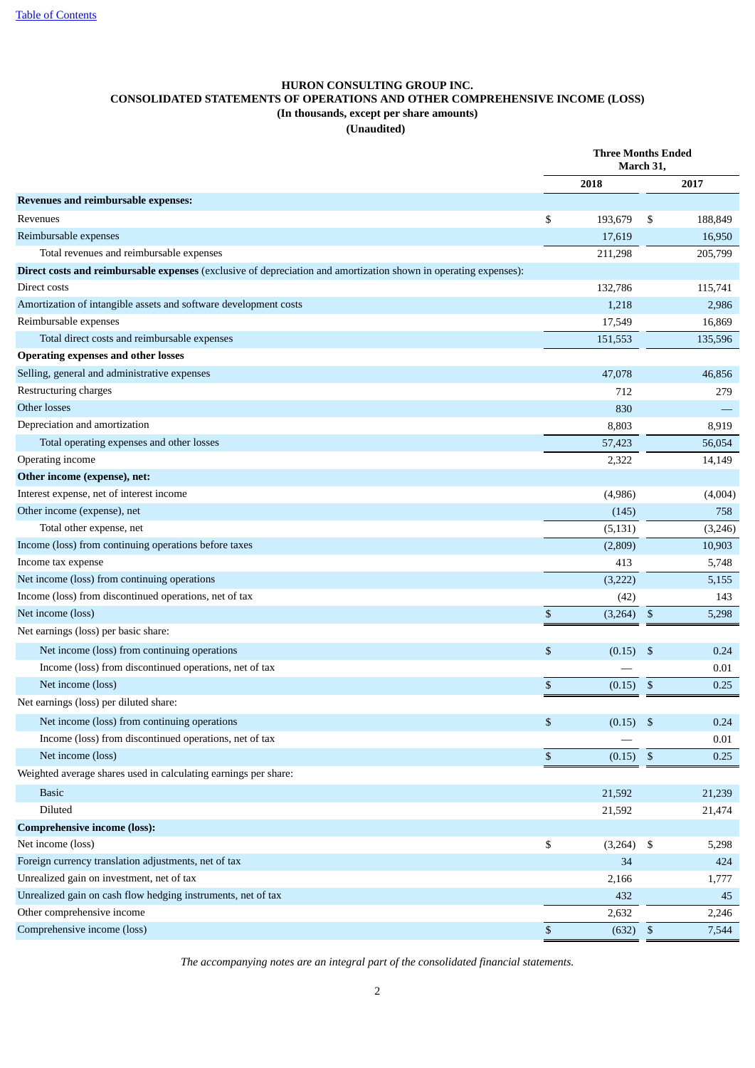# HURON CONSULTING GROUP INC.
## CONSOLIDATED STATEMENTS OF OPERATIONS AND OTHER COMPREHENSIVE INCOME (LOSS)
### (In thousands, except per share amounts)
### (Unaudited)

| | Three Months Ended March 31, | |
|---|---|---|
| | 2018 | 2017 |
| **Revenues and reimbursable expenses:** | | |
| Revenues | $ 193,679 | $ 188,849 |
| Reimbursable expenses | 17,619 | 16,950 |
| Total revenues and reimbursable expenses | 211,298 | 205,799 |
| **Direct costs and reimbursable expenses** (exclusive of depreciation and amortization shown in operating expenses): | | |
| Direct costs | 132,786 | 115,741 |
| Amortization of intangible assets and software development costs | 1,218 | 2,986 |
| Reimbursable expenses | 17,549 | 16,869 |
| Total direct costs and reimbursable expenses | 151,553 | 135,596 |
| **Operating expenses and other losses** | | |
| Selling, general and administrative expenses | 47,078 | 46,856 |
| Restructuring charges | 712 | 279 |
| Other losses | 830 | — |
| Depreciation and amortization | 8,803 | 8,919 |
| Total operating expenses and other losses | 57,423 | 56,054 |
| Operating income | 2,322 | 14,149 |
| **Other income (expense), net:** | | |
| Interest expense, net of interest income | (4,986) | (4,004) |
| Other income (expense), net | (145) | 758 |
| Total other expense, net | (5,131) | (3,246) |
| Income (loss) from continuing operations before taxes | (2,809) | 10,903 |
| Income tax expense | 413 | 5,748 |
| Net income (loss) from continuing operations | (3,222) | 5,155 |
| Income (loss) from discontinued operations, net of tax | (42) | 143 |
| Net income (loss) | $ (3,264) | $ 5,298 |
| Net earnings (loss) per basic share: | | |
| Net income (loss) from continuing operations | $ (0.15) | $ 0.24 |
| Income (loss) from discontinued operations, net of tax | — | 0.01 |
| Net income (loss) | $ (0.15) | $ 0.25 |
| Net earnings (loss) per diluted share: | | |
| Net income (loss) from continuing operations | $ (0.15) | $ 0.24 |
| Income (loss) from discontinued operations, net of tax | — | 0.01 |
| Net income (loss) | $ (0.15) | $ 0.25 |
| Weighted average shares used in calculating earnings per share: | | |
| Basic | 21,592 | 21,239 |
| Diluted | 21,592 | 21,474 |
| **Comprehensive income (loss):** | | |
| Net income (loss) | $ (3,264) | $ 5,298 |
| Foreign currency translation adjustments, net of tax | 34 | 424 |
| Unrealized gain on investment, net of tax | 2,166 | 1,777 |
| Unrealized gain on cash flow hedging instruments, net of tax | 432 | 45 |
| Other comprehensive income | 2,632 | 2,246 |
| Comprehensive income (loss) | $ (632) | $ 7,544 |

*The accompanying notes are an integral part of the consolidated financial statements.*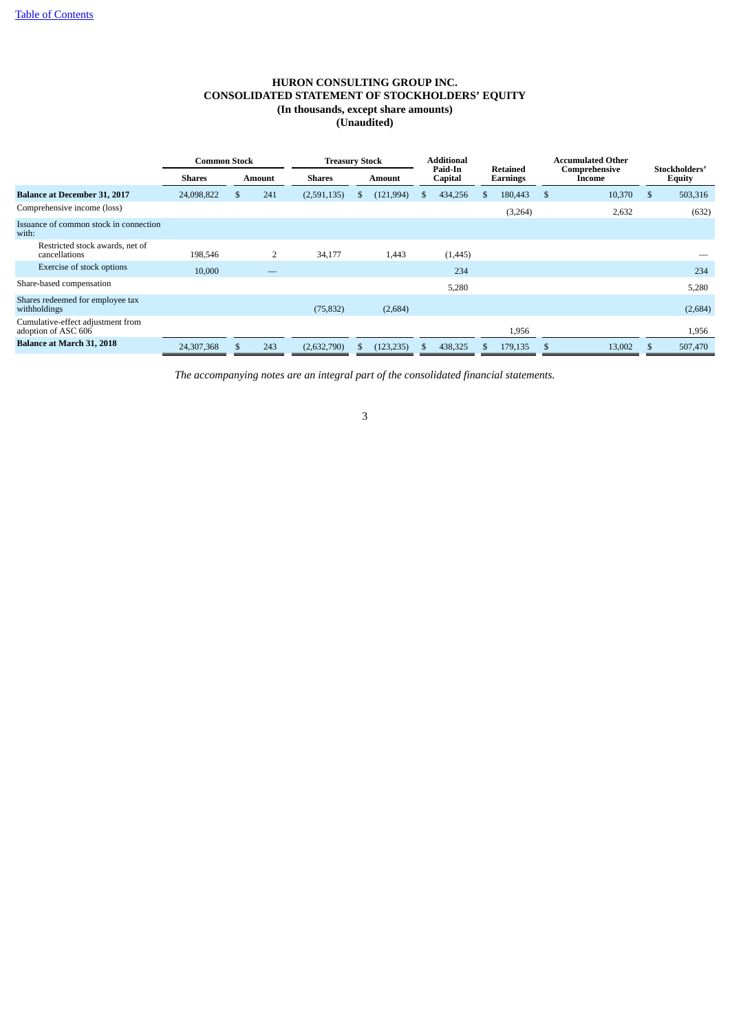# HURON CONSULTING GROUP INC.
## CONSOLIDATED STATEMENT OF STOCKHOLDERS' EQUITY
### (In thousands, except share amounts)
### (Unaudited)

| | Common Stock | | Treasury Stock | | Additional Paid-In Capital | Retained Earnings | Accumulated Other Comprehensive Income | Stockholders' Equity |
|---|---|---|---|---|---|---|---|---|
| | Shares | Amount | Shares | Amount | | | | |
| **Balance at December 31, 2017** | 24,098,822 | $ 241 | (2,591,135) | $ (121,994) | $ 434,256 | $ 180,443 | $ 10,370 | $ 503,316 |
| Comprehensive income (loss) | | | | | | (3,264) | 2,632 | (632) |
| Issuance of common stock in connection with: | | | | | | | | |
| Restricted stock awards, net of cancellations | 198,546 | 2 | 34,177 | 1,443 | (1,445) | | | — |
| Exercise of stock options | 10,000 | — | | | 234 | | | 234 |
| Share-based compensation | | | | | 5,280 | | | 5,280 |
| Shares redeemed for employee tax withholdings | | | (75,832) | (2,684) | | | | (2,684) |
| Cumulative-effect adjustment from adoption of ASC 606 | | | | | | 1,956 | | 1,956 |
| **Balance at March 31, 2018** | 24,307,368 | $ 243 | (2,632,790) | $ (123,235) | $ 438,325 | $ 179,135 | $ 13,002 | $ 507,470 |

*The accompanying notes are an integral part of the consolidated financial statements.*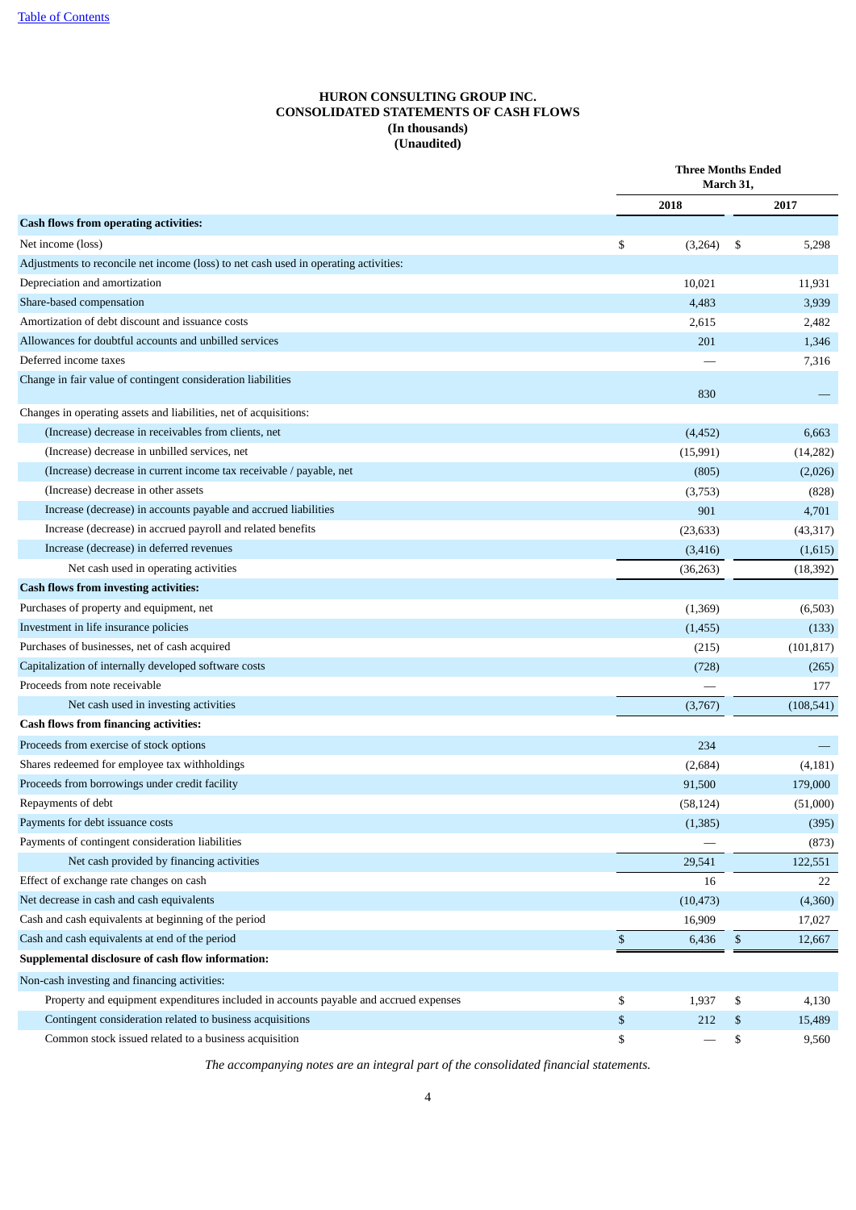**HURON CONSULTING GROUP INC.**
**CONSOLIDATED STATEMENTS OF CASH FLOWS**
**(In thousands)**
**(Unaudited)**

| | Three Months Ended March 31, | |
|---|---|---|
| | **2018** | **2017** |
| **Cash flows from operating activities:** | | |
| Net income (loss) | $ (3,264) | $ 5,298 |
| Adjustments to reconcile net income (loss) to net cash used in operating activities: | | |
| Depreciation and amortization | 10,021 | 11,931 |
| Share-based compensation | 4,483 | 3,939 |
| Amortization of debt discount and issuance costs | 2,615 | 2,482 |
| Allowances for doubtful accounts and unbilled services | 201 | 1,346 |
| Deferred income taxes | — | 7,316 |
| Change in fair value of contingent consideration liabilities | 830 | — |
| Changes in operating assets and liabilities, net of acquisitions: | | |
| (Increase) decrease in receivables from clients, net | (4,452) | 6,663 |
| (Increase) decrease in unbilled services, net | (15,991) | (14,282) |
| (Increase) decrease in current income tax receivable / payable, net | (805) | (2,026) |
| (Increase) decrease in other assets | (3,753) | (828) |
| Increase (decrease) in accounts payable and accrued liabilities | 901 | 4,701 |
| Increase (decrease) in accrued payroll and related benefits | (23,633) | (43,317) |
| Increase (decrease) in deferred revenues | (3,416) | (1,615) |
| Net cash used in operating activities | (36,263) | (18,392) |
| **Cash flows from investing activities:** | | |
| Purchases of property and equipment, net | (1,369) | (6,503) |
| Investment in life insurance policies | (1,455) | (133) |
| Purchases of businesses, net of cash acquired | (215) | (101,817) |
| Capitalization of internally developed software costs | (728) | (265) |
| Proceeds from note receivable | — | 177 |
| Net cash used in investing activities | (3,767) | (108,541) |
| **Cash flows from financing activities:** | | |
| Proceeds from exercise of stock options | 234 | — |
| Shares redeemed for employee tax withholdings | (2,684) | (4,181) |
| Proceeds from borrowings under credit facility | 91,500 | 179,000 |
| Repayments of debt | (58,124) | (51,000) |
| Payments for debt issuance costs | (1,385) | (395) |
| Payments of contingent consideration liabilities | — | (873) |
| Net cash provided by financing activities | 29,541 | 122,551 |
| Effect of exchange rate changes on cash | 16 | 22 |
| Net decrease in cash and cash equivalents | (10,473) | (4,360) |
| Cash and cash equivalents at beginning of the period | 16,909 | 17,027 |
| Cash and cash equivalents at end of the period | $ 6,436 | $ 12,667 |
| **Supplemental disclosure of cash flow information:** | | |
| Non-cash investing and financing activities: | | |
| Property and equipment expenditures included in accounts payable and accrued expenses | $ 1,937 | $ 4,130 |
| Contingent consideration related to business acquisitions | $ 212 | $ 15,489 |
| Common stock issued related to a business acquisition | $ — | $ 9,560 |

*The accompanying notes are an integral part of the consolidated financial statements.*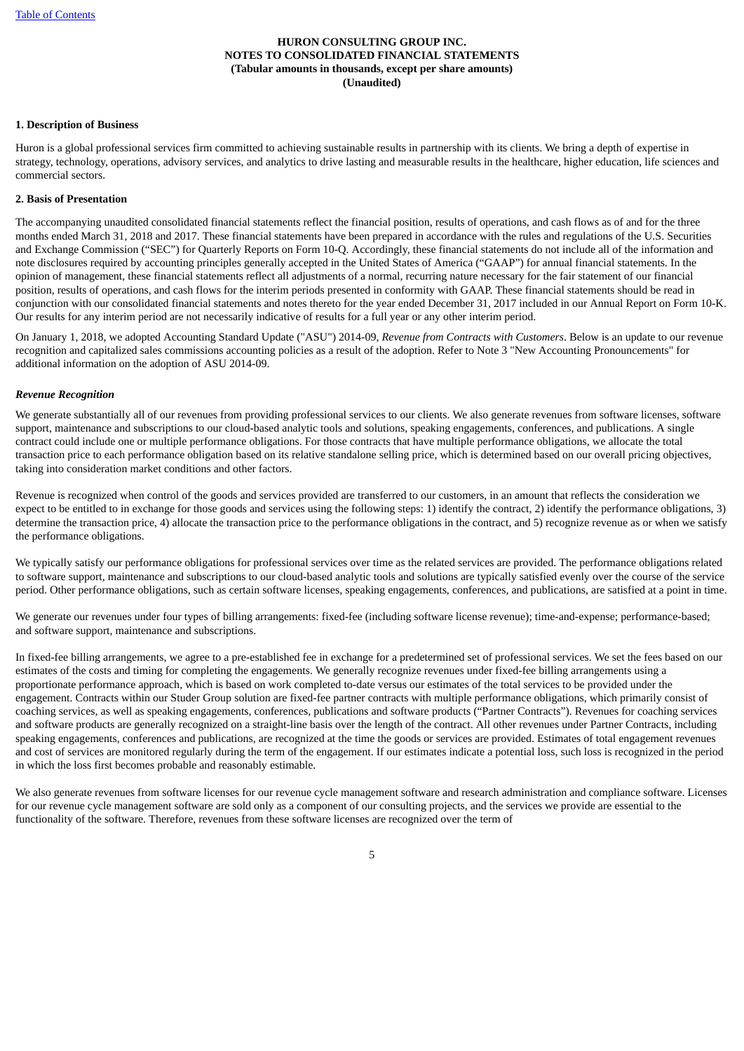**HURON CONSULTING GROUP INC.**
**NOTES TO CONSOLIDATED FINANCIAL STATEMENTS**
**(Tabular amounts in thousands, except per share amounts)**
**(Unaudited)**

**1. Description of Business**

Huron is a global professional services firm committed to achieving sustainable results in partnership with its clients. We bring a depth of expertise in strategy, technology, operations, advisory services, and analytics to drive lasting and measurable results in the healthcare, higher education, life sciences and commercial sectors.

**2. Basis of Presentation**

The accompanying unaudited consolidated financial statements reflect the financial position, results of operations, and cash flows as of and for the three months ended March 31, 2018 and 2017. These financial statements have been prepared in accordance with the rules and regulations of the U.S. Securities and Exchange Commission ("SEC") for Quarterly Reports on Form 10-Q. Accordingly, these financial statements do not include all of the information and note disclosures required by accounting principles generally accepted in the United States of America ("GAAP") for annual financial statements. In the opinion of management, these financial statements reflect all adjustments of a normal, recurring nature necessary for the fair statement of our financial position, results of operations, and cash flows for the interim periods presented in conformity with GAAP. These financial statements should be read in conjunction with our consolidated financial statements and notes thereto for the year ended December 31, 2017 included in our Annual Report on Form 10-K. Our results for any interim period are not necessarily indicative of results for a full year or any other interim period.

On January 1, 2018, we adopted Accounting Standard Update ("ASU") 2014-09, *Revenue from Contracts with Customers*. Below is an update to our revenue recognition and capitalized sales commissions accounting policies as a result of the adoption. Refer to Note 3 "New Accounting Pronouncements" for additional information on the adoption of ASU 2014-09.

***Revenue Recognition***

We generate substantially all of our revenues from providing professional services to our clients. We also generate revenues from software licenses, software support, maintenance and subscriptions to our cloud-based analytic tools and solutions, speaking engagements, conferences, and publications. A single contract could include one or multiple performance obligations. For those contracts that have multiple performance obligations, we allocate the total transaction price to each performance obligation based on its relative standalone selling price, which is determined based on our overall pricing objectives, taking into consideration market conditions and other factors.

Revenue is recognized when control of the goods and services provided are transferred to our customers, in an amount that reflects the consideration we expect to be entitled to in exchange for those goods and services using the following steps: 1) identify the contract, 2) identify the performance obligations, 3) determine the transaction price, 4) allocate the transaction price to the performance obligations in the contract, and 5) recognize revenue as or when we satisfy the performance obligations.

We typically satisfy our performance obligations for professional services over time as the related services are provided. The performance obligations related to software support, maintenance and subscriptions to our cloud-based analytic tools and solutions are typically satisfied evenly over the course of the service period. Other performance obligations, such as certain software licenses, speaking engagements, conferences, and publications, are satisfied at a point in time.

We generate our revenues under four types of billing arrangements: fixed-fee (including software license revenue); time-and-expense; performance-based; and software support, maintenance and subscriptions.

In fixed-fee billing arrangements, we agree to a pre-established fee in exchange for a predetermined set of professional services. We set the fees based on our estimates of the costs and timing for completing the engagements. We generally recognize revenues under fixed-fee billing arrangements using a proportionate performance approach, which is based on work completed to-date versus our estimates of the total services to be provided under the engagement. Contracts within our Studer Group solution are fixed-fee partner contracts with multiple performance obligations, which primarily consist of coaching services, as well as speaking engagements, conferences, publications and software products ("Partner Contracts"). Revenues for coaching services and software products are generally recognized on a straight-line basis over the length of the contract. All other revenues under Partner Contracts, including speaking engagements, conferences and publications, are recognized at the time the goods or services are provided. Estimates of total engagement revenues and cost of services are monitored regularly during the term of the engagement. If our estimates indicate a potential loss, such loss is recognized in the period in which the loss first becomes probable and reasonably estimable.

We also generate revenues from software licenses for our revenue cycle management software and research administration and compliance software. Licenses for our revenue cycle management software are sold only as a component of our consulting projects, and the services we provide are essential to the functionality of the software. Therefore, revenues from these software licenses are recognized over the term of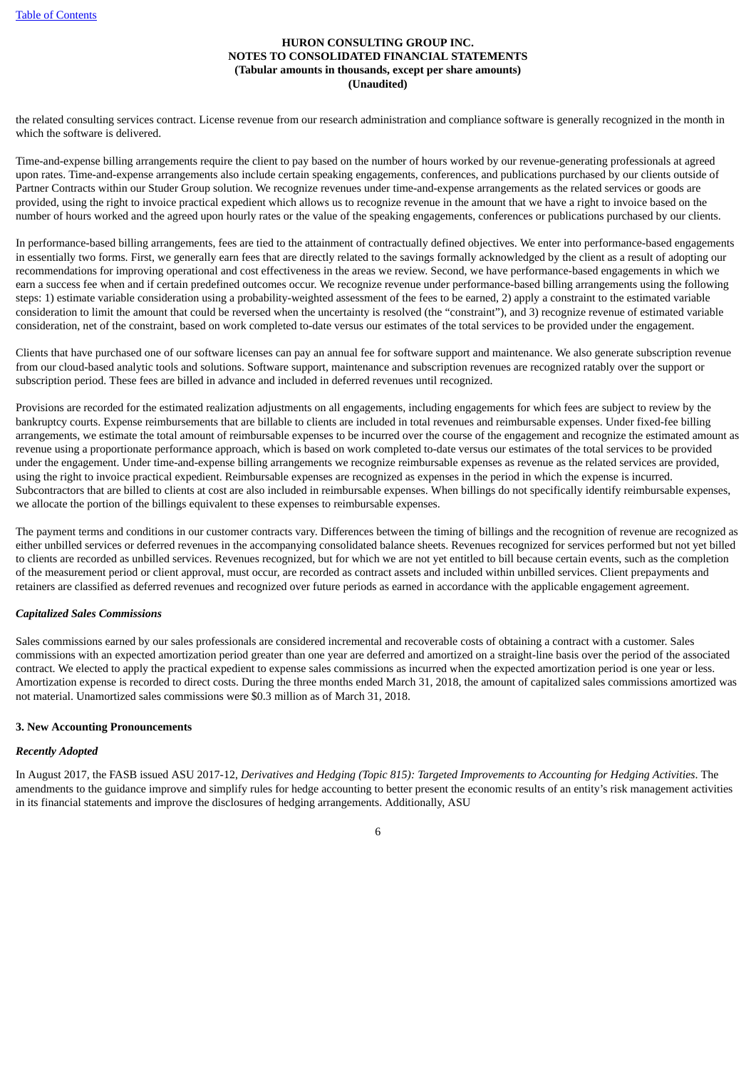the related consulting services contract. License revenue from our research administration and compliance software is generally recognized in the month in which the software is delivered.

Time-and-expense billing arrangements require the client to pay based on the number of hours worked by our revenue-generating professionals at agreed upon rates. Time-and-expense arrangements also include certain speaking engagements, conferences, and publications purchased by our clients outside of Partner Contracts within our Studer Group solution. We recognize revenues under time-and-expense arrangements as the related services or goods are provided, using the right to invoice practical expedient which allows us to recognize revenue in the amount that we have a right to invoice based on the number of hours worked and the agreed upon hourly rates or the value of the speaking engagements, conferences or publications purchased by our clients.

In performance-based billing arrangements, fees are tied to the attainment of contractually defined objectives. We enter into performance-based engagements in essentially two forms. First, we generally earn fees that are directly related to the savings formally acknowledged by the client as a result of adopting our recommendations for improving operational and cost effectiveness in the areas we review. Second, we have performance-based engagements in which we earn a success fee when and if certain predefined outcomes occur. We recognize revenue under performance-based billing arrangements using the following steps: 1) estimate variable consideration using a probability-weighted assessment of the fees to be earned, 2) apply a constraint to the estimated variable consideration to limit the amount that could be reversed when the uncertainty is resolved (the "constraint"), and 3) recognize revenue of estimated variable consideration, net of the constraint, based on work completed to-date versus our estimates of the total services to be provided under the engagement.

Clients that have purchased one of our software licenses can pay an annual fee for software support and maintenance. We also generate subscription revenue from our cloud-based analytic tools and solutions. Software support, maintenance and subscription revenues are recognized ratably over the support or subscription period. These fees are billed in advance and included in deferred revenues until recognized.

Provisions are recorded for the estimated realization adjustments on all engagements, including engagements for which fees are subject to review by the bankruptcy courts. Expense reimbursements that are billable to clients are included in total revenues and reimbursable expenses. Under fixed-fee billing arrangements, we estimate the total amount of reimbursable expenses to be incurred over the course of the engagement and recognize the estimated amount as revenue using a proportionate performance approach, which is based on work completed to-date versus our estimates of the total services to be provided under the engagement. Under time-and-expense billing arrangements we recognize reimbursable expenses as revenue as the related services are provided, using the right to invoice practical expedient. Reimbursable expenses are recognized as expenses in the period in which the expense is incurred. Subcontractors that are billed to clients at cost are also included in reimbursable expenses. When billings do not specifically identify reimbursable expenses, we allocate the portion of the billings equivalent to these expenses to reimbursable expenses.

The payment terms and conditions in our customer contracts vary. Differences between the timing of billings and the recognition of revenue are recognized as either unbilled services or deferred revenues in the accompanying consolidated balance sheets. Revenues recognized for services performed but not yet billed to clients are recorded as unbilled services. Revenues recognized, but for which we are not yet entitled to bill because certain events, such as the completion of the measurement period or client approval, must occur, are recorded as contract assets and included within unbilled services. Client prepayments and retainers are classified as deferred revenues and recognized over future periods as earned in accordance with the applicable engagement agreement.

***Capitalized Sales Commissions***

Sales commissions earned by our sales professionals are considered incremental and recoverable costs of obtaining a contract with a customer. Sales commissions with an expected amortization period greater than one year are deferred and amortized on a straight-line basis over the period of the associated contract. We elected to apply the practical expedient to expense sales commissions as incurred when the expected amortization period is one year or less. Amortization expense is recorded to direct costs. During the three months ended March 31, 2018, the amount of capitalized sales commissions amortized was not material. Unamortized sales commissions were $0.3 million as of March 31, 2018.

**3. New Accounting Pronouncements**

***Recently Adopted***

In August 2017, the FASB issued ASU 2017-12, *Derivatives and Hedging (Topic 815): Targeted Improvements to Accounting for Hedging Activities*. The amendments to the guidance improve and simplify rules for hedge accounting to better present the economic results of an entity's risk management activities in its financial statements and improve the disclosures of hedging arrangements. Additionally, ASU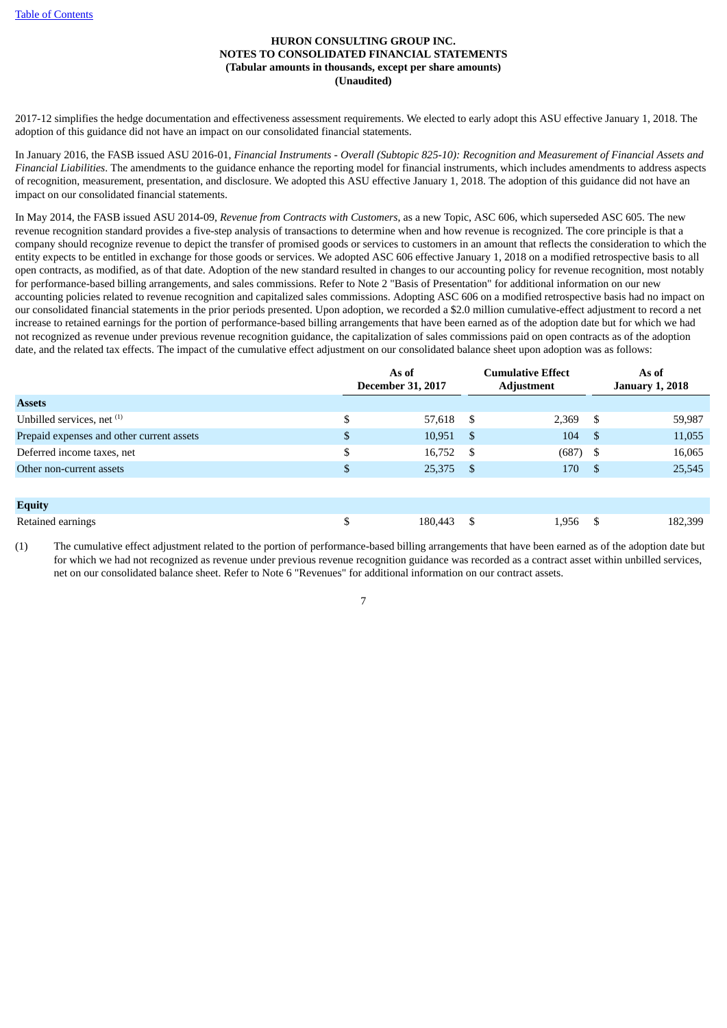2017-12 simplifies the hedge documentation and effectiveness assessment requirements. We elected to early adopt this ASU effective January 1, 2018. The adoption of this guidance did not have an impact on our consolidated financial statements.

In January 2016, the FASB issued ASU 2016-01, *Financial Instruments - Overall (Subtopic 825-10): Recognition and Measurement of Financial Assets and Financial Liabilities*. The amendments to the guidance enhance the reporting model for financial instruments, which includes amendments to address aspects of recognition, measurement, presentation, and disclosure. We adopted this ASU effective January 1, 2018. The adoption of this guidance did not have an impact on our consolidated financial statements.

In May 2014, the FASB issued ASU 2014-09, *Revenue from Contracts with Customers*, as a new Topic, ASC 606, which superseded ASC 605. The new revenue recognition standard provides a five-step analysis of transactions to determine when and how revenue is recognized. The core principle is that a company should recognize revenue to depict the transfer of promised goods or services to customers in an amount that reflects the consideration to which the entity expects to be entitled in exchange for those goods or services. We adopted ASC 606 effective January 1, 2018 on a modified retrospective basis to all open contracts, as modified, as of that date. Adoption of the new standard resulted in changes to our accounting policy for revenue recognition, most notably for performance-based billing arrangements, and sales commissions. Refer to Note 2 "Basis of Presentation" for additional information on our new accounting policies related to revenue recognition and capitalized sales commissions. Adopting ASC 606 on a modified retrospective basis had no impact on our consolidated financial statements in the prior periods presented. Upon adoption, we recorded a $2.0 million cumulative-effect adjustment to record a net increase to retained earnings for the portion of performance-based billing arrangements that have been earned as of the adoption date but for which we had not recognized as revenue under previous revenue recognition guidance, the capitalization of sales commissions paid on open contracts as of the adoption date, and the related tax effects. The impact of the cumulative effect adjustment on our consolidated balance sheet upon adoption was as follows:

| | As of December 31, 2017 | Cumulative Effect Adjustment | As of January 1, 2018 |
|---|---|---|---|
| **Assets** | | | |
| Unbilled services, net [(1)] | $ 57,618 | $ 2,369 | $ 59,987 |
| Prepaid expenses and other current assets | $ 10,951 | $ 104 | $ 11,055 |
| Deferred income taxes, net | $ 16,752 | $ (687) | $ 16,065 |
| Other non-current assets | $ 25,375 | $ 170 | $ 25,545 |
| | | | |
| **Equity** | | | |
| Retained earnings | $ 180,443 | $ 1,956 | $ 182,399 |

(1) The cumulative effect adjustment related to the portion of performance-based billing arrangements that have been earned as of the adoption date but for which we had not recognized as revenue under previous revenue recognition guidance was recorded as a contract asset within unbilled services, net on our consolidated balance sheet. Refer to Note 6 "Revenues" for additional information on our contract assets.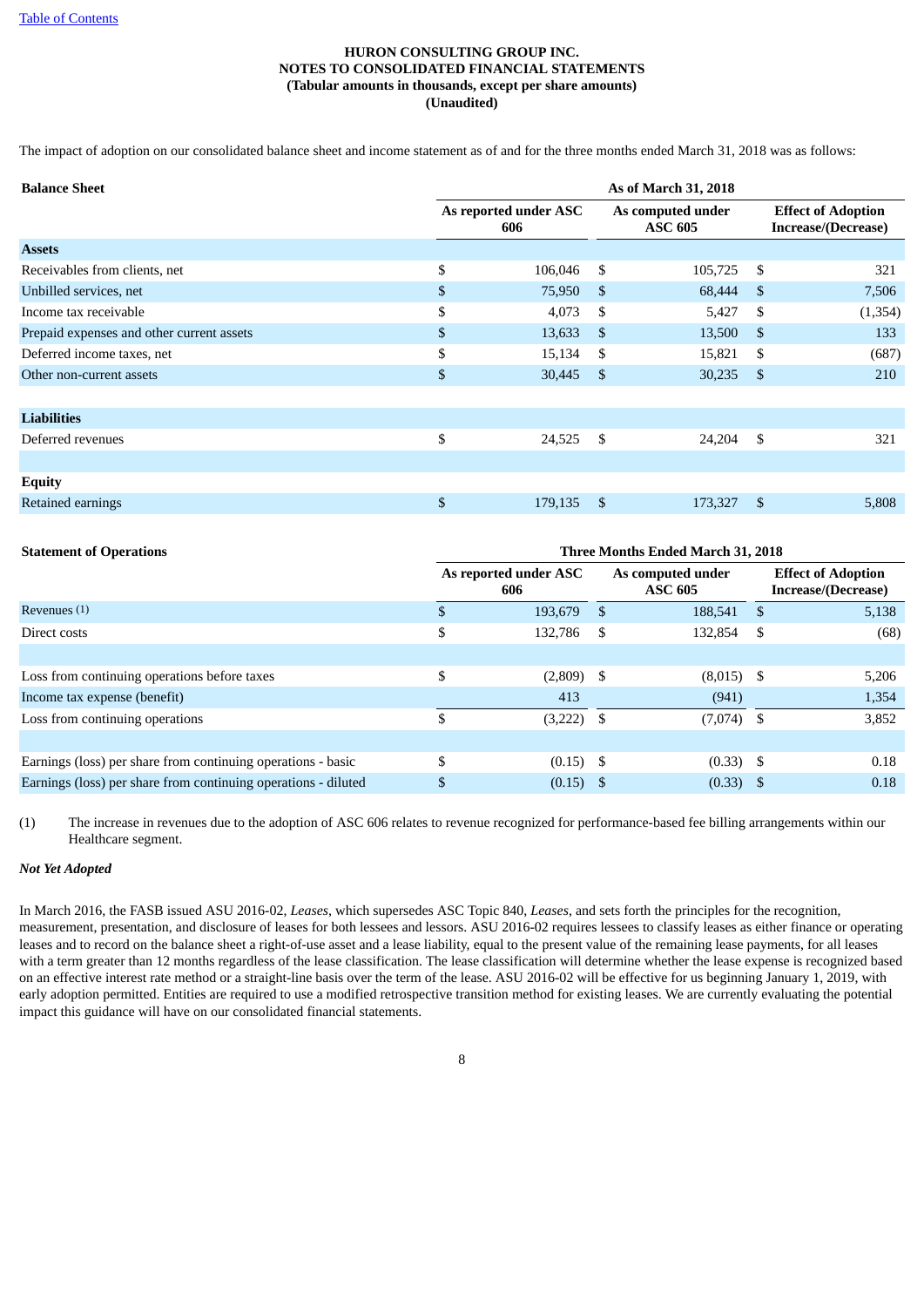**HURON CONSULTING GROUP INC.**
**NOTES TO CONSOLIDATED FINANCIAL STATEMENTS**
**(Tabular amounts in thousands, except per share amounts)**
**(Unaudited)**

The impact of adoption on our consolidated balance sheet and income statement as of and for the three months ended March 31, 2018 was as follows:

| **Balance Sheet** | **As of March 31, 2018** | | |
|---|---|---|---|
| | **As reported under ASC 606** | **As computed under ASC 605** | **Effect of Adoption Increase/(Decrease)** |
| **Assets** | | | |
| Receivables from clients, net | $ 106,046 | $ 105,725 | $ 321 |
| Unbilled services, net | $ 75,950 | $ 68,444 | $ 7,506 |
| Income tax receivable | $ 4,073 | $ 5,427 | $ (1,354) |
| Prepaid expenses and other current assets | $ 13,633 | $ 13,500 | $ 133 |
| Deferred income taxes, net | $ 15,134 | $ 15,821 | $ (687) |
| Other non-current assets | $ 30,445 | $ 30,235 | $ 210 |
| | | | |
| **Liabilities** | | | |
| Deferred revenues | $ 24,525 | $ 24,204 | $ 321 |
| | | | |
| **Equity** | | | |
| Retained earnings | $ 179,135 | $ 173,327 | $ 5,808 |

| **Statement of Operations** | **Three Months Ended March 31, 2018** | | |
|---|---|---|---|
| | **As reported under ASC 606** | **As computed under ASC 605** | **Effect of Adoption Increase/(Decrease)** |
| Revenues (1) | $ 193,679 | $ 188,541 | $ 5,138 |
| Direct costs | $ 132,786 | $ 132,854 | $ (68) |
| | | | |
| Loss from continuing operations before taxes | $ (2,809) | $ (8,015) | $ 5,206 |
| Income tax expense (benefit) | 413 | (941) | 1,354 |
| Loss from continuing operations | $ (3,222) | $ (7,074) | $ 3,852 |
| | | | |
| Earnings (loss) per share from continuing operations - basic | $ (0.15) | $ (0.33) | $ 0.18 |
| Earnings (loss) per share from continuing operations - diluted | $ (0.15) | $ (0.33) | $ 0.18 |

(1) The increase in revenues due to the adoption of ASC 606 relates to revenue recognized for performance-based fee billing arrangements within our Healthcare segment.

***Not Yet Adopted***

In March 2016, the FASB issued ASU 2016-02, *Leases*, which supersedes ASC Topic 840, *Leases*, and sets forth the principles for the recognition, measurement, presentation, and disclosure of leases for both lessees and lessors. ASU 2016-02 requires lessees to classify leases as either finance or operating leases and to record on the balance sheet a right-of-use asset and a lease liability, equal to the present value of the remaining lease payments, for all leases with a term greater than 12 months regardless of the lease classification. The lease classification will determine whether the lease expense is recognized based on an effective interest rate method or a straight-line basis over the term of the lease. ASU 2016-02 will be effective for us beginning January 1, 2019, with early adoption permitted. Entities are required to use a modified retrospective transition method for existing leases. We are currently evaluating the potential impact this guidance will have on our consolidated financial statements.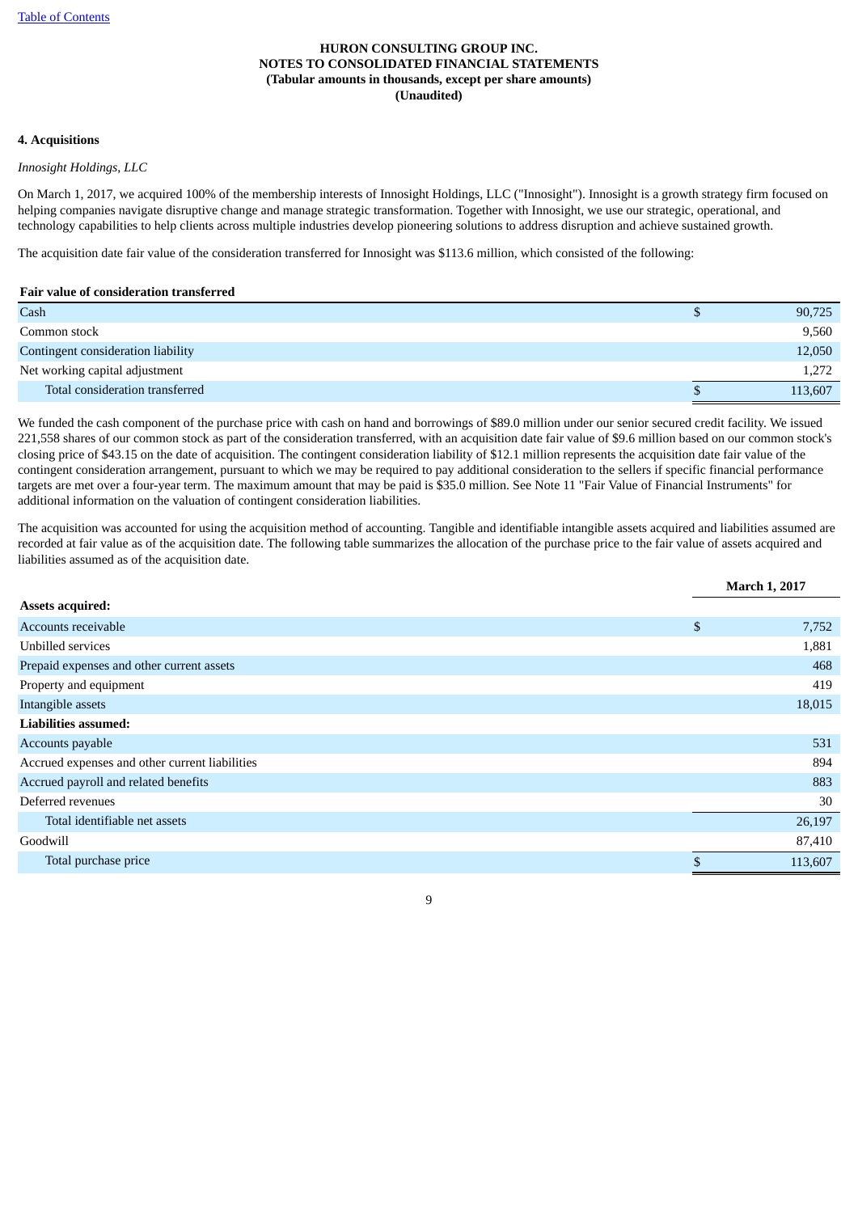**HURON CONSULTING GROUP INC.**
**NOTES TO CONSOLIDATED FINANCIAL STATEMENTS**
**(Tabular amounts in thousands, except per share amounts)**
**(Unaudited)**

**4. Acquisitions**

*Innosight Holdings, LLC*

On March 1, 2017, we acquired 100% of the membership interests of Innosight Holdings, LLC ("Innosight"). Innosight is a growth strategy firm focused on helping companies navigate disruptive change and manage strategic transformation. Together with Innosight, we use our strategic, operational, and technology capabilities to help clients across multiple industries develop pioneering solutions to address disruption and achieve sustained growth.

The acquisition date fair value of the consideration transferred for Innosight was $113.6 million, which consisted of the following:

| **Fair value of consideration transferred** | |
|---|---|
| Cash | $ 90,725 |
| Common stock | 9,560 |
| Contingent consideration liability | 12,050 |
| Net working capital adjustment | 1,272 |
| Total consideration transferred | $ 113,607 |

We funded the cash component of the purchase price with cash on hand and borrowings of $89.0 million under our senior secured credit facility. We issued 221,558 shares of our common stock as part of the consideration transferred, with an acquisition date fair value of $9.6 million based on our common stock's closing price of $43.15 on the date of acquisition. The contingent consideration liability of $12.1 million represents the acquisition date fair value of the contingent consideration arrangement, pursuant to which we may be required to pay additional consideration to the sellers if specific financial performance targets are met over a four-year term. The maximum amount that may be paid is $35.0 million. See Note 11 "Fair Value of Financial Instruments" for additional information on the valuation of contingent consideration liabilities.

The acquisition was accounted for using the acquisition method of accounting. Tangible and identifiable intangible assets acquired and liabilities assumed are recorded at fair value as of the acquisition date. The following table summarizes the allocation of the purchase price to the fair value of assets acquired and liabilities assumed as of the acquisition date.

| | March 1, 2017 |
|---|---|
| **Assets acquired:** | |
| Accounts receivable | $ 7,752 |
| Unbilled services | 1,881 |
| Prepaid expenses and other current assets | 468 |
| Property and equipment | 419 |
| Intangible assets | 18,015 |
| **Liabilities assumed:** | |
| Accounts payable | 531 |
| Accrued expenses and other current liabilities | 894 |
| Accrued payroll and related benefits | 883 |
| Deferred revenues | 30 |
| Total identifiable net assets | 26,197 |
| Goodwill | 87,410 |
| Total purchase price | $ 113,607 |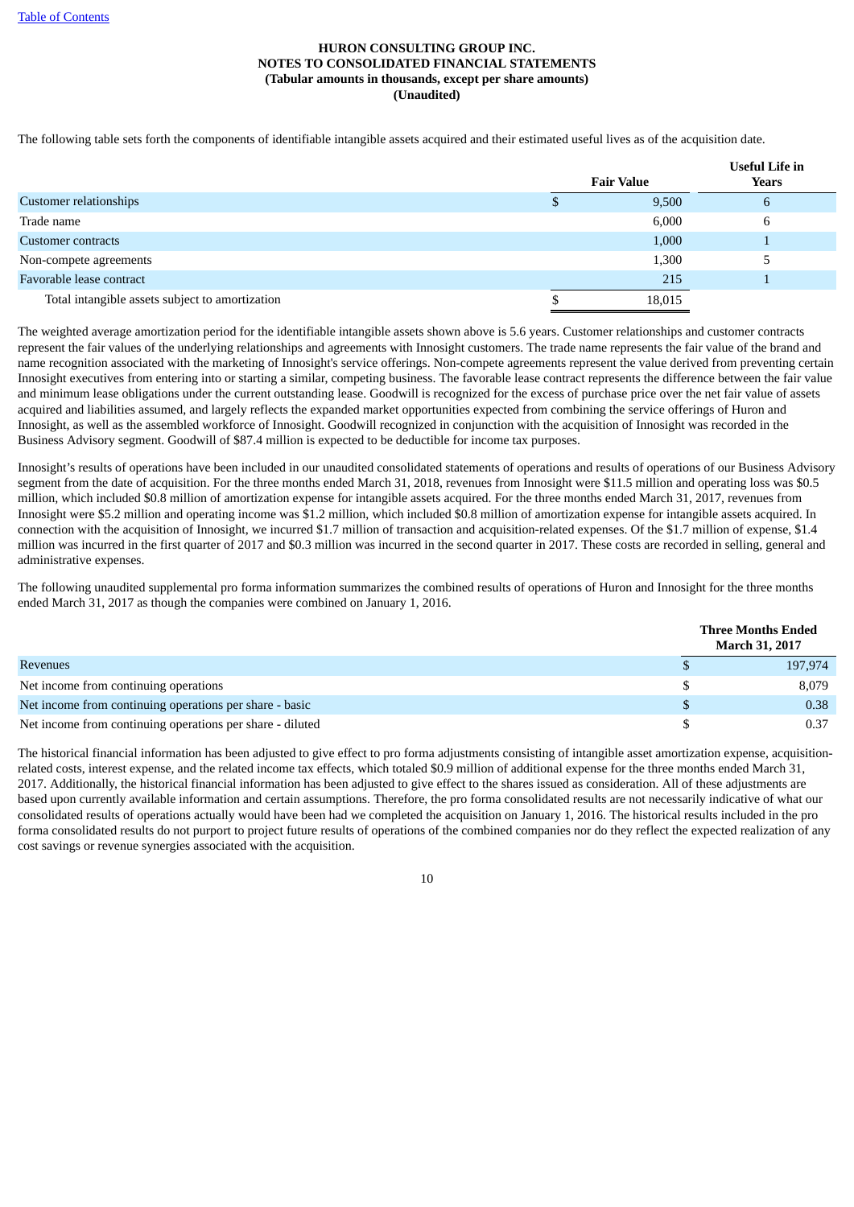**HURON CONSULTING GROUP INC.**
**NOTES TO CONSOLIDATED FINANCIAL STATEMENTS**
**(Tabular amounts in thousands, except per share amounts)**
**(Unaudited)**

The following table sets forth the components of identifiable intangible assets acquired and their estimated useful lives as of the acquisition date.

| | Fair Value | Useful Life in Years |
|---|---|---|
| Customer relationships | $ 9,500 | 6 |
| Trade name | 6,000 | 6 |
| Customer contracts | 1,000 | 1 |
| Non-compete agreements | 1,300 | 5 |
| Favorable lease contract | 215 | 1 |
| Total intangible assets subject to amortization | $ 18,015 | |

The weighted average amortization period for the identifiable intangible assets shown above is 5.6 years. Customer relationships and customer contracts represent the fair values of the underlying relationships and agreements with Innosight customers. The trade name represents the fair value of the brand and name recognition associated with the marketing of Innosight's service offerings. Non-compete agreements represent the value derived from preventing certain Innosight executives from entering into or starting a similar, competing business. The favorable lease contract represents the difference between the fair value and minimum lease obligations under the current outstanding lease. Goodwill is recognized for the excess of purchase price over the net fair value of assets acquired and liabilities assumed, and largely reflects the expanded market opportunities expected from combining the service offerings of Huron and Innosight, as well as the assembled workforce of Innosight. Goodwill recognized in conjunction with the acquisition of Innosight was recorded in the Business Advisory segment. Goodwill of $87.4 million is expected to be deductible for income tax purposes.

Innosight's results of operations have been included in our unaudited consolidated statements of operations and results of operations of our Business Advisory segment from the date of acquisition. For the three months ended March 31, 2018, revenues from Innosight were $11.5 million and operating loss was $0.5 million, which included $0.8 million of amortization expense for intangible assets acquired. For the three months ended March 31, 2017, revenues from Innosight were $5.2 million and operating income was $1.2 million, which included $0.8 million of amortization expense for intangible assets acquired. In connection with the acquisition of Innosight, we incurred $1.7 million of transaction and acquisition-related expenses. Of the $1.7 million of expense, $1.4 million was incurred in the first quarter of 2017 and $0.3 million was incurred in the second quarter in 2017. These costs are recorded in selling, general and administrative expenses.

The following unaudited supplemental pro forma information summarizes the combined results of operations of Huron and Innosight for the three months ended March 31, 2017 as though the companies were combined on January 1, 2016.

| | Three Months Ended March 31, 2017 |
|---|---|
| Revenues | $ 197,974 |
| Net income from continuing operations | $ 8,079 |
| Net income from continuing operations per share - basic | $ 0.38 |
| Net income from continuing operations per share - diluted | $ 0.37 |

The historical financial information has been adjusted to give effect to pro forma adjustments consisting of intangible asset amortization expense, acquisition-related costs, interest expense, and the related income tax effects, which totaled $0.9 million of additional expense for the three months ended March 31, 2017. Additionally, the historical financial information has been adjusted to give effect to the shares issued as consideration. All of these adjustments are based upon currently available information and certain assumptions. Therefore, the pro forma consolidated results are not necessarily indicative of what our consolidated results of operations actually would have been had we completed the acquisition on January 1, 2016. The historical results included in the pro forma consolidated results do not purport to project future results of operations of the combined companies nor do they reflect the expected realization of any cost savings or revenue synergies associated with the acquisition.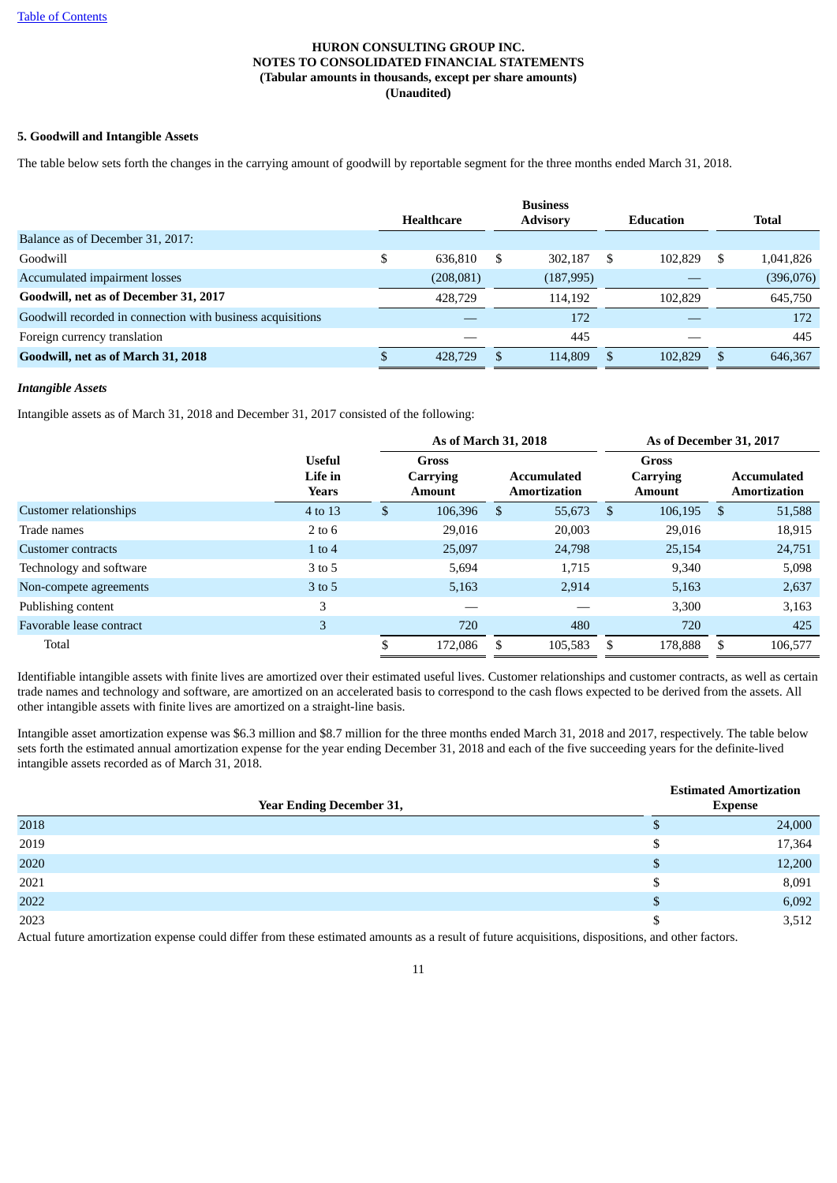HURON CONSULTING GROUP INC.
NOTES TO CONSOLIDATED FINANCIAL STATEMENTS
(Tabular amounts in thousands, except per share amounts)
(Unaudited)

**5. Goodwill and Intangible Assets**

The table below sets forth the changes in the carrying amount of goodwill by reportable segment for the three months ended March 31, 2018.

| | Healthcare | Business Advisory | Education | Total |
|---|---|---|---|---|
| Balance as of December 31, 2017: | | | | |
| Goodwill | $ 636,810 | $ 302,187 | $ 102,829 | $ 1,041,826 |
| Accumulated impairment losses | (208,081) | (187,995) | — | (396,076) |
| **Goodwill, net as of December 31, 2017** | 428,729 | 114,192 | 102,829 | 645,750 |
| Goodwill recorded in connection with business acquisitions | — | 172 | — | 172 |
| Foreign currency translation | — | 445 | — | 445 |
| **Goodwill, net as of March 31, 2018** | $ 428,729 | $ 114,809 | $ 102,829 | $ 646,367 |

***Intangible Assets***

Intangible assets as of March 31, 2018 and December 31, 2017 consisted of the following:

| | | As of March 31, 2018 | | As of December 31, 2017 | |
|---|---|---|---|---|---|
| | Useful Life in Years | Gross Carrying Amount | Accumulated Amortization | Gross Carrying Amount | Accumulated Amortization |
| Customer relationships | 4 to 13 | $ 106,396 | $ 55,673 | $ 106,195 | $ 51,588 |
| Trade names | 2 to 6 | 29,016 | 20,003 | 29,016 | 18,915 |
| Customer contracts | 1 to 4 | 25,097 | 24,798 | 25,154 | 24,751 |
| Technology and software | 3 to 5 | 5,694 | 1,715 | 9,340 | 5,098 |
| Non-compete agreements | 3 to 5 | 5,163 | 2,914 | 5,163 | 2,637 |
| Publishing content | 3 | — | — | 3,300 | 3,163 |
| Favorable lease contract | 3 | 720 | 480 | 720 | 425 |
| Total | | $ 172,086 | $ 105,583 | $ 178,888 | $ 106,577 |

Identifiable intangible assets with finite lives are amortized over their estimated useful lives. Customer relationships and customer contracts, as well as certain trade names and technology and software, are amortized on an accelerated basis to correspond to the cash flows expected to be derived from the assets. All other intangible assets with finite lives are amortized on a straight-line basis.

Intangible asset amortization expense was $6.3 million and $8.7 million for the three months ended March 31, 2018 and 2017, respectively. The table below sets forth the estimated annual amortization expense for the year ending December 31, 2018 and each of the five succeeding years for the definite-lived intangible assets recorded as of March 31, 2018.

| Year Ending December 31, | Estimated Amortization Expense |
|---|---|
| 2018 | $ 24,000 |
| 2019 | $ 17,364 |
| 2020 | $ 12,200 |
| 2021 | $ 8,091 |
| 2022 | $ 6,092 |
| 2023 | $ 3,512 |

Actual future amortization expense could differ from these estimated amounts as a result of future acquisitions, dispositions, and other factors.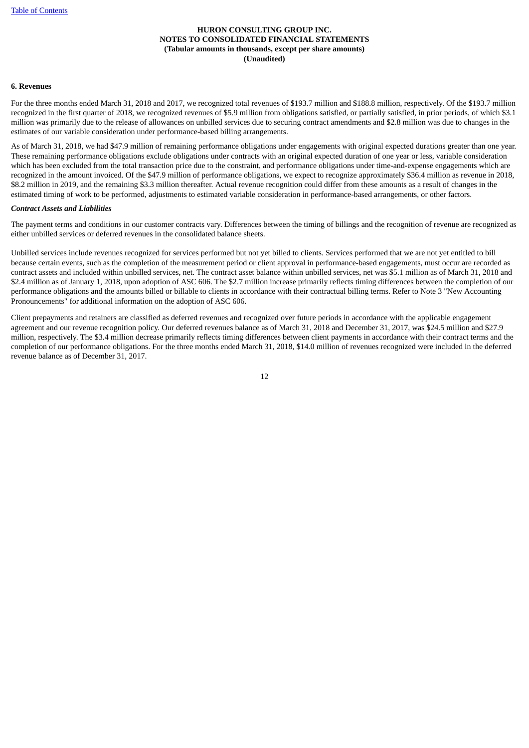### 6. Revenues

For the three months ended March 31, 2018 and 2017, we recognized total revenues of $193.7 million and $188.8 million, respectively. Of the $193.7 million recognized in the first quarter of 2018, we recognized revenues of $5.9 million from obligations satisfied, or partially satisfied, in prior periods, of which $3.1 million was primarily due to the release of allowances on unbilled services due to securing contract amendments and $2.8 million was due to changes in the estimates of our variable consideration under performance-based billing arrangements.

As of March 31, 2018, we had $47.9 million of remaining performance obligations under engagements with original expected durations greater than one year. These remaining performance obligations exclude obligations under contracts with an original expected duration of one year or less, variable consideration which has been excluded from the total transaction price due to the constraint, and performance obligations under time-and-expense engagements which are recognized in the amount invoiced. Of the $47.9 million of performance obligations, we expect to recognize approximately $36.4 million as revenue in 2018, $8.2 million in 2019, and the remaining $3.3 million thereafter. Actual revenue recognition could differ from these amounts as a result of changes in the estimated timing of work to be performed, adjustments to estimated variable consideration in performance-based arrangements, or other factors.

***Contract Assets and Liabilities***

The payment terms and conditions in our customer contracts vary. Differences between the timing of billings and the recognition of revenue are recognized as either unbilled services or deferred revenues in the consolidated balance sheets.

Unbilled services include revenues recognized for services performed but not yet billed to clients. Services performed that we are not yet entitled to bill because certain events, such as the completion of the measurement period or client approval in performance-based engagements, must occur are recorded as contract assets and included within unbilled services, net. The contract asset balance within unbilled services, net was $5.1 million as of March 31, 2018 and $2.4 million as of January 1, 2018, upon adoption of ASC 606. The $2.7 million increase primarily reflects timing differences between the completion of our performance obligations and the amounts billed or billable to clients in accordance with their contractual billing terms. Refer to Note 3 "New Accounting Pronouncements" for additional information on the adoption of ASC 606.

Client prepayments and retainers are classified as deferred revenues and recognized over future periods in accordance with the applicable engagement agreement and our revenue recognition policy. Our deferred revenues balance as of March 31, 2018 and December 31, 2017, was $24.5 million and $27.9 million, respectively. The $3.4 million decrease primarily reflects timing differences between client payments in accordance with their contract terms and the completion of our performance obligations. For the three months ended March 31, 2018, $14.0 million of revenues recognized were included in the deferred revenue balance as of December 31, 2017.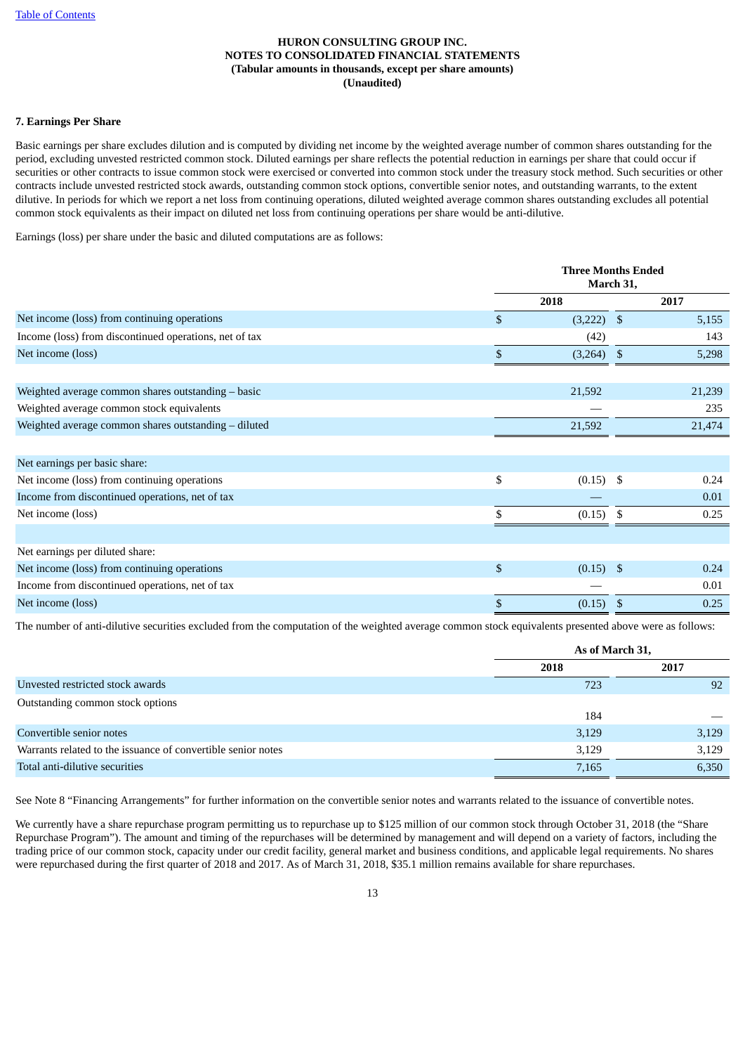**HURON CONSULTING GROUP INC.**
**NOTES TO CONSOLIDATED FINANCIAL STATEMENTS**
**(Tabular amounts in thousands, except per share amounts)**
**(Unaudited)**

**7. Earnings Per Share**

Basic earnings per share excludes dilution and is computed by dividing net income by the weighted average number of common shares outstanding for the period, excluding unvested restricted common stock. Diluted earnings per share reflects the potential reduction in earnings per share that could occur if securities or other contracts to issue common stock were exercised or converted into common stock under the treasury stock method. Such securities or other contracts include unvested restricted stock awards, outstanding common stock options, convertible senior notes, and outstanding warrants, to the extent dilutive. In periods for which we report a net loss from continuing operations, diluted weighted average common shares outstanding excludes all potential common stock equivalents as their impact on diluted net loss from continuing operations per share would be anti-dilutive.

Earnings (loss) per share under the basic and diluted computations are as follows:

| | Three Months Ended March 31, | |
|---|---|---|
| | 2018 | 2017 |
| Net income (loss) from continuing operations | $ (3,222) | $ 5,155 |
| Income (loss) from discontinued operations, net of tax | (42) | 143 |
| Net income (loss) | $ (3,264) | $ 5,298 |
| | | |
| Weighted average common shares outstanding – basic | 21,592 | 21,239 |
| Weighted average common stock equivalents | — | 235 |
| Weighted average common shares outstanding – diluted | 21,592 | 21,474 |
| | | |
| Net earnings per basic share: | | |
| Net income (loss) from continuing operations | $ (0.15) | $ 0.24 |
| Income from discontinued operations, net of tax | — | 0.01 |
| Net income (loss) | $ (0.15) | $ 0.25 |
| | | |
| Net earnings per diluted share: | | |
| Net income (loss) from continuing operations | $ (0.15) | $ 0.24 |
| Income from discontinued operations, net of tax | — | 0.01 |
| Net income (loss) | $ (0.15) | $ 0.25 |

The number of anti-dilutive securities excluded from the computation of the weighted average common stock equivalents presented above were as follows:

| | As of March 31, | |
|---|---|---|
| | 2018 | 2017 |
| Unvested restricted stock awards | 723 | 92 |
| Outstanding common stock options | 184 | — |
| Convertible senior notes | 3,129 | 3,129 |
| Warrants related to the issuance of convertible senior notes | 3,129 | 3,129 |
| Total anti-dilutive securities | 7,165 | 6,350 |

See Note 8 "Financing Arrangements" for further information on the convertible senior notes and warrants related to the issuance of convertible notes.

We currently have a share repurchase program permitting us to repurchase up to $125 million of our common stock through October 31, 2018 (the "Share Repurchase Program"). The amount and timing of the repurchases will be determined by management and will depend on a variety of factors, including the trading price of our common stock, capacity under our credit facility, general market and business conditions, and applicable legal requirements. No shares were repurchased during the first quarter of 2018 and 2017. As of March 31, 2018, $35.1 million remains available for share repurchases.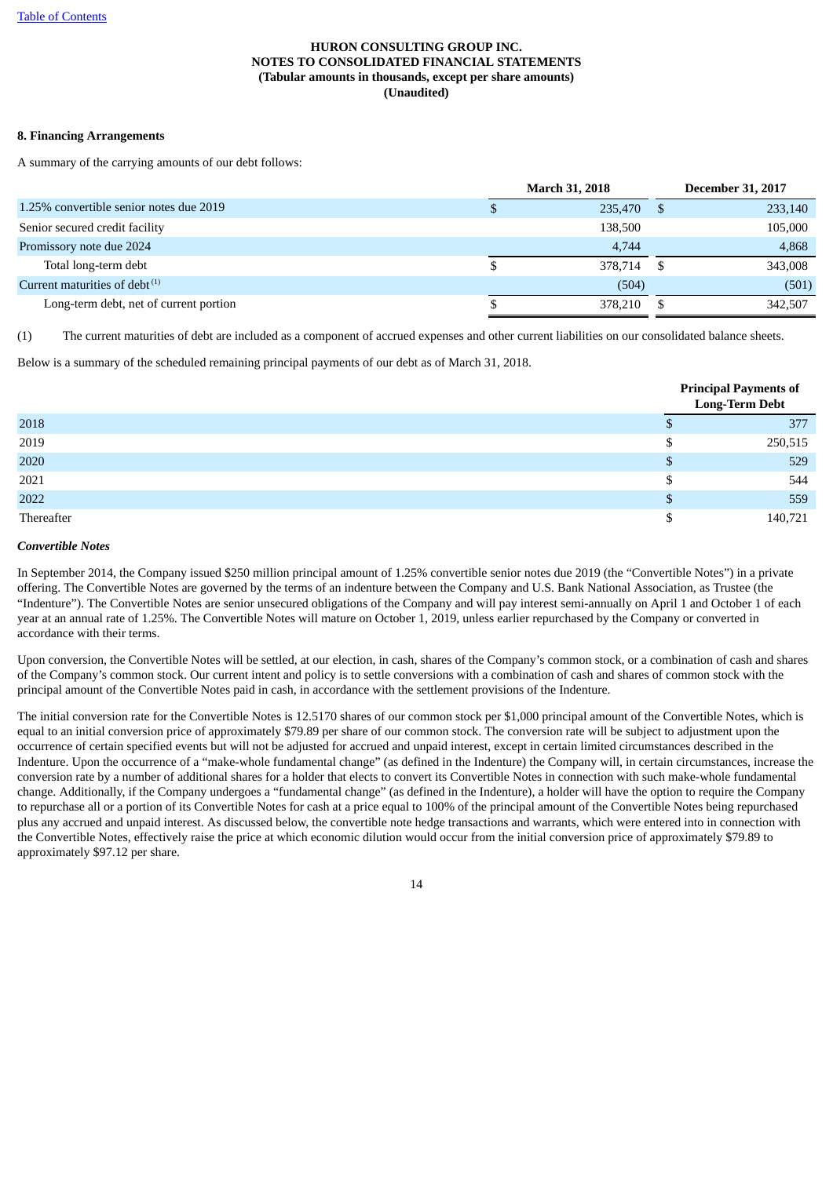**HURON CONSULTING GROUP INC.**
**NOTES TO CONSOLIDATED FINANCIAL STATEMENTS**
**(Tabular amounts in thousands, except per share amounts)**
**(Unaudited)**

**8. Financing Arrangements**

A summary of the carrying amounts of our debt follows:

| | March 31, 2018 | December 31, 2017 |
|---|---|---|
| 1.25% convertible senior notes due 2019 | $ 235,470 | $ 233,140 |
| Senior secured credit facility | 138,500 | 105,000 |
| Promissory note due 2024 | 4,744 | 4,868 |
| Total long-term debt | $ 378,714 | $ 343,008 |
| Current maturities of debt [(1)] | (504) | (501) |
| Long-term debt, net of current portion | $ 378,210 | $ 342,507 |

(1) The current maturities of debt are included as a component of accrued expenses and other current liabilities on our consolidated balance sheets.

Below is a summary of the scheduled remaining principal payments of our debt as of March 31, 2018.

| | Principal Payments of Long-Term Debt |
|---|---|
| 2018 | $ 377 |
| 2019 | $ 250,515 |
| 2020 | $ 529 |
| 2021 | $ 544 |
| 2022 | $ 559 |
| Thereafter | $ 140,721 |

***Convertible Notes***

In September 2014, the Company issued $250 million principal amount of 1.25% convertible senior notes due 2019 (the "Convertible Notes") in a private offering. The Convertible Notes are governed by the terms of an indenture between the Company and U.S. Bank National Association, as Trustee (the "Indenture"). The Convertible Notes are senior unsecured obligations of the Company and will pay interest semi-annually on April 1 and October 1 of each year at an annual rate of 1.25%. The Convertible Notes will mature on October 1, 2019, unless earlier repurchased by the Company or converted in accordance with their terms.

Upon conversion, the Convertible Notes will be settled, at our election, in cash, shares of the Company's common stock, or a combination of cash and shares of the Company's common stock. Our current intent and policy is to settle conversions with a combination of cash and shares of common stock with the principal amount of the Convertible Notes paid in cash, in accordance with the settlement provisions of the Indenture.

The initial conversion rate for the Convertible Notes is 12.5170 shares of our common stock per $1,000 principal amount of the Convertible Notes, which is equal to an initial conversion price of approximately $79.89 per share of our common stock. The conversion rate will be subject to adjustment upon the occurrence of certain specified events but will not be adjusted for accrued and unpaid interest, except in certain limited circumstances described in the Indenture. Upon the occurrence of a "make-whole fundamental change" (as defined in the Indenture) the Company will, in certain circumstances, increase the conversion rate by a number of additional shares for a holder that elects to convert its Convertible Notes in connection with such make-whole fundamental change. Additionally, if the Company undergoes a "fundamental change" (as defined in the Indenture), a holder will have the option to require the Company to repurchase all or a portion of its Convertible Notes for cash at a price equal to 100% of the principal amount of the Convertible Notes being repurchased plus any accrued and unpaid interest. As discussed below, the convertible note hedge transactions and warrants, which were entered into in connection with the Convertible Notes, effectively raise the price at which economic dilution would occur from the initial conversion price of approximately $79.89 to approximately $97.12 per share.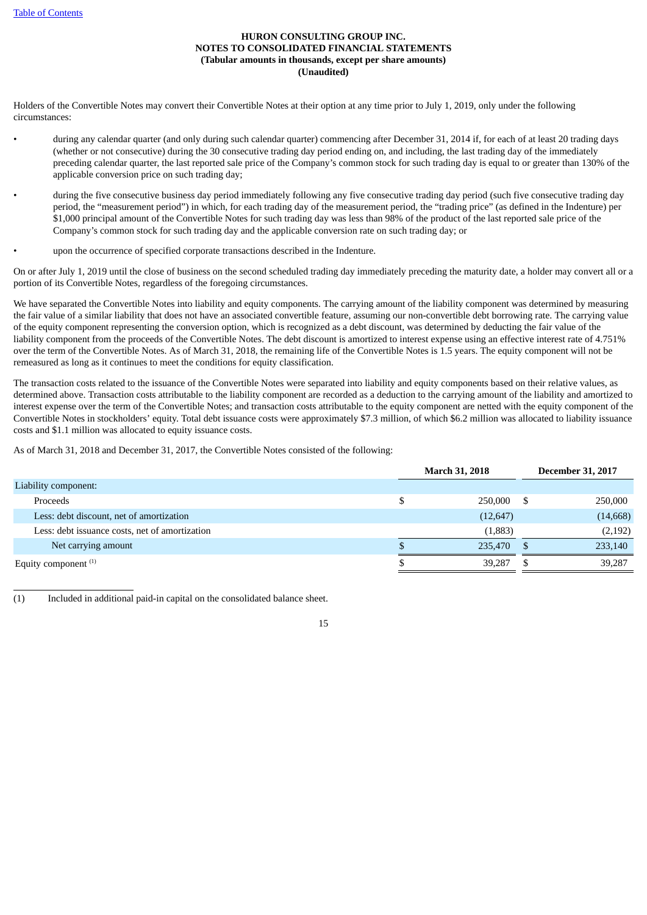Holders of the Convertible Notes may convert their Convertible Notes at their option at any time prior to July 1, 2019, only under the following circumstances:

- during any calendar quarter (and only during such calendar quarter) commencing after December 31, 2014 if, for each of at least 20 trading days (whether or not consecutive) during the 30 consecutive trading day period ending on, and including, the last trading day of the immediately preceding calendar quarter, the last reported sale price of the Company's common stock for such trading day is equal to or greater than 130% of the applicable conversion price on such trading day;
- during the five consecutive business day period immediately following any five consecutive trading day period (such five consecutive trading day period, the "measurement period") in which, for each trading day of the measurement period, the "trading price" (as defined in the Indenture) per $1,000 principal amount of the Convertible Notes for such trading day was less than 98% of the product of the last reported sale price of the Company's common stock for such trading day and the applicable conversion rate on such trading day; or
- upon the occurrence of specified corporate transactions described in the Indenture.

On or after July 1, 2019 until the close of business on the second scheduled trading day immediately preceding the maturity date, a holder may convert all or a portion of its Convertible Notes, regardless of the foregoing circumstances.

We have separated the Convertible Notes into liability and equity components. The carrying amount of the liability component was determined by measuring the fair value of a similar liability that does not have an associated convertible feature, assuming our non-convertible debt borrowing rate. The carrying value of the equity component representing the conversion option, which is recognized as a debt discount, was determined by deducting the fair value of the liability component from the proceeds of the Convertible Notes. The debt discount is amortized to interest expense using an effective interest rate of 4.751% over the term of the Convertible Notes. As of March 31, 2018, the remaining life of the Convertible Notes is 1.5 years. The equity component will not be remeasured as long as it continues to meet the conditions for equity classification.

The transaction costs related to the issuance of the Convertible Notes were separated into liability and equity components based on their relative values, as determined above. Transaction costs attributable to the liability component are recorded as a deduction to the carrying amount of the liability and amortized to interest expense over the term of the Convertible Notes; and transaction costs attributable to the equity component are netted with the equity component of the Convertible Notes in stockholders' equity. Total debt issuance costs were approximately $7.3 million, of which $6.2 million was allocated to liability issuance costs and $1.1 million was allocated to equity issuance costs.

As of March 31, 2018 and December 31, 2017, the Convertible Notes consisted of the following:

| | March 31, 2018 | December 31, 2017 |
|---|---|---|
| Liability component: | | |
| Proceeds | $ 250,000 | $ 250,000 |
| Less: debt discount, net of amortization | (12,647) | (14,668) |
| Less: debt issuance costs, net of amortization | (1,883) | (2,192) |
| Net carrying amount | $ 235,470 | $ 233,140 |
| Equity component [(1)] | $ 39,287 | $ 39,287 |

(1) Included in additional paid-in capital on the consolidated balance sheet.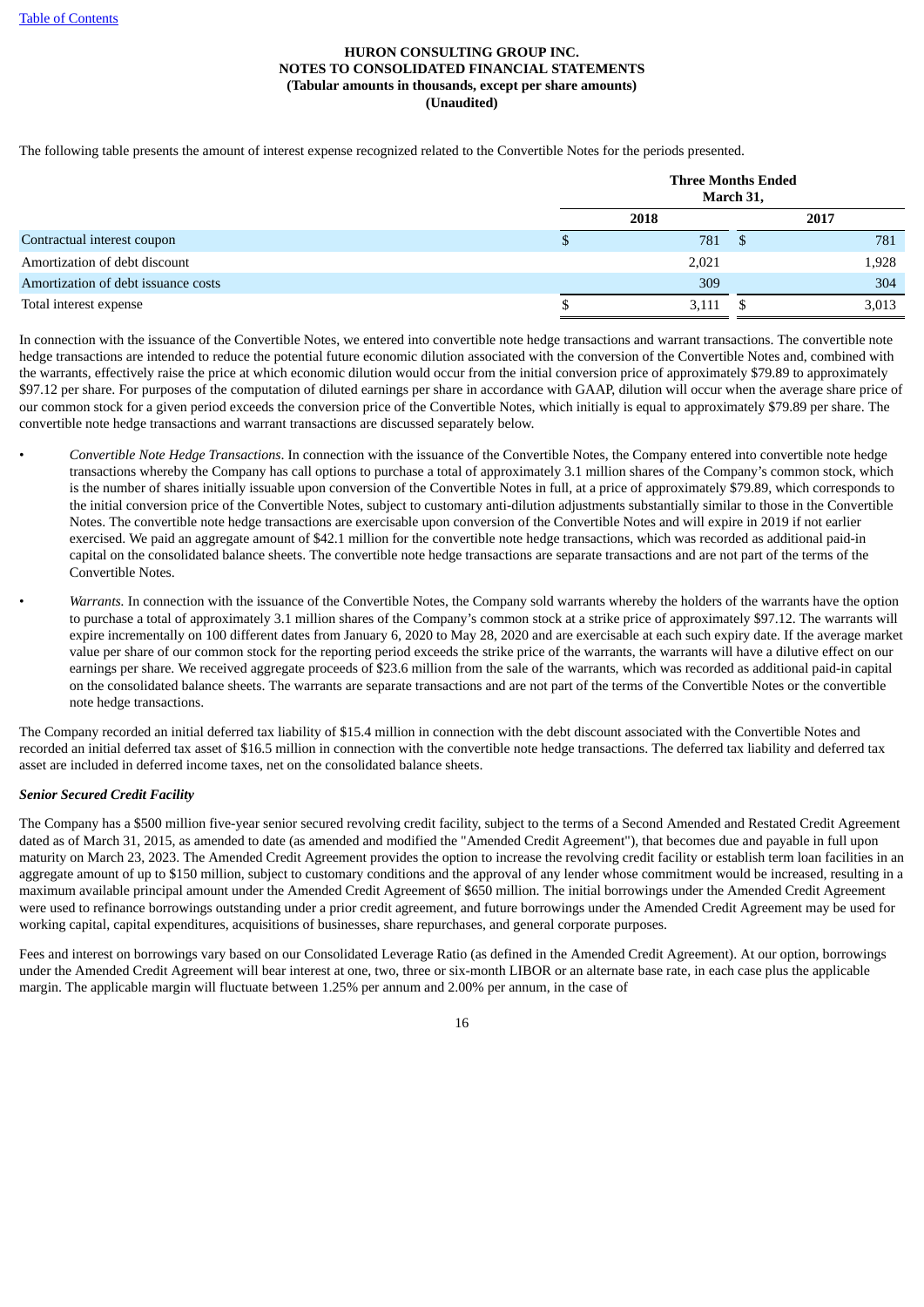**HURON CONSULTING GROUP INC.**
**NOTES TO CONSOLIDATED FINANCIAL STATEMENTS**
**(Tabular amounts in thousands, except per share amounts)**
**(Unaudited)**

The following table presents the amount of interest expense recognized related to the Convertible Notes for the periods presented.

| | Three Months Ended March 31, | |
|---|---|---|
| | 2018 | 2017 |
| Contractual interest coupon | $ 781 | $ 781 |
| Amortization of debt discount | 2,021 | 1,928 |
| Amortization of debt issuance costs | 309 | 304 |
| Total interest expense | $ 3,111 | $ 3,013 |

In connection with the issuance of the Convertible Notes, we entered into convertible note hedge transactions and warrant transactions. The convertible note hedge transactions are intended to reduce the potential future economic dilution associated with the conversion of the Convertible Notes and, combined with the warrants, effectively raise the price at which economic dilution would occur from the initial conversion price of approximately $79.89 to approximately $97.12 per share. For purposes of the computation of diluted earnings per share in accordance with GAAP, dilution will occur when the average share price of our common stock for a given period exceeds the conversion price of the Convertible Notes, which initially is equal to approximately $79.89 per share. The convertible note hedge transactions and warrant transactions are discussed separately below.

- *Convertible Note Hedge Transactions*. In connection with the issuance of the Convertible Notes, the Company entered into convertible note hedge transactions whereby the Company has call options to purchase a total of approximately 3.1 million shares of the Company's common stock, which is the number of shares initially issuable upon conversion of the Convertible Notes in full, at a price of approximately $79.89, which corresponds to the initial conversion price of the Convertible Notes, subject to customary anti-dilution adjustments substantially similar to those in the Convertible Notes. The convertible note hedge transactions are exercisable upon conversion of the Convertible Notes and will expire in 2019 if not earlier exercised. We paid an aggregate amount of $42.1 million for the convertible note hedge transactions, which was recorded as additional paid-in capital on the consolidated balance sheets. The convertible note hedge transactions are separate transactions and are not part of the terms of the Convertible Notes.
- *Warrants.* In connection with the issuance of the Convertible Notes, the Company sold warrants whereby the holders of the warrants have the option to purchase a total of approximately 3.1 million shares of the Company's common stock at a strike price of approximately $97.12. The warrants will expire incrementally on 100 different dates from January 6, 2020 to May 28, 2020 and are exercisable at each such expiry date. If the average market value per share of our common stock for the reporting period exceeds the strike price of the warrants, the warrants will have a dilutive effect on our earnings per share. We received aggregate proceeds of $23.6 million from the sale of the warrants, which was recorded as additional paid-in capital on the consolidated balance sheets. The warrants are separate transactions and are not part of the terms of the Convertible Notes or the convertible note hedge transactions.

The Company recorded an initial deferred tax liability of $15.4 million in connection with the debt discount associated with the Convertible Notes and recorded an initial deferred tax asset of $16.5 million in connection with the convertible note hedge transactions. The deferred tax liability and deferred tax asset are included in deferred income taxes, net on the consolidated balance sheets.

***Senior Secured Credit Facility***

The Company has a $500 million five-year senior secured revolving credit facility, subject to the terms of a Second Amended and Restated Credit Agreement dated as of March 31, 2015, as amended to date (as amended and modified the "Amended Credit Agreement"), that becomes due and payable in full upon maturity on March 23, 2023. The Amended Credit Agreement provides the option to increase the revolving credit facility or establish term loan facilities in an aggregate amount of up to $150 million, subject to customary conditions and the approval of any lender whose commitment would be increased, resulting in a maximum available principal amount under the Amended Credit Agreement of $650 million. The initial borrowings under the Amended Credit Agreement were used to refinance borrowings outstanding under a prior credit agreement, and future borrowings under the Amended Credit Agreement may be used for working capital, capital expenditures, acquisitions of businesses, share repurchases, and general corporate purposes.

Fees and interest on borrowings vary based on our Consolidated Leverage Ratio (as defined in the Amended Credit Agreement). At our option, borrowings under the Amended Credit Agreement will bear interest at one, two, three or six-month LIBOR or an alternate base rate, in each case plus the applicable margin. The applicable margin will fluctuate between 1.25% per annum and 2.00% per annum, in the case of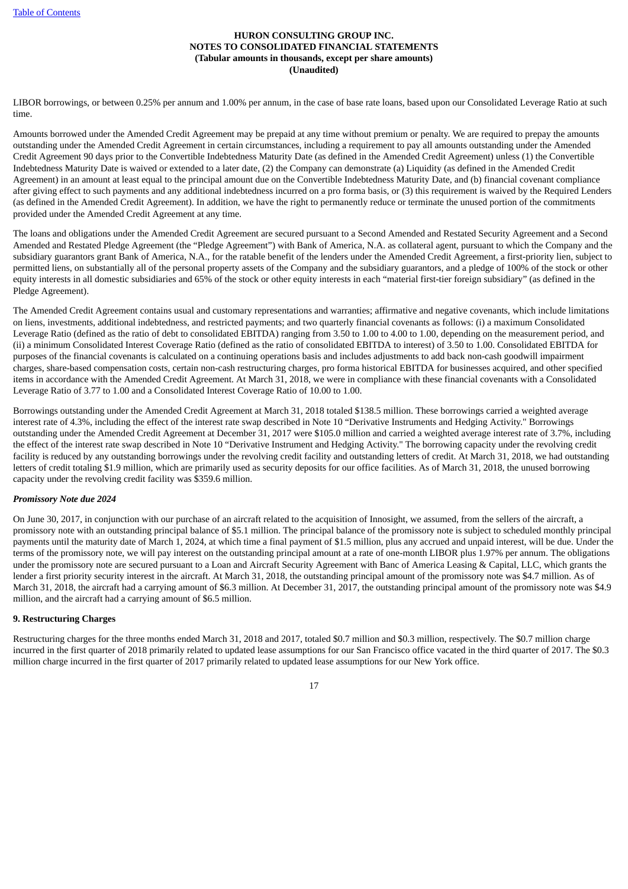LIBOR borrowings, or between 0.25% per annum and 1.00% per annum, in the case of base rate loans, based upon our Consolidated Leverage Ratio at such time.

Amounts borrowed under the Amended Credit Agreement may be prepaid at any time without premium or penalty. We are required to prepay the amounts outstanding under the Amended Credit Agreement in certain circumstances, including a requirement to pay all amounts outstanding under the Amended Credit Agreement 90 days prior to the Convertible Indebtedness Maturity Date (as defined in the Amended Credit Agreement) unless (1) the Convertible Indebtedness Maturity Date is waived or extended to a later date, (2) the Company can demonstrate (a) Liquidity (as defined in the Amended Credit Agreement) in an amount at least equal to the principal amount due on the Convertible Indebtedness Maturity Date, and (b) financial covenant compliance after giving effect to such payments and any additional indebtedness incurred on a pro forma basis, or (3) this requirement is waived by the Required Lenders (as defined in the Amended Credit Agreement). In addition, we have the right to permanently reduce or terminate the unused portion of the commitments provided under the Amended Credit Agreement at any time.

The loans and obligations under the Amended Credit Agreement are secured pursuant to a Second Amended and Restated Security Agreement and a Second Amended and Restated Pledge Agreement (the "Pledge Agreement") with Bank of America, N.A. as collateral agent, pursuant to which the Company and the subsidiary guarantors grant Bank of America, N.A., for the ratable benefit of the lenders under the Amended Credit Agreement, a first-priority lien, subject to permitted liens, on substantially all of the personal property assets of the Company and the subsidiary guarantors, and a pledge of 100% of the stock or other equity interests in all domestic subsidiaries and 65% of the stock or other equity interests in each "material first-tier foreign subsidiary" (as defined in the Pledge Agreement).

The Amended Credit Agreement contains usual and customary representations and warranties; affirmative and negative covenants, which include limitations on liens, investments, additional indebtedness, and restricted payments; and two quarterly financial covenants as follows: (i) a maximum Consolidated Leverage Ratio (defined as the ratio of debt to consolidated EBITDA) ranging from 3.50 to 1.00 to 4.00 to 1.00, depending on the measurement period, and (ii) a minimum Consolidated Interest Coverage Ratio (defined as the ratio of consolidated EBITDA to interest) of 3.50 to 1.00. Consolidated EBITDA for purposes of the financial covenants is calculated on a continuing operations basis and includes adjustments to add back non-cash goodwill impairment charges, share-based compensation costs, certain non-cash restructuring charges, pro forma historical EBITDA for businesses acquired, and other specified items in accordance with the Amended Credit Agreement. At March 31, 2018, we were in compliance with these financial covenants with a Consolidated Leverage Ratio of 3.77 to 1.00 and a Consolidated Interest Coverage Ratio of 10.00 to 1.00.

Borrowings outstanding under the Amended Credit Agreement at March 31, 2018 totaled $138.5 million. These borrowings carried a weighted average interest rate of 4.3%, including the effect of the interest rate swap described in Note 10 "Derivative Instruments and Hedging Activity." Borrowings outstanding under the Amended Credit Agreement at December 31, 2017 were $105.0 million and carried a weighted average interest rate of 3.7%, including the effect of the interest rate swap described in Note 10 "Derivative Instrument and Hedging Activity." The borrowing capacity under the revolving credit facility is reduced by any outstanding borrowings under the revolving credit facility and outstanding letters of credit. At March 31, 2018, we had outstanding letters of credit totaling $1.9 million, which are primarily used as security deposits for our office facilities. As of March 31, 2018, the unused borrowing capacity under the revolving credit facility was $359.6 million.

***Promissory Note due 2024***

On June 30, 2017, in conjunction with our purchase of an aircraft related to the acquisition of Innosight, we assumed, from the sellers of the aircraft, a promissory note with an outstanding principal balance of $5.1 million. The principal balance of the promissory note is subject to scheduled monthly principal payments until the maturity date of March 1, 2024, at which time a final payment of $1.5 million, plus any accrued and unpaid interest, will be due. Under the terms of the promissory note, we will pay interest on the outstanding principal amount at a rate of one-month LIBOR plus 1.97% per annum. The obligations under the promissory note are secured pursuant to a Loan and Aircraft Security Agreement with Banc of America Leasing & Capital, LLC, which grants the lender a first priority security interest in the aircraft. At March 31, 2018, the outstanding principal amount of the promissory note was $4.7 million. As of March 31, 2018, the aircraft had a carrying amount of $6.3 million. At December 31, 2017, the outstanding principal amount of the promissory note was $4.9 million, and the aircraft had a carrying amount of $6.5 million.

**9. Restructuring Charges**

Restructuring charges for the three months ended March 31, 2018 and 2017, totaled $0.7 million and $0.3 million, respectively. The $0.7 million charge incurred in the first quarter of 2018 primarily related to updated lease assumptions for our San Francisco office vacated in the third quarter of 2017. The $0.3 million charge incurred in the first quarter of 2017 primarily related to updated lease assumptions for our New York office.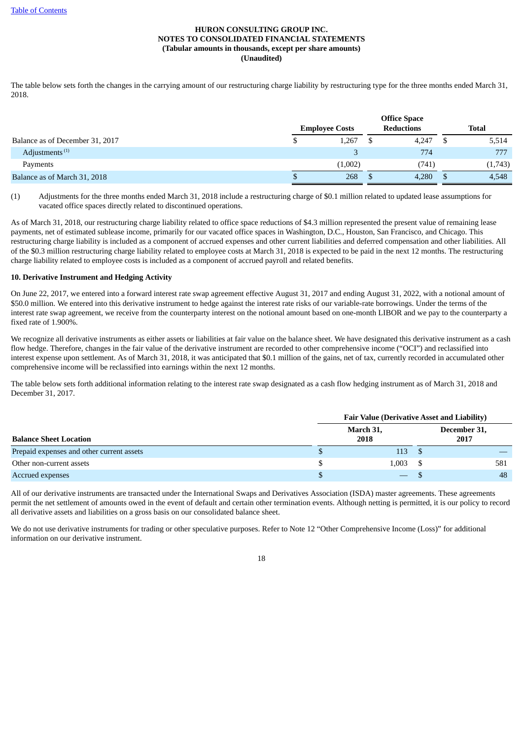[Table of Contents](#)

**HURON CONSULTING GROUP INC.**
**NOTES TO CONSOLIDATED FINANCIAL STATEMENTS**
**(Tabular amounts in thousands, except per share amounts)**
**(Unaudited)**

The table below sets forth the changes in the carrying amount of our restructuring charge liability by restructuring type for the three months ended March 31, 2018.

| | Employee Costs | Office Space Reductions | Total |
|---|---|---|---|
| Balance as of December 31, 2017 | $ 1,267 | $ 4,247 | $ 5,514 |
| Adjustments [(1)] | 3 | 774 | 777 |
| Payments | (1,002) | (741) | (1,743) |
| Balance as of March 31, 2018 | $ 268 | $ 4,280 | $ 4,548 |

(1) Adjustments for the three months ended March 31, 2018 include a restructuring charge of $0.1 million related to updated lease assumptions for vacated office spaces directly related to discontinued operations.

As of March 31, 2018, our restructuring charge liability related to office space reductions of $4.3 million represented the present value of remaining lease payments, net of estimated sublease income, primarily for our vacated office spaces in Washington, D.C., Houston, San Francisco, and Chicago. This restructuring charge liability is included as a component of accrued expenses and other current liabilities and deferred compensation and other liabilities. All of the $0.3 million restructuring charge liability related to employee costs at March 31, 2018 is expected to be paid in the next 12 months. The restructuring charge liability related to employee costs is included as a component of accrued payroll and related benefits.

**10. Derivative Instrument and Hedging Activity**

On June 22, 2017, we entered into a forward interest rate swap agreement effective August 31, 2017 and ending August 31, 2022, with a notional amount of $50.0 million. We entered into this derivative instrument to hedge against the interest rate risks of our variable-rate borrowings. Under the terms of the interest rate swap agreement, we receive from the counterparty interest on the notional amount based on one-month LIBOR and we pay to the counterparty a fixed rate of 1.900%.

We recognize all derivative instruments as either assets or liabilities at fair value on the balance sheet. We have designated this derivative instrument as a cash flow hedge. Therefore, changes in the fair value of the derivative instrument are recorded to other comprehensive income ("OCI") and reclassified into interest expense upon settlement. As of March 31, 2018, it was anticipated that $0.1 million of the gains, net of tax, currently recorded in accumulated other comprehensive income will be reclassified into earnings within the next 12 months.

The table below sets forth additional information relating to the interest rate swap designated as a cash flow hedging instrument as of March 31, 2018 and December 31, 2017.

| | Fair Value (Derivative Asset and Liability) | |
|---|---|---|
| **Balance Sheet Location** | **March 31, 2018** | **December 31, 2017** |
| Prepaid expenses and other current assets | $ 113 | $ — |
| Other non-current assets | $ 1,003 | $ 581 |
| Accrued expenses | $ — | $ 48 |

All of our derivative instruments are transacted under the International Swaps and Derivatives Association (ISDA) master agreements. These agreements permit the net settlement of amounts owed in the event of default and certain other termination events. Although netting is permitted, it is our policy to record all derivative assets and liabilities on a gross basis on our consolidated balance sheet.

We do not use derivative instruments for trading or other speculative purposes. Refer to Note 12 "Other Comprehensive Income (Loss)" for additional information on our derivative instrument.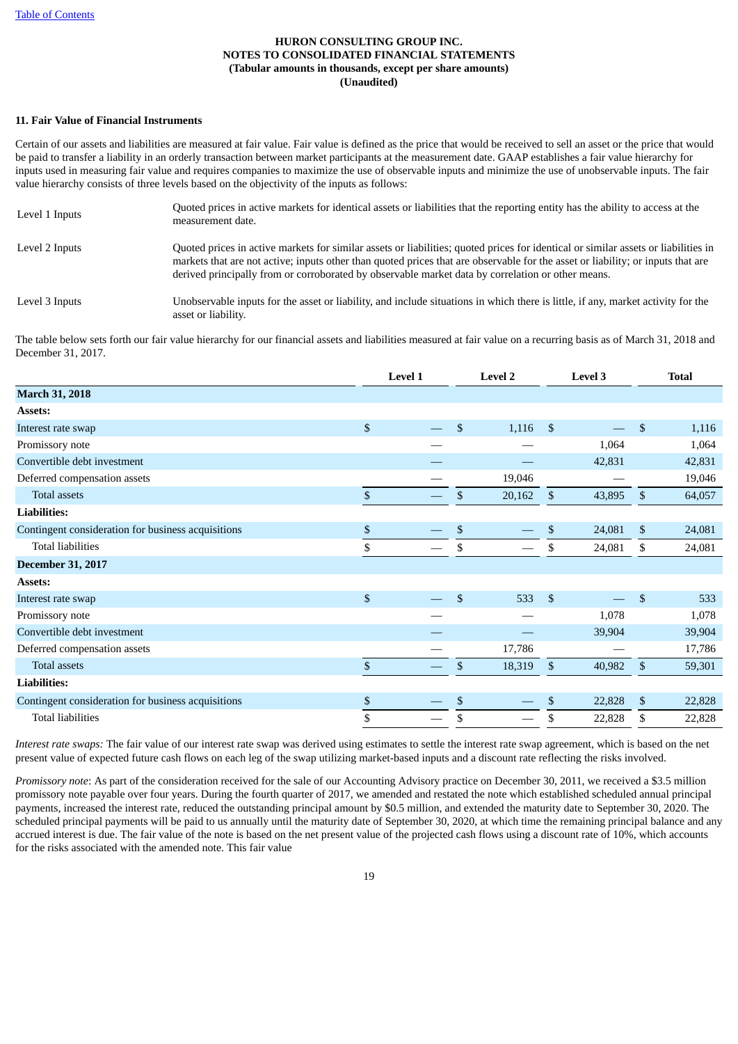**HURON CONSULTING GROUP INC.**
**NOTES TO CONSOLIDATED FINANCIAL STATEMENTS**
**(Tabular amounts in thousands, except per share amounts)**
**(Unaudited)**

**11. Fair Value of Financial Instruments**

Certain of our assets and liabilities are measured at fair value. Fair value is defined as the price that would be received to sell an asset or the price that would be paid to transfer a liability in an orderly transaction between market participants at the measurement date. GAAP establishes a fair value hierarchy for inputs used in measuring fair value and requires companies to maximize the use of observable inputs and minimize the use of unobservable inputs. The fair value hierarchy consists of three levels based on the objectivity of the inputs as follows:

| | |
|---|---|
| Level 1 Inputs | Quoted prices in active markets for identical assets or liabilities that the reporting entity has the ability to access at the measurement date. |
| Level 2 Inputs | Quoted prices in active markets for similar assets or liabilities; quoted prices for identical or similar assets or liabilities in markets that are not active; inputs other than quoted prices that are observable for the asset or liability; or inputs that are derived principally from or corroborated by observable market data by correlation or other means. |
| Level 3 Inputs | Unobservable inputs for the asset or liability, and include situations in which there is little, if any, market activity for the asset or liability. |

The table below sets forth our fair value hierarchy for our financial assets and liabilities measured at fair value on a recurring basis as of March 31, 2018 and December 31, 2017.

| | Level 1 | Level 2 | Level 3 | Total |
|---|---|---|---|---|
| **March 31, 2018** | | | | |
| **Assets:** | | | | |
| Interest rate swap | $ — | $ 1,116 | $ — | $ 1,116 |
| Promissory note | — | — | 1,064 | 1,064 |
| Convertible debt investment | — | — | 42,831 | 42,831 |
| Deferred compensation assets | — | 19,046 | — | 19,046 |
| Total assets | $ — | $ 20,162 | $ 43,895 | $ 64,057 |
| **Liabilities:** | | | | |
| Contingent consideration for business acquisitions | $ — | $ — | $ 24,081 | $ 24,081 |
| Total liabilities | $ — | $ — | $ 24,081 | $ 24,081 |
| **December 31, 2017** | | | | |
| **Assets:** | | | | |
| Interest rate swap | $ — | $ 533 | $ — | $ 533 |
| Promissory note | — | — | 1,078 | 1,078 |
| Convertible debt investment | — | — | 39,904 | 39,904 |
| Deferred compensation assets | — | 17,786 | — | 17,786 |
| Total assets | $ — | $ 18,319 | $ 40,982 | $ 59,301 |
| **Liabilities:** | | | | |
| Contingent consideration for business acquisitions | $ — | $ — | $ 22,828 | $ 22,828 |
| Total liabilities | $ — | $ — | $ 22,828 | $ 22,828 |

*Interest rate swaps:* The fair value of our interest rate swap was derived using estimates to settle the interest rate swap agreement, which is based on the net present value of expected future cash flows on each leg of the swap utilizing market-based inputs and a discount rate reflecting the risks involved.

*Promissory note*: As part of the consideration received for the sale of our Accounting Advisory practice on December 30, 2011, we received a $3.5 million promissory note payable over four years. During the fourth quarter of 2017, we amended and restated the note which established scheduled annual principal payments, increased the interest rate, reduced the outstanding principal amount by $0.5 million, and extended the maturity date to September 30, 2020. The scheduled principal payments will be paid to us annually until the maturity date of September 30, 2020, at which time the remaining principal balance and any accrued interest is due. The fair value of the note is based on the net present value of the projected cash flows using a discount rate of 10%, which accounts for the risks associated with the amended note. This fair value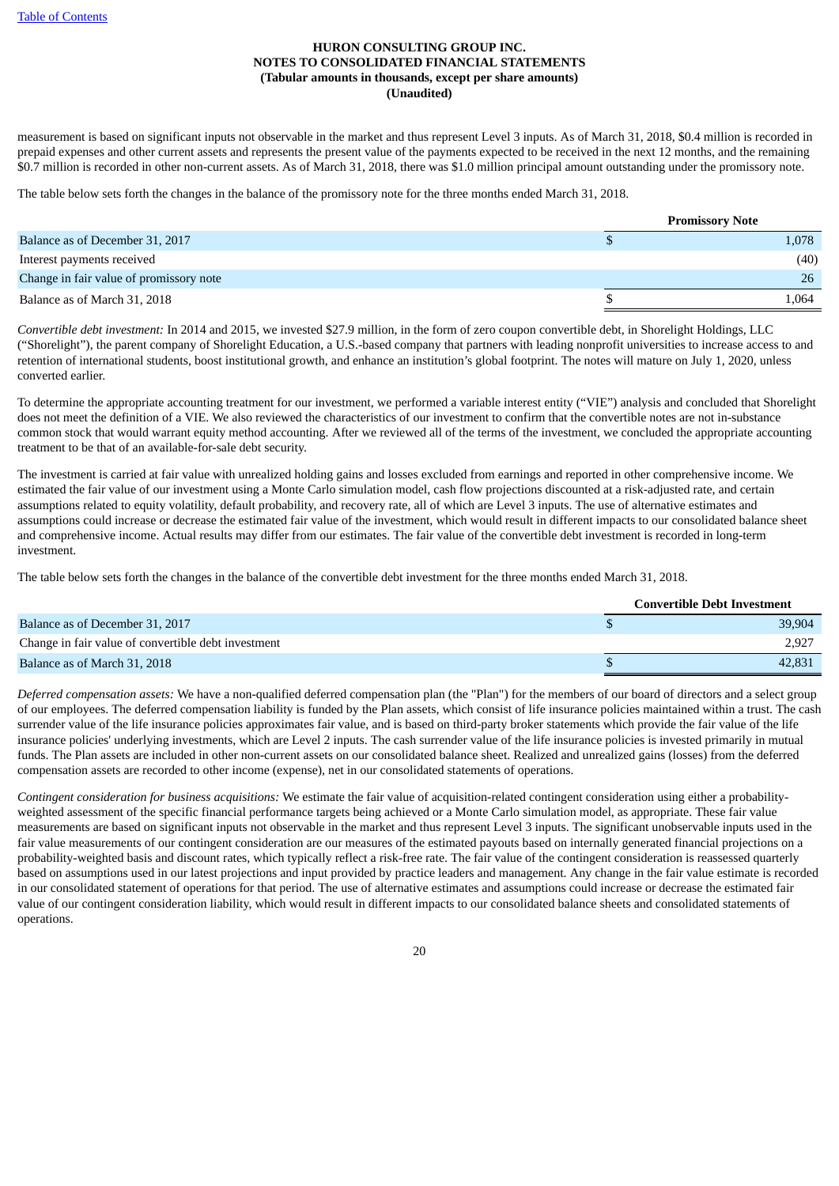measurement is based on significant inputs not observable in the market and thus represent Level 3 inputs. As of March 31, 2018, $0.4 million is recorded in prepaid expenses and other current assets and represents the present value of the payments expected to be received in the next 12 months, and the remaining $0.7 million is recorded in other non-current assets. As of March 31, 2018, there was $1.0 million principal amount outstanding under the promissory note.

The table below sets forth the changes in the balance of the promissory note for the three months ended March 31, 2018.

| | Promissory Note |
|---|---|
| Balance as of December 31, 2017 | $ 1,078 |
| Interest payments received | (40) |
| Change in fair value of promissory note | 26 |
| Balance as of March 31, 2018 | $ 1,064 |

*Convertible debt investment:* In 2014 and 2015, we invested $27.9 million, in the form of zero coupon convertible debt, in Shorelight Holdings, LLC ("Shorelight"), the parent company of Shorelight Education, a U.S.-based company that partners with leading nonprofit universities to increase access to and retention of international students, boost institutional growth, and enhance an institution's global footprint. The notes will mature on July 1, 2020, unless converted earlier.

To determine the appropriate accounting treatment for our investment, we performed a variable interest entity ("VIE") analysis and concluded that Shorelight does not meet the definition of a VIE. We also reviewed the characteristics of our investment to confirm that the convertible notes are not in-substance common stock that would warrant equity method accounting. After we reviewed all of the terms of the investment, we concluded the appropriate accounting treatment to be that of an available-for-sale debt security.

The investment is carried at fair value with unrealized holding gains and losses excluded from earnings and reported in other comprehensive income. We estimated the fair value of our investment using a Monte Carlo simulation model, cash flow projections discounted at a risk-adjusted rate, and certain assumptions related to equity volatility, default probability, and recovery rate, all of which are Level 3 inputs. The use of alternative estimates and assumptions could increase or decrease the estimated fair value of the investment, which would result in different impacts to our consolidated balance sheet and comprehensive income. Actual results may differ from our estimates. The fair value of the convertible debt investment is recorded in long-term investment.

The table below sets forth the changes in the balance of the convertible debt investment for the three months ended March 31, 2018.

| | Convertible Debt Investment |
|---|---|
| Balance as of December 31, 2017 | $ 39,904 |
| Change in fair value of convertible debt investment | 2,927 |
| Balance as of March 31, 2018 | $ 42,831 |

*Deferred compensation assets:* We have a non-qualified deferred compensation plan (the "Plan") for the members of our board of directors and a select group of our employees. The deferred compensation liability is funded by the Plan assets, which consist of life insurance policies maintained within a trust. The cash surrender value of the life insurance policies approximates fair value, and is based on third-party broker statements which provide the fair value of the life insurance policies' underlying investments, which are Level 2 inputs. The cash surrender value of the life insurance policies is invested primarily in mutual funds. The Plan assets are included in other non-current assets on our consolidated balance sheet. Realized and unrealized gains (losses) from the deferred compensation assets are recorded to other income (expense), net in our consolidated statements of operations.

*Contingent consideration for business acquisitions:* We estimate the fair value of acquisition-related contingent consideration using either a probability-weighted assessment of the specific financial performance targets being achieved or a Monte Carlo simulation model, as appropriate. These fair value measurements are based on significant inputs not observable in the market and thus represent Level 3 inputs. The significant unobservable inputs used in the fair value measurements of our contingent consideration are our measures of the estimated payouts based on internally generated financial projections on a probability-weighted basis and discount rates, which typically reflect a risk-free rate. The fair value of the contingent consideration is reassessed quarterly based on assumptions used in our latest projections and input provided by practice leaders and management. Any change in the fair value estimate is recorded in our consolidated statement of operations for that period. The use of alternative estimates and assumptions could increase or decrease the estimated fair value of our contingent consideration liability, which would result in different impacts to our consolidated balance sheets and consolidated statements of operations.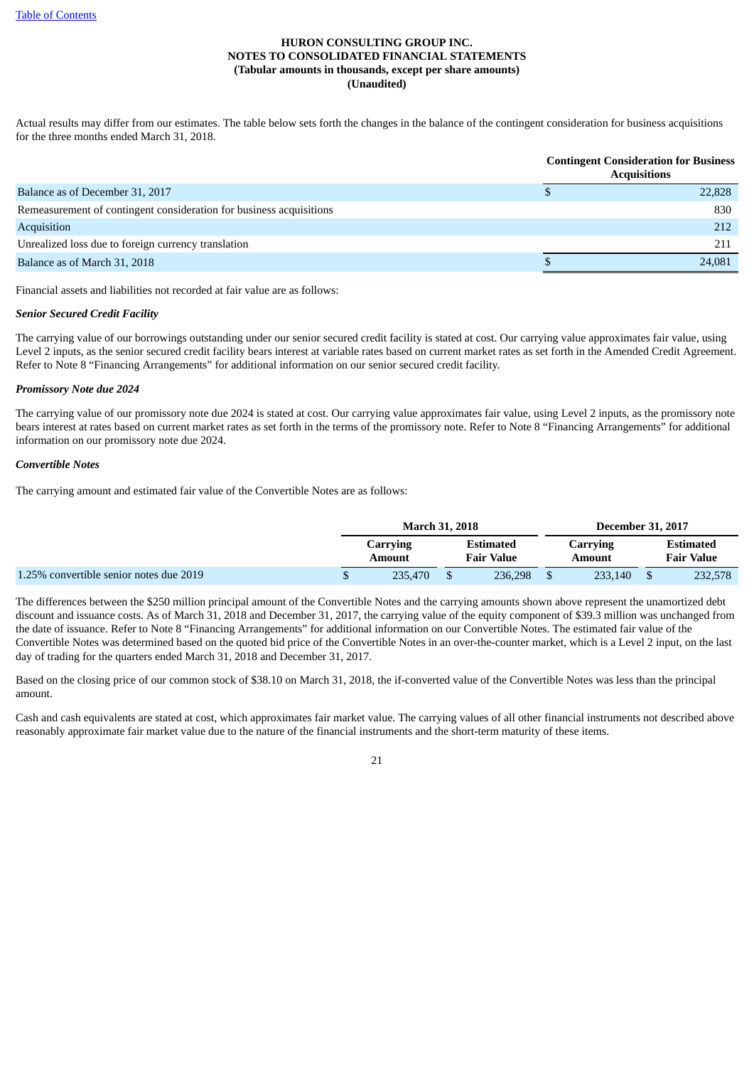Actual results may differ from our estimates. The table below sets forth the changes in the balance of the contingent consideration for business acquisitions for the three months ended March 31, 2018.

| | Contingent Consideration for Business Acquisitions |
|---|---|
| Balance as of December 31, 2017 | $ 22,828 |
| Remeasurement of contingent consideration for business acquisitions | 830 |
| Acquisition | 212 |
| Unrealized loss due to foreign currency translation | 211 |
| Balance as of March 31, 2018 | $ 24,081 |

Financial assets and liabilities not recorded at fair value are as follows:

***Senior Secured Credit Facility***

The carrying value of our borrowings outstanding under our senior secured credit facility is stated at cost. Our carrying value approximates fair value, using Level 2 inputs, as the senior secured credit facility bears interest at variable rates based on current market rates as set forth in the Amended Credit Agreement. Refer to Note 8 "Financing Arrangements" for additional information on our senior secured credit facility.

***Promissory Note due 2024***

The carrying value of our promissory note due 2024 is stated at cost. Our carrying value approximates fair value, using Level 2 inputs, as the promissory note bears interest at rates based on current market rates as set forth in the terms of the promissory note. Refer to Note 8 "Financing Arrangements" for additional information on our promissory note due 2024.

***Convertible Notes***

The carrying amount and estimated fair value of the Convertible Notes are as follows:

| | March 31, 2018 | | December 31, 2017 | |
|---|---|---|---|---|
| | Carrying Amount | Estimated Fair Value | Carrying Amount | Estimated Fair Value |
| 1.25% convertible senior notes due 2019 | $ 235,470 | $ 236,298 | $ 233,140 | $ 232,578 |

The differences between the $250 million principal amount of the Convertible Notes and the carrying amounts shown above represent the unamortized debt discount and issuance costs. As of March 31, 2018 and December 31, 2017, the carrying value of the equity component of $39.3 million was unchanged from the date of issuance. Refer to Note 8 "Financing Arrangements" for additional information on our Convertible Notes. The estimated fair value of the Convertible Notes was determined based on the quoted bid price of the Convertible Notes in an over-the-counter market, which is a Level 2 input, on the last day of trading for the quarters ended March 31, 2018 and December 31, 2017.

Based on the closing price of our common stock of $38.10 on March 31, 2018, the if-converted value of the Convertible Notes was less than the principal amount.

Cash and cash equivalents are stated at cost, which approximates fair market value. The carrying values of all other financial instruments not described above reasonably approximate fair market value due to the nature of the financial instruments and the short-term maturity of these items.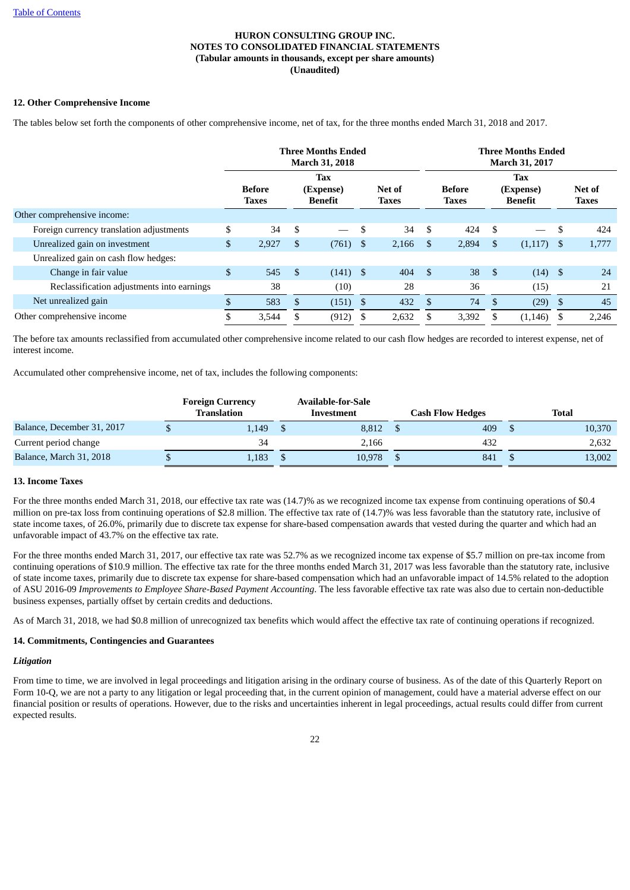**HURON CONSULTING GROUP INC.**
**NOTES TO CONSOLIDATED FINANCIAL STATEMENTS**
**(Tabular amounts in thousands, except per share amounts)**
**(Unaudited)**

**12. Other Comprehensive Income**

The tables below set forth the components of other comprehensive income, net of tax, for the three months ended March 31, 2018 and 2017.

| | Three Months Ended March 31, 2018 | | | Three Months Ended March 31, 2017 | | |
|---|---|---|---|---|---|---|
| | Before Taxes | Tax (Expense) Benefit | Net of Taxes | Before Taxes | Tax (Expense) Benefit | Net of Taxes |
| Other comprehensive income: | | | | | | |
| Foreign currency translation adjustments | $ 34 | $ — | $ 34 | $ 424 | $ — | $ 424 |
| Unrealized gain on investment | $ 2,927 | $ (761) | $ 2,166 | $ 2,894 | $ (1,117) | $ 1,777 |
| Unrealized gain on cash flow hedges: | | | | | | |
| Change in fair value | $ 545 | $ (141) | $ 404 | $ 38 | $ (14) | $ 24 |
| Reclassification adjustments into earnings | 38 | (10) | 28 | 36 | (15) | 21 |
| Net unrealized gain | $ 583 | $ (151) | $ 432 | $ 74 | $ (29) | $ 45 |
| Other comprehensive income | $ 3,544 | $ (912) | $ 2,632 | $ 3,392 | $ (1,146) | $ 2,246 |

The before tax amounts reclassified from accumulated other comprehensive income related to our cash flow hedges are recorded to interest expense, net of interest income.

Accumulated other comprehensive income, net of tax, includes the following components:

| | Foreign Currency Translation | Available-for-Sale Investment | Cash Flow Hedges | Total |
|---|---|---|---|---|
| Balance, December 31, 2017 | $ 1,149 | $ 8,812 | $ 409 | $ 10,370 |
| Current period change | 34 | 2,166 | 432 | 2,632 |
| Balance, March 31, 2018 | $ 1,183 | $ 10,978 | $ 841 | $ 13,002 |

**13. Income Taxes**

For the three months ended March 31, 2018, our effective tax rate was (14.7)% as we recognized income tax expense from continuing operations of $0.4 million on pre-tax loss from continuing operations of $2.8 million. The effective tax rate of (14.7)% was less favorable than the statutory rate, inclusive of state income taxes, of 26.0%, primarily due to discrete tax expense for share-based compensation awards that vested during the quarter and which had an unfavorable impact of 43.7% on the effective tax rate.

For the three months ended March 31, 2017, our effective tax rate was 52.7% as we recognized income tax expense of $5.7 million on pre-tax income from continuing operations of $10.9 million. The effective tax rate for the three months ended March 31, 2017 was less favorable than the statutory rate, inclusive of state income taxes, primarily due to discrete tax expense for share-based compensation which had an unfavorable impact of 14.5% related to the adoption of ASU 2016-09 *Improvements to Employee Share-Based Payment Accounting*. The less favorable effective tax rate was also due to certain non-deductible business expenses, partially offset by certain credits and deductions.

As of March 31, 2018, we had $0.8 million of unrecognized tax benefits which would affect the effective tax rate of continuing operations if recognized.

**14. Commitments, Contingencies and Guarantees**

***Litigation***

From time to time, we are involved in legal proceedings and litigation arising in the ordinary course of business. As of the date of this Quarterly Report on Form 10-Q, we are not a party to any litigation or legal proceeding that, in the current opinion of management, could have a material adverse effect on our financial position or results of operations. However, due to the risks and uncertainties inherent in legal proceedings, actual results could differ from current expected results.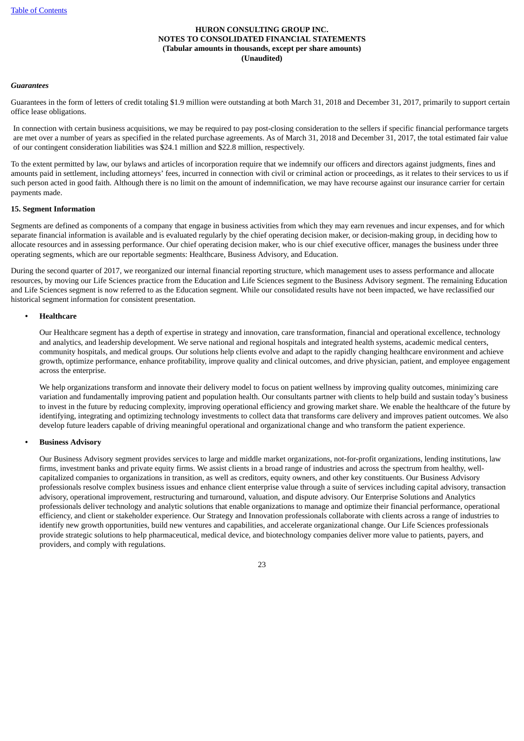*Guarantees*

Guarantees in the form of letters of credit totaling $1.9 million were outstanding at both March 31, 2018 and December 31, 2017, primarily to support certain office lease obligations.

In connection with certain business acquisitions, we may be required to pay post-closing consideration to the sellers if specific financial performance targets are met over a number of years as specified in the related purchase agreements. As of March 31, 2018 and December 31, 2017, the total estimated fair value of our contingent consideration liabilities was $24.1 million and $22.8 million, respectively.

To the extent permitted by law, our bylaws and articles of incorporation require that we indemnify our officers and directors against judgments, fines and amounts paid in settlement, including attorneys' fees, incurred in connection with civil or criminal action or proceedings, as it relates to their services to us if such person acted in good faith. Although there is no limit on the amount of indemnification, we may have recourse against our insurance carrier for certain payments made.

**15. Segment Information**

Segments are defined as components of a company that engage in business activities from which they may earn revenues and incur expenses, and for which separate financial information is available and is evaluated regularly by the chief operating decision maker, or decision-making group, in deciding how to allocate resources and in assessing performance. Our chief operating decision maker, who is our chief executive officer, manages the business under three operating segments, which are our reportable segments: Healthcare, Business Advisory, and Education.

During the second quarter of 2017, we reorganized our internal financial reporting structure, which management uses to assess performance and allocate resources, by moving our Life Sciences practice from the Education and Life Sciences segment to the Business Advisory segment. The remaining Education and Life Sciences segment is now referred to as the Education segment. While our consolidated results have not been impacted, we have reclassified our historical segment information for consistent presentation.

- **Healthcare**

  Our Healthcare segment has a depth of expertise in strategy and innovation, care transformation, financial and operational excellence, technology and analytics, and leadership development. We serve national and regional hospitals and integrated health systems, academic medical centers, community hospitals, and medical groups. Our solutions help clients evolve and adapt to the rapidly changing healthcare environment and achieve growth, optimize performance, enhance profitability, improve quality and clinical outcomes, and drive physician, patient, and employee engagement across the enterprise.

  We help organizations transform and innovate their delivery model to focus on patient wellness by improving quality outcomes, minimizing care variation and fundamentally improving patient and population health. Our consultants partner with clients to help build and sustain today's business to invest in the future by reducing complexity, improving operational efficiency and growing market share. We enable the healthcare of the future by identifying, integrating and optimizing technology investments to collect data that transforms care delivery and improves patient outcomes. We also develop future leaders capable of driving meaningful operational and organizational change and who transform the patient experience.

- **Business Advisory**

  Our Business Advisory segment provides services to large and middle market organizations, not-for-profit organizations, lending institutions, law firms, investment banks and private equity firms. We assist clients in a broad range of industries and across the spectrum from healthy, well-capitalized companies to organizations in transition, as well as creditors, equity owners, and other key constituents. Our Business Advisory professionals resolve complex business issues and enhance client enterprise value through a suite of services including capital advisory, transaction advisory, operational improvement, restructuring and turnaround, valuation, and dispute advisory. Our Enterprise Solutions and Analytics professionals deliver technology and analytic solutions that enable organizations to manage and optimize their financial performance, operational efficiency, and client or stakeholder experience. Our Strategy and Innovation professionals collaborate with clients across a range of industries to identify new growth opportunities, build new ventures and capabilities, and accelerate organizational change. Our Life Sciences professionals provide strategic solutions to help pharmaceutical, medical device, and biotechnology companies deliver more value to patients, payers, and providers, and comply with regulations.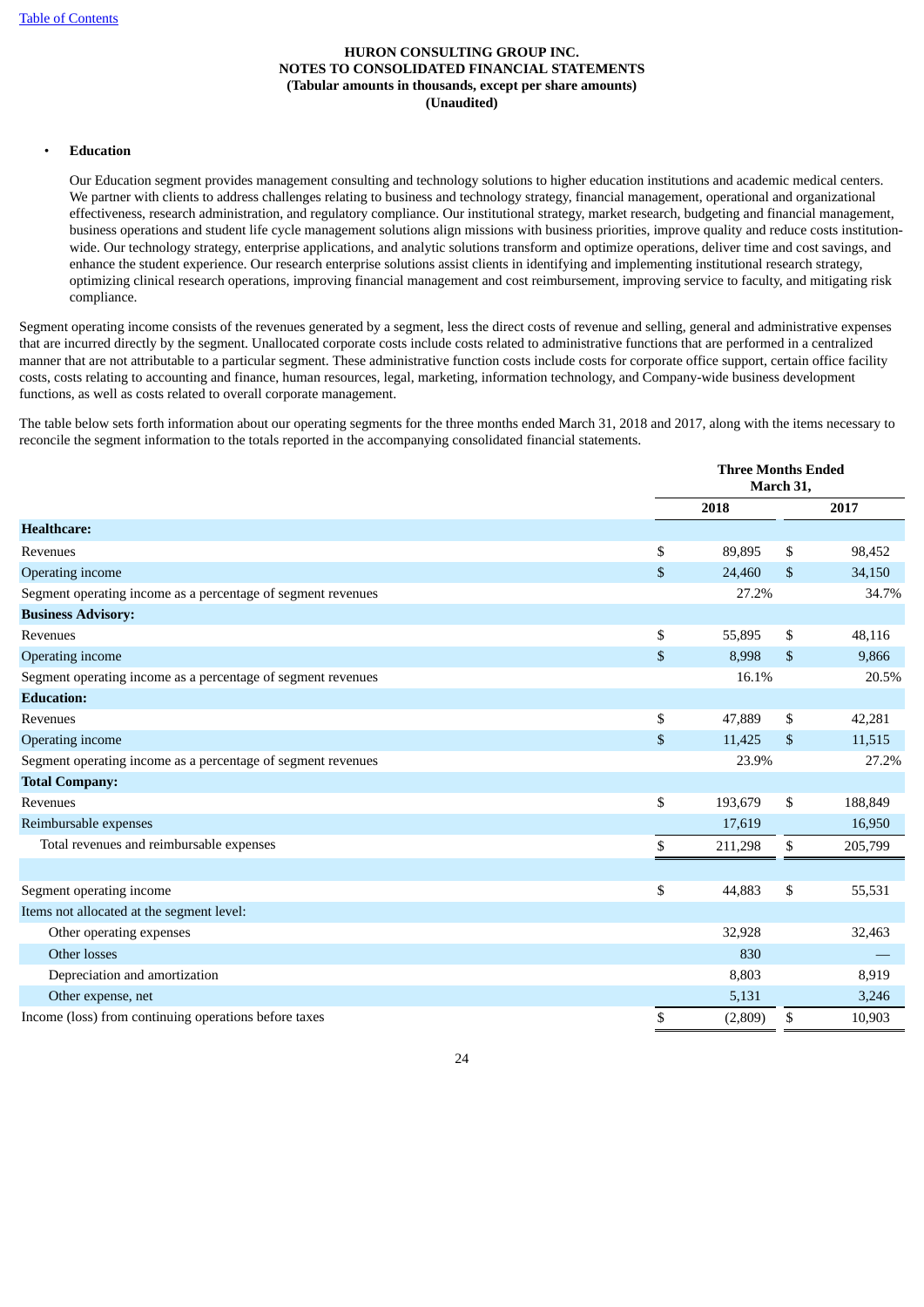**HURON CONSULTING GROUP INC.**
**NOTES TO CONSOLIDATED FINANCIAL STATEMENTS**
**(Tabular amounts in thousands, except per share amounts)**
**(Unaudited)**

- **Education**

  Our Education segment provides management consulting and technology solutions to higher education institutions and academic medical centers. We partner with clients to address challenges relating to business and technology strategy, financial management, operational and organizational effectiveness, research administration, and regulatory compliance. Our institutional strategy, market research, budgeting and financial management, business operations and student life cycle management solutions align missions with business priorities, improve quality and reduce costs institution-wide. Our technology strategy, enterprise applications, and analytic solutions transform and optimize operations, deliver time and cost savings, and enhance the student experience. Our research enterprise solutions assist clients in identifying and implementing institutional research strategy, optimizing clinical research operations, improving financial management and cost reimbursement, improving service to faculty, and mitigating risk compliance.

Segment operating income consists of the revenues generated by a segment, less the direct costs of revenue and selling, general and administrative expenses that are incurred directly by the segment. Unallocated corporate costs include costs related to administrative functions that are performed in a centralized manner that are not attributable to a particular segment. These administrative function costs include costs for corporate office support, certain office facility costs, costs relating to accounting and finance, human resources, legal, marketing, information technology, and Company-wide business development functions, as well as costs related to overall corporate management.

The table below sets forth information about our operating segments for the three months ended March 31, 2018 and 2017, along with the items necessary to reconcile the segment information to the totals reported in the accompanying consolidated financial statements.

| | Three Months Ended March 31, | |
|---|---|---|
| | 2018 | 2017 |
| **Healthcare:** | | |
| Revenues | $ 89,895 | $ 98,452 |
| Operating income | $ 24,460 | $ 34,150 |
| Segment operating income as a percentage of segment revenues | 27.2% | 34.7% |
| **Business Advisory:** | | |
| Revenues | $ 55,895 | $ 48,116 |
| Operating income | $ 8,998 | $ 9,866 |
| Segment operating income as a percentage of segment revenues | 16.1% | 20.5% |
| **Education:** | | |
| Revenues | $ 47,889 | $ 42,281 |
| Operating income | $ 11,425 | $ 11,515 |
| Segment operating income as a percentage of segment revenues | 23.9% | 27.2% |
| **Total Company:** | | |
| Revenues | $ 193,679 | $ 188,849 |
| Reimbursable expenses | 17,619 | 16,950 |
| Total revenues and reimbursable expenses | $ 211,298 | $ 205,799 |
| | | |
| Segment operating income | $ 44,883 | $ 55,531 |
| Items not allocated at the segment level: | | |
| Other operating expenses | 32,928 | 32,463 |
| Other losses | 830 | — |
| Depreciation and amortization | 8,803 | 8,919 |
| Other expense, net | 5,131 | 3,246 |
| Income (loss) from continuing operations before taxes | $ (2,809) | $ 10,903 |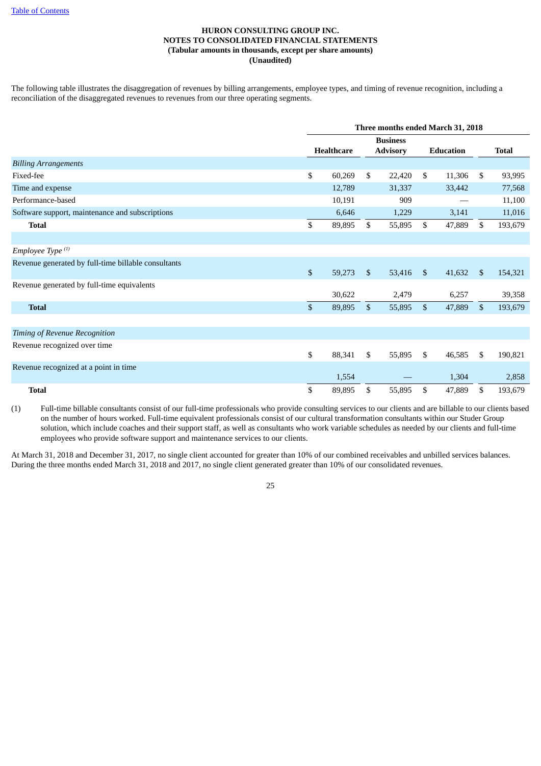**HURON CONSULTING GROUP INC.**
**NOTES TO CONSOLIDATED FINANCIAL STATEMENTS**
**(Tabular amounts in thousands, except per share amounts)**
**(Unaudited)**

The following table illustrates the disaggregation of revenues by billing arrangements, employee types, and timing of revenue recognition, including a reconciliation of the disaggregated revenues to revenues from our three operating segments.

| | Three months ended March 31, 2018 | | | |
|---|---|---|---|---|
| | Healthcare | Business Advisory | Education | Total |
| *Billing Arrangements* | | | | |
| Fixed-fee | $ 60,269 | $ 22,420 | $ 11,306 | $ 93,995 |
| Time and expense | 12,789 | 31,337 | 33,442 | 77,568 |
| Performance-based | 10,191 | 909 | — | 11,100 |
| Software support, maintenance and subscriptions | 6,646 | 1,229 | 3,141 | 11,016 |
| **Total** | $ 89,895 | $ 55,895 | $ 47,889 | $ 193,679 |
| | | | | |
| *Employee Type* [(1)] | | | | |
| Revenue generated by full-time billable consultants | $ 59,273 | $ 53,416 | $ 41,632 | $ 154,321 |
| Revenue generated by full-time equivalents | 30,622 | 2,479 | 6,257 | 39,358 |
| **Total** | $ 89,895 | $ 55,895 | $ 47,889 | $ 193,679 |
| | | | | |
| *Timing of Revenue Recognition* | | | | |
| Revenue recognized over time | $ 88,341 | $ 55,895 | $ 46,585 | $ 190,821 |
| Revenue recognized at a point in time | 1,554 | — | 1,304 | 2,858 |
| **Total** | $ 89,895 | $ 55,895 | $ 47,889 | $ 193,679 |

(1) Full-time billable consultants consist of our full-time professionals who provide consulting services to our clients and are billable to our clients based on the number of hours worked. Full-time equivalent professionals consist of our cultural transformation consultants within our Studer Group solution, which include coaches and their support staff, as well as consultants who work variable schedules as needed by our clients and full-time employees who provide software support and maintenance services to our clients.

At March 31, 2018 and December 31, 2017, no single client accounted for greater than 10% of our combined receivables and unbilled services balances. During the three months ended March 31, 2018 and 2017, no single client generated greater than 10% of our consolidated revenues.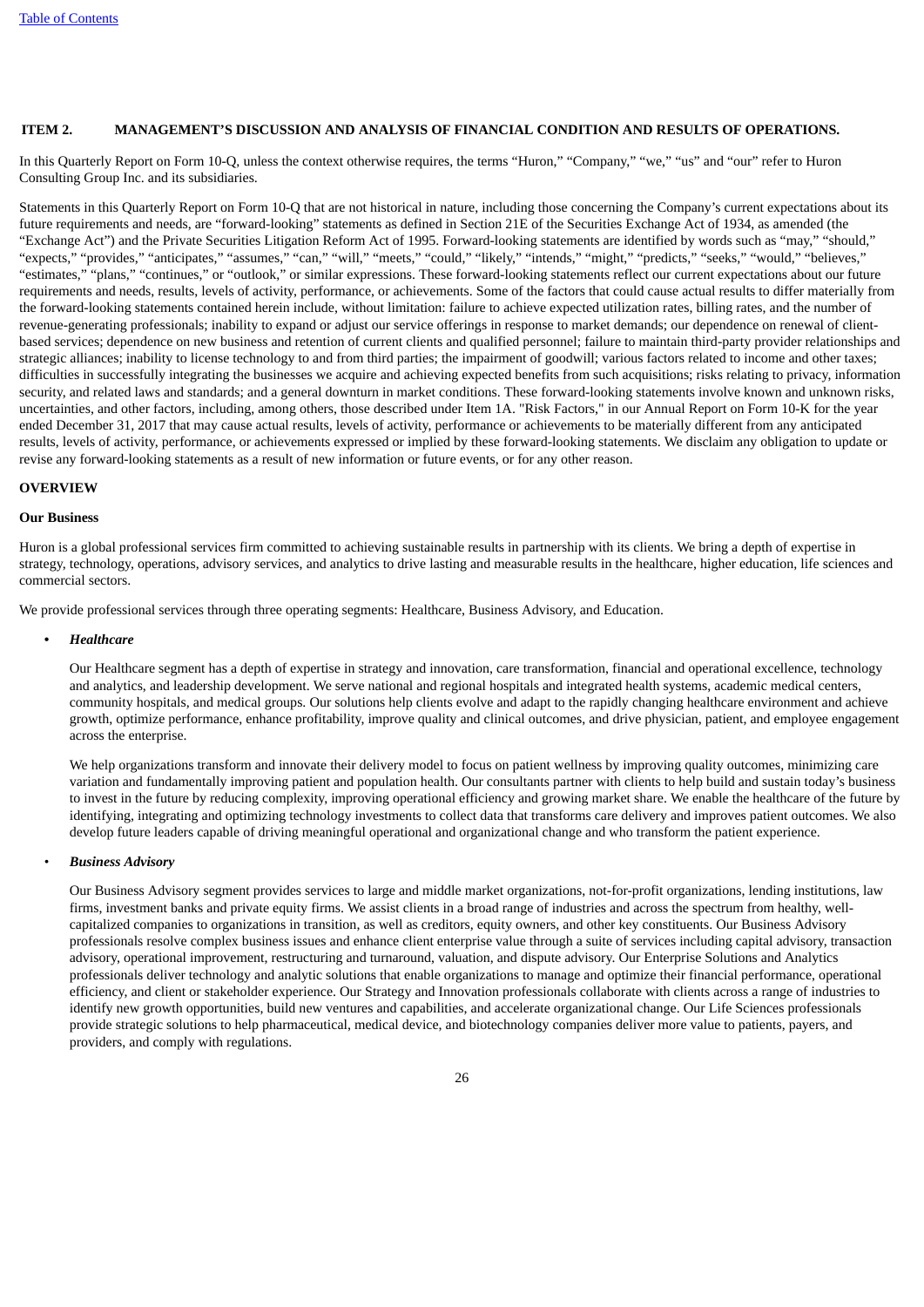### ITEM 2. MANAGEMENT'S DISCUSSION AND ANALYSIS OF FINANCIAL CONDITION AND RESULTS OF OPERATIONS.

In this Quarterly Report on Form 10-Q, unless the context otherwise requires, the terms "Huron," "Company," "we," "us" and "our" refer to Huron Consulting Group Inc. and its subsidiaries.

Statements in this Quarterly Report on Form 10-Q that are not historical in nature, including those concerning the Company's current expectations about its future requirements and needs, are "forward-looking" statements as defined in Section 21E of the Securities Exchange Act of 1934, as amended (the "Exchange Act") and the Private Securities Litigation Reform Act of 1995. Forward-looking statements are identified by words such as "may," "should," "expects," "provides," "anticipates," "assumes," "can," "will," "meets," "could," "likely," "intends," "might," "predicts," "seeks," "would," "believes," "estimates," "plans," "continues," or "outlook," or similar expressions. These forward-looking statements reflect our current expectations about our future requirements and needs, results, levels of activity, performance, or achievements. Some of the factors that could cause actual results to differ materially from the forward-looking statements contained herein include, without limitation: failure to achieve expected utilization rates, billing rates, and the number of revenue-generating professionals; inability to expand or adjust our service offerings in response to market demands; our dependence on renewal of client-based services; dependence on new business and retention of current clients and qualified personnel; failure to maintain third-party provider relationships and strategic alliances; inability to license technology to and from third parties; the impairment of goodwill; various factors related to income and other taxes; difficulties in successfully integrating the businesses we acquire and achieving expected benefits from such acquisitions; risks relating to privacy, information security, and related laws and standards; and a general downturn in market conditions. These forward-looking statements involve known and unknown risks, uncertainties, and other factors, including, among others, those described under Item 1A. "Risk Factors," in our Annual Report on Form 10-K for the year ended December 31, 2017 that may cause actual results, levels of activity, performance or achievements to be materially different from any anticipated results, levels of activity, performance, or achievements expressed or implied by these forward-looking statements. We disclaim any obligation to update or revise any forward-looking statements as a result of new information or future events, or for any other reason.

**OVERVIEW**

**Our Business**

Huron is a global professional services firm committed to achieving sustainable results in partnership with its clients. We bring a depth of expertise in strategy, technology, operations, advisory services, and analytics to drive lasting and measurable results in the healthcare, higher education, life sciences and commercial sectors.

We provide professional services through three operating segments: Healthcare, Business Advisory, and Education.

- ***Healthcare***

  Our Healthcare segment has a depth of expertise in strategy and innovation, care transformation, financial and operational excellence, technology and analytics, and leadership development. We serve national and regional hospitals and integrated health systems, academic medical centers, community hospitals, and medical groups. Our solutions help clients evolve and adapt to the rapidly changing healthcare environment and achieve growth, optimize performance, enhance profitability, improve quality and clinical outcomes, and drive physician, patient, and employee engagement across the enterprise.

  We help organizations transform and innovate their delivery model to focus on patient wellness by improving quality outcomes, minimizing care variation and fundamentally improving patient and population health. Our consultants partner with clients to help build and sustain today's business to invest in the future by reducing complexity, improving operational efficiency and growing market share. We enable the healthcare of the future by identifying, integrating and optimizing technology investments to collect data that transforms care delivery and improves patient outcomes. We also develop future leaders capable of driving meaningful operational and organizational change and who transform the patient experience.

- ***Business Advisory***

  Our Business Advisory segment provides services to large and middle market organizations, not-for-profit organizations, lending institutions, law firms, investment banks and private equity firms. We assist clients in a broad range of industries and across the spectrum from healthy, well-capitalized companies to organizations in transition, as well as creditors, equity owners, and other key constituents. Our Business Advisory professionals resolve complex business issues and enhance client enterprise value through a suite of services including capital advisory, transaction advisory, operational improvement, restructuring and turnaround, valuation, and dispute advisory. Our Enterprise Solutions and Analytics professionals deliver technology and analytic solutions that enable organizations to manage and optimize their financial performance, operational efficiency, and client or stakeholder experience. Our Strategy and Innovation professionals collaborate with clients across a range of industries to identify new growth opportunities, build new ventures and capabilities, and accelerate organizational change. Our Life Sciences professionals provide strategic solutions to help pharmaceutical, medical device, and biotechnology companies deliver more value to patients, payers, and providers, and comply with regulations.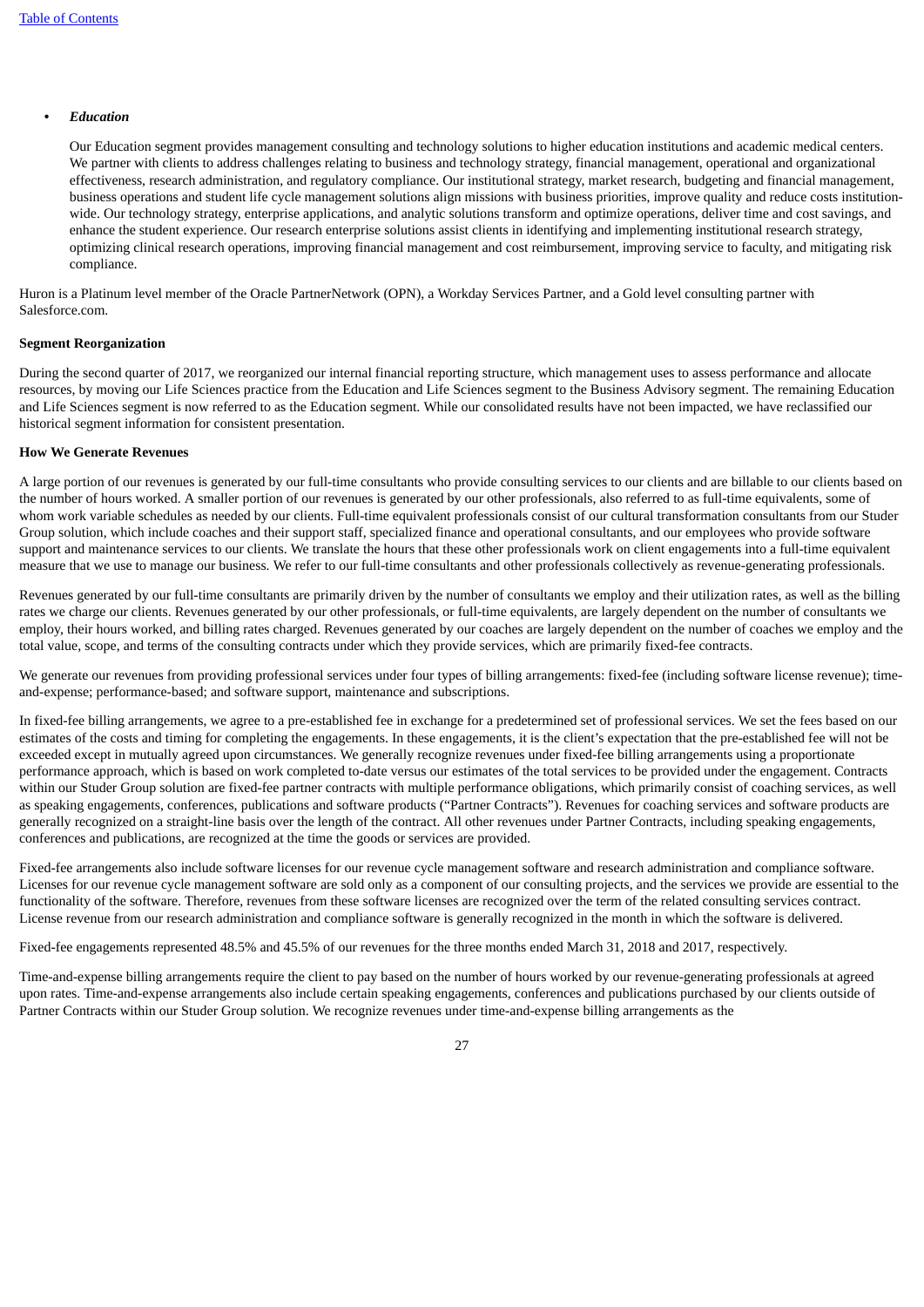- ***Education***

  Our Education segment provides management consulting and technology solutions to higher education institutions and academic medical centers. We partner with clients to address challenges relating to business and technology strategy, financial management, operational and organizational effectiveness, research administration, and regulatory compliance. Our institutional strategy, market research, budgeting and financial management, business operations and student life cycle management solutions align missions with business priorities, improve quality and reduce costs institution-wide. Our technology strategy, enterprise applications, and analytic solutions transform and optimize operations, deliver time and cost savings, and enhance the student experience. Our research enterprise solutions assist clients in identifying and implementing institutional research strategy, optimizing clinical research operations, improving financial management and cost reimbursement, improving service to faculty, and mitigating risk compliance.

Huron is a Platinum level member of the Oracle PartnerNetwork (OPN), a Workday Services Partner, and a Gold level consulting partner with Salesforce.com.

**Segment Reorganization**

During the second quarter of 2017, we reorganized our internal financial reporting structure, which management uses to assess performance and allocate resources, by moving our Life Sciences practice from the Education and Life Sciences segment to the Business Advisory segment. The remaining Education and Life Sciences segment is now referred to as the Education segment. While our consolidated results have not been impacted, we have reclassified our historical segment information for consistent presentation.

**How We Generate Revenues**

A large portion of our revenues is generated by our full-time consultants who provide consulting services to our clients and are billable to our clients based on the number of hours worked. A smaller portion of our revenues is generated by our other professionals, also referred to as full-time equivalents, some of whom work variable schedules as needed by our clients. Full-time equivalent professionals consist of our cultural transformation consultants from our Studer Group solution, which include coaches and their support staff, specialized finance and operational consultants, and our employees who provide software support and maintenance services to our clients. We translate the hours that these other professionals work on client engagements into a full-time equivalent measure that we use to manage our business. We refer to our full-time consultants and other professionals collectively as revenue-generating professionals.

Revenues generated by our full-time consultants are primarily driven by the number of consultants we employ and their utilization rates, as well as the billing rates we charge our clients. Revenues generated by our other professionals, or full-time equivalents, are largely dependent on the number of consultants we employ, their hours worked, and billing rates charged. Revenues generated by our coaches are largely dependent on the number of coaches we employ and the total value, scope, and terms of the consulting contracts under which they provide services, which are primarily fixed-fee contracts.

We generate our revenues from providing professional services under four types of billing arrangements: fixed-fee (including software license revenue); time-and-expense; performance-based; and software support, maintenance and subscriptions.

In fixed-fee billing arrangements, we agree to a pre-established fee in exchange for a predetermined set of professional services. We set the fees based on our estimates of the costs and timing for completing the engagements. In these engagements, it is the client's expectation that the pre-established fee will not be exceeded except in mutually agreed upon circumstances. We generally recognize revenues under fixed-fee billing arrangements using a proportionate performance approach, which is based on work completed to-date versus our estimates of the total services to be provided under the engagement. Contracts within our Studer Group solution are fixed-fee partner contracts with multiple performance obligations, which primarily consist of coaching services, as well as speaking engagements, conferences, publications and software products ("Partner Contracts"). Revenues for coaching services and software products are generally recognized on a straight-line basis over the length of the contract. All other revenues under Partner Contracts, including speaking engagements, conferences and publications, are recognized at the time the goods or services are provided.

Fixed-fee arrangements also include software licenses for our revenue cycle management software and research administration and compliance software. Licenses for our revenue cycle management software are sold only as a component of our consulting projects, and the services we provide are essential to the functionality of the software. Therefore, revenues from these software licenses are recognized over the term of the related consulting services contract. License revenue from our research administration and compliance software is generally recognized in the month in which the software is delivered.

Fixed-fee engagements represented 48.5% and 45.5% of our revenues for the three months ended March 31, 2018 and 2017, respectively.

Time-and-expense billing arrangements require the client to pay based on the number of hours worked by our revenue-generating professionals at agreed upon rates. Time-and-expense arrangements also include certain speaking engagements, conferences and publications purchased by our clients outside of Partner Contracts within our Studer Group solution. We recognize revenues under time-and-expense billing arrangements as the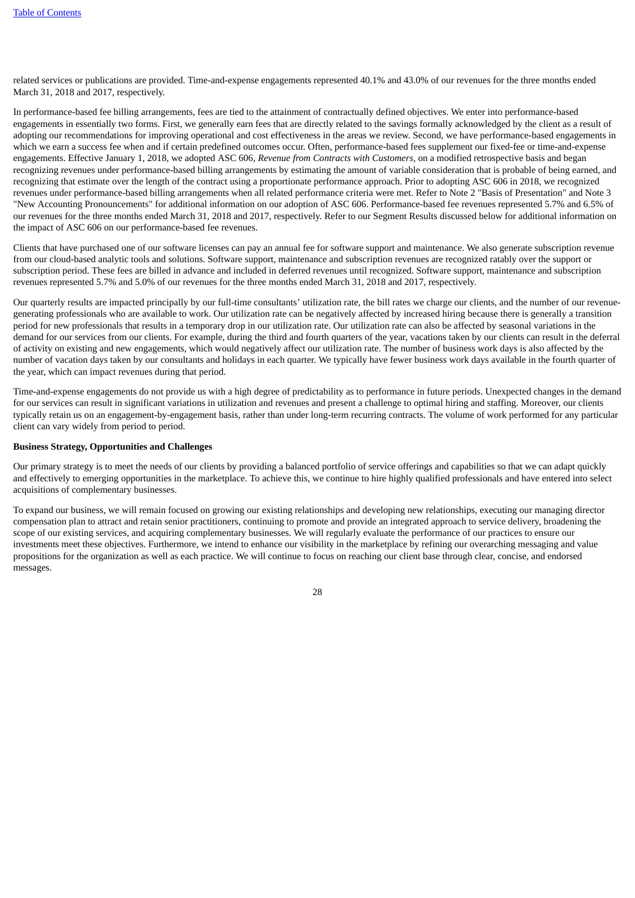related services or publications are provided. Time-and-expense engagements represented 40.1% and 43.0% of our revenues for the three months ended March 31, 2018 and 2017, respectively.

In performance-based fee billing arrangements, fees are tied to the attainment of contractually defined objectives. We enter into performance-based engagements in essentially two forms. First, we generally earn fees that are directly related to the savings formally acknowledged by the client as a result of adopting our recommendations for improving operational and cost effectiveness in the areas we review. Second, we have performance-based engagements in which we earn a success fee when and if certain predefined outcomes occur. Often, performance-based fees supplement our fixed-fee or time-and-expense engagements. Effective January 1, 2018, we adopted ASC 606, *Revenue from Contracts with Customers,* on a modified retrospective basis and began recognizing revenues under performance-based billing arrangements by estimating the amount of variable consideration that is probable of being earned, and recognizing that estimate over the length of the contract using a proportionate performance approach. Prior to adopting ASC 606 in 2018, we recognized revenues under performance-based billing arrangements when all related performance criteria were met. Refer to Note 2 "Basis of Presentation" and Note 3 "New Accounting Pronouncements" for additional information on our adoption of ASC 606. Performance-based fee revenues represented 5.7% and 6.5% of our revenues for the three months ended March 31, 2018 and 2017, respectively. Refer to our Segment Results discussed below for additional information on the impact of ASC 606 on our performance-based fee revenues.

Clients that have purchased one of our software licenses can pay an annual fee for software support and maintenance. We also generate subscription revenue from our cloud-based analytic tools and solutions. Software support, maintenance and subscription revenues are recognized ratably over the support or subscription period. These fees are billed in advance and included in deferred revenues until recognized. Software support, maintenance and subscription revenues represented 5.7% and 5.0% of our revenues for the three months ended March 31, 2018 and 2017, respectively.

Our quarterly results are impacted principally by our full-time consultants' utilization rate, the bill rates we charge our clients, and the number of our revenue-generating professionals who are available to work. Our utilization rate can be negatively affected by increased hiring because there is generally a transition period for new professionals that results in a temporary drop in our utilization rate. Our utilization rate can also be affected by seasonal variations in the demand for our services from our clients. For example, during the third and fourth quarters of the year, vacations taken by our clients can result in the deferral of activity on existing and new engagements, which would negatively affect our utilization rate. The number of business work days is also affected by the number of vacation days taken by our consultants and holidays in each quarter. We typically have fewer business work days available in the fourth quarter of the year, which can impact revenues during that period.

Time-and-expense engagements do not provide us with a high degree of predictability as to performance in future periods. Unexpected changes in the demand for our services can result in significant variations in utilization and revenues and present a challenge to optimal hiring and staffing. Moreover, our clients typically retain us on an engagement-by-engagement basis, rather than under long-term recurring contracts. The volume of work performed for any particular client can vary widely from period to period.

**Business Strategy, Opportunities and Challenges**

Our primary strategy is to meet the needs of our clients by providing a balanced portfolio of service offerings and capabilities so that we can adapt quickly and effectively to emerging opportunities in the marketplace. To achieve this, we continue to hire highly qualified professionals and have entered into select acquisitions of complementary businesses.

To expand our business, we will remain focused on growing our existing relationships and developing new relationships, executing our managing director compensation plan to attract and retain senior practitioners, continuing to promote and provide an integrated approach to service delivery, broadening the scope of our existing services, and acquiring complementary businesses. We will regularly evaluate the performance of our practices to ensure our investments meet these objectives. Furthermore, we intend to enhance our visibility in the marketplace by refining our overarching messaging and value propositions for the organization as well as each practice. We will continue to focus on reaching our client base through clear, concise, and endorsed messages.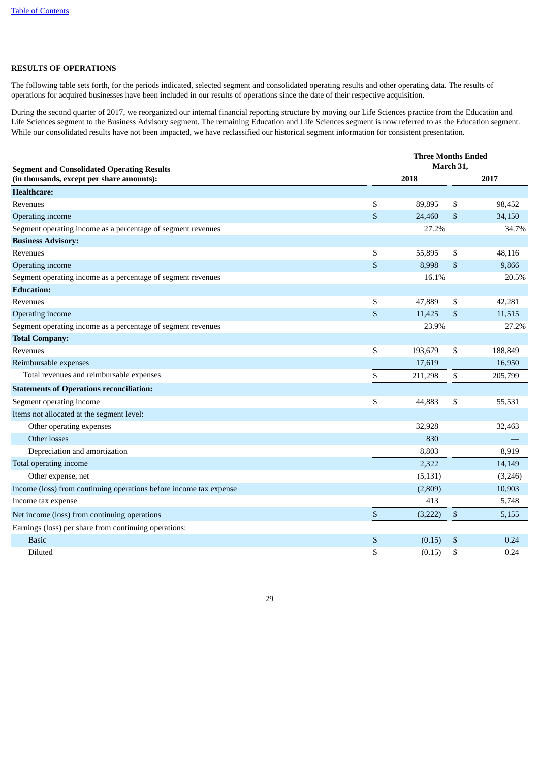## RESULTS OF OPERATIONS

The following table sets forth, for the periods indicated, selected segment and consolidated operating results and other operating data. The results of operations for acquired businesses have been included in our results of operations since the date of their respective acquisition.

During the second quarter of 2017, we reorganized our internal financial reporting structure by moving our Life Sciences practice from the Education and Life Sciences segment to the Business Advisory segment. The remaining Education and Life Sciences segment is now referred to as the Education segment. While our consolidated results have not been impacted, we have reclassified our historical segment information for consistent presentation.

| Segment and Consolidated Operating Results (in thousands, except per share amounts): | Three Months Ended March 31, | |
|---|---|---|
| | 2018 | 2017 |
| **Healthcare:** | | |
| Revenues | $ 89,895 | $ 98,452 |
| Operating income | $ 24,460 | $ 34,150 |
| Segment operating income as a percentage of segment revenues | 27.2% | 34.7% |
| **Business Advisory:** | | |
| Revenues | $ 55,895 | $ 48,116 |
| Operating income | $ 8,998 | $ 9,866 |
| Segment operating income as a percentage of segment revenues | 16.1% | 20.5% |
| **Education:** | | |
| Revenues | $ 47,889 | $ 42,281 |
| Operating income | $ 11,425 | $ 11,515 |
| Segment operating income as a percentage of segment revenues | 23.9% | 27.2% |
| **Total Company:** | | |
| Revenues | $ 193,679 | $ 188,849 |
| Reimbursable expenses | 17,619 | 16,950 |
| Total revenues and reimbursable expenses | $ 211,298 | $ 205,799 |
| **Statements of Operations reconciliation:** | | |
| Segment operating income | $ 44,883 | $ 55,531 |
| Items not allocated at the segment level: | | |
| Other operating expenses | 32,928 | 32,463 |
| Other losses | 830 | — |
| Depreciation and amortization | 8,803 | 8,919 |
| Total operating income | 2,322 | 14,149 |
| Other expense, net | (5,131) | (3,246) |
| Income (loss) from continuing operations before income tax expense | (2,809) | 10,903 |
| Income tax expense | 413 | 5,748 |
| Net income (loss) from continuing operations | $ (3,222) | $ 5,155 |
| Earnings (loss) per share from continuing operations: | | |
| Basic | $ (0.15) | $ 0.24 |
| Diluted | $ (0.15) | $ 0.24 |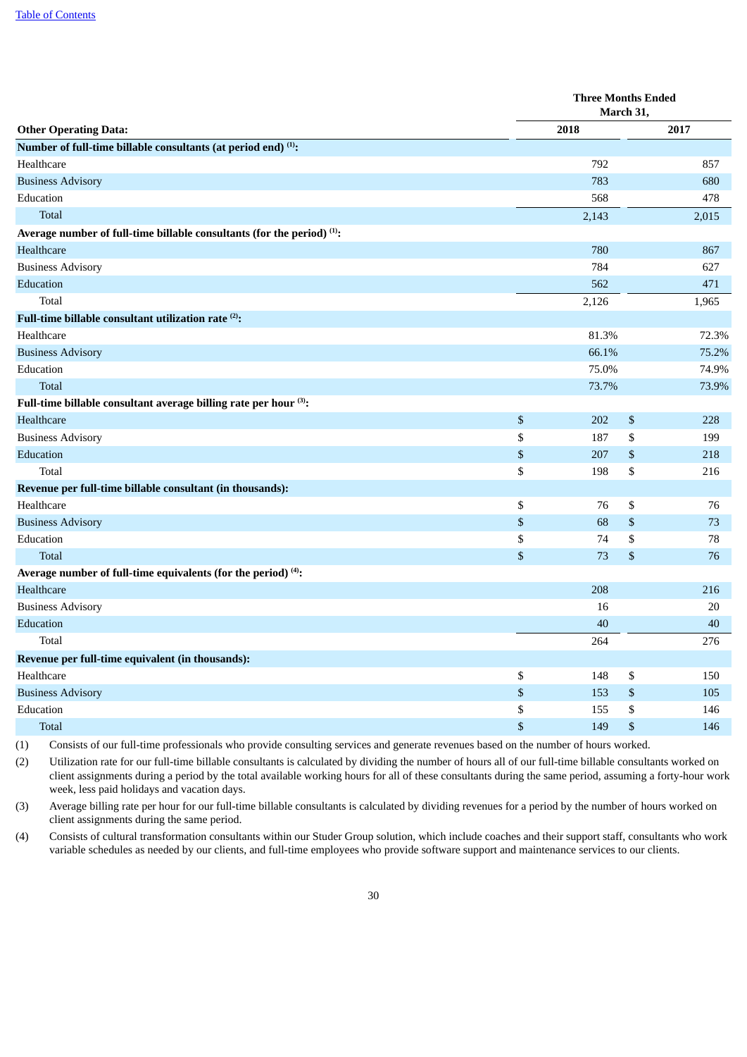| Other Operating Data: | Three Months Ended March 31, 2018 | Three Months Ended March 31, 2017 |
|---|---|---|
| **Number of full-time billable consultants (at period end) [(1)]:** | | |
| Healthcare | 792 | 857 |
| Business Advisory | 783 | 680 |
| Education | 568 | 478 |
| Total | 2,143 | 2,015 |
| **Average number of full-time billable consultants (for the period) [(1)]:** | | |
| Healthcare | 780 | 867 |
| Business Advisory | 784 | 627 |
| Education | 562 | 471 |
| Total | 2,126 | 1,965 |
| **Full-time billable consultant utilization rate [(2)]:** | | |
| Healthcare | 81.3% | 72.3% |
| Business Advisory | 66.1% | 75.2% |
| Education | 75.0% | 74.9% |
| Total | 73.7% | 73.9% |
| **Full-time billable consultant average billing rate per hour [(3)]:** | | |
| Healthcare | $ 202 | $ 228 |
| Business Advisory | $ 187 | $ 199 |
| Education | $ 207 | $ 218 |
| Total | $ 198 | $ 216 |
| **Revenue per full-time billable consultant (in thousands):** | | |
| Healthcare | $ 76 | $ 76 |
| Business Advisory | $ 68 | $ 73 |
| Education | $ 74 | $ 78 |
| Total | $ 73 | $ 76 |
| **Average number of full-time equivalents (for the period) [(4)]:** | | |
| Healthcare | 208 | 216 |
| Business Advisory | 16 | 20 |
| Education | 40 | 40 |
| Total | 264 | 276 |
| **Revenue per full-time equivalent (in thousands):** | | |
| Healthcare | $ 148 | $ 150 |
| Business Advisory | $ 153 | $ 105 |
| Education | $ 155 | $ 146 |
| Total | $ 149 | $ 146 |

(1) Consists of our full-time professionals who provide consulting services and generate revenues based on the number of hours worked.

(2) Utilization rate for our full-time billable consultants is calculated by dividing the number of hours all of our full-time billable consultants worked on client assignments during a period by the total available working hours for all of these consultants during the same period, assuming a forty-hour work week, less paid holidays and vacation days.

(3) Average billing rate per hour for our full-time billable consultants is calculated by dividing revenues for a period by the number of hours worked on client assignments during the same period.

(4) Consists of cultural transformation consultants within our Studer Group solution, which include coaches and their support staff, consultants who work variable schedules as needed by our clients, and full-time employees who provide software support and maintenance services to our clients.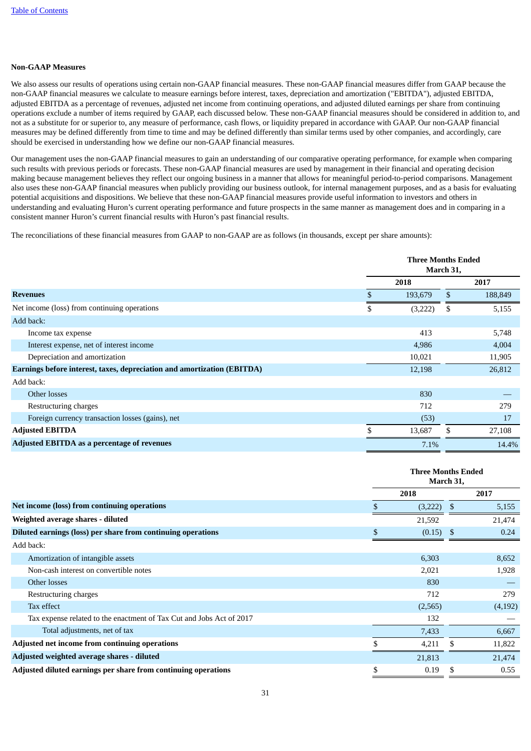## Non-GAAP Measures

We also assess our results of operations using certain non-GAAP financial measures. These non-GAAP financial measures differ from GAAP because the non-GAAP financial measures we calculate to measure earnings before interest, taxes, depreciation and amortization ("EBITDA"), adjusted EBITDA, adjusted EBITDA as a percentage of revenues, adjusted net income from continuing operations, and adjusted diluted earnings per share from continuing operations exclude a number of items required by GAAP, each discussed below. These non-GAAP financial measures should be considered in addition to, and not as a substitute for or superior to, any measure of performance, cash flows, or liquidity prepared in accordance with GAAP. Our non-GAAP financial measures may be defined differently from time to time and may be defined differently than similar terms used by other companies, and accordingly, care should be exercised in understanding how we define our non-GAAP financial measures.

Our management uses the non-GAAP financial measures to gain an understanding of our comparative operating performance, for example when comparing such results with previous periods or forecasts. These non-GAAP financial measures are used by management in their financial and operating decision making because management believes they reflect our ongoing business in a manner that allows for meaningful period-to-period comparisons. Management also uses these non-GAAP financial measures when publicly providing our business outlook, for internal management purposes, and as a basis for evaluating potential acquisitions and dispositions. We believe that these non-GAAP financial measures provide useful information to investors and others in understanding and evaluating Huron's current operating performance and future prospects in the same manner as management does and in comparing in a consistent manner Huron's current financial results with Huron's past financial results.

The reconciliations of these financial measures from GAAP to non-GAAP are as follows (in thousands, except per share amounts):

| | Three Months Ended March 31, | |
|---|---|---|
| | 2018 | 2017 |
| **Revenues** | $ 193,679 | $ 188,849 |
| Net income (loss) from continuing operations | $ (3,222) | $ 5,155 |
| Add back: | | |
| Income tax expense | 413 | 5,748 |
| Interest expense, net of interest income | 4,986 | 4,004 |
| Depreciation and amortization | 10,021 | 11,905 |
| **Earnings before interest, taxes, depreciation and amortization (EBITDA)** | 12,198 | 26,812 |
| Add back: | | |
| Other losses | 830 | — |
| Restructuring charges | 712 | 279 |
| Foreign currency transaction losses (gains), net | (53) | 17 |
| **Adjusted EBITDA** | $ 13,687 | $ 27,108 |
| **Adjusted EBITDA as a percentage of revenues** | 7.1% | 14.4% |

| | Three Months Ended March 31, | |
|---|---|---|
| | 2018 | 2017 |
| **Net income (loss) from continuing operations** | $ (3,222) | $ 5,155 |
| **Weighted average shares - diluted** | 21,592 | 21,474 |
| **Diluted earnings (loss) per share from continuing operations** | $ (0.15) | $ 0.24 |
| Add back: | | |
| Amortization of intangible assets | 6,303 | 8,652 |
| Non-cash interest on convertible notes | 2,021 | 1,928 |
| Other losses | 830 | — |
| Restructuring charges | 712 | 279 |
| Tax effect | (2,565) | (4,192) |
| Tax expense related to the enactment of Tax Cut and Jobs Act of 2017 | 132 | — |
| Total adjustments, net of tax | 7,433 | 6,667 |
| **Adjusted net income from continuing operations** | $ 4,211 | $ 11,822 |
| **Adjusted weighted average shares - diluted** | 21,813 | 21,474 |
| **Adjusted diluted earnings per share from continuing operations** | $ 0.19 | $ 0.55 |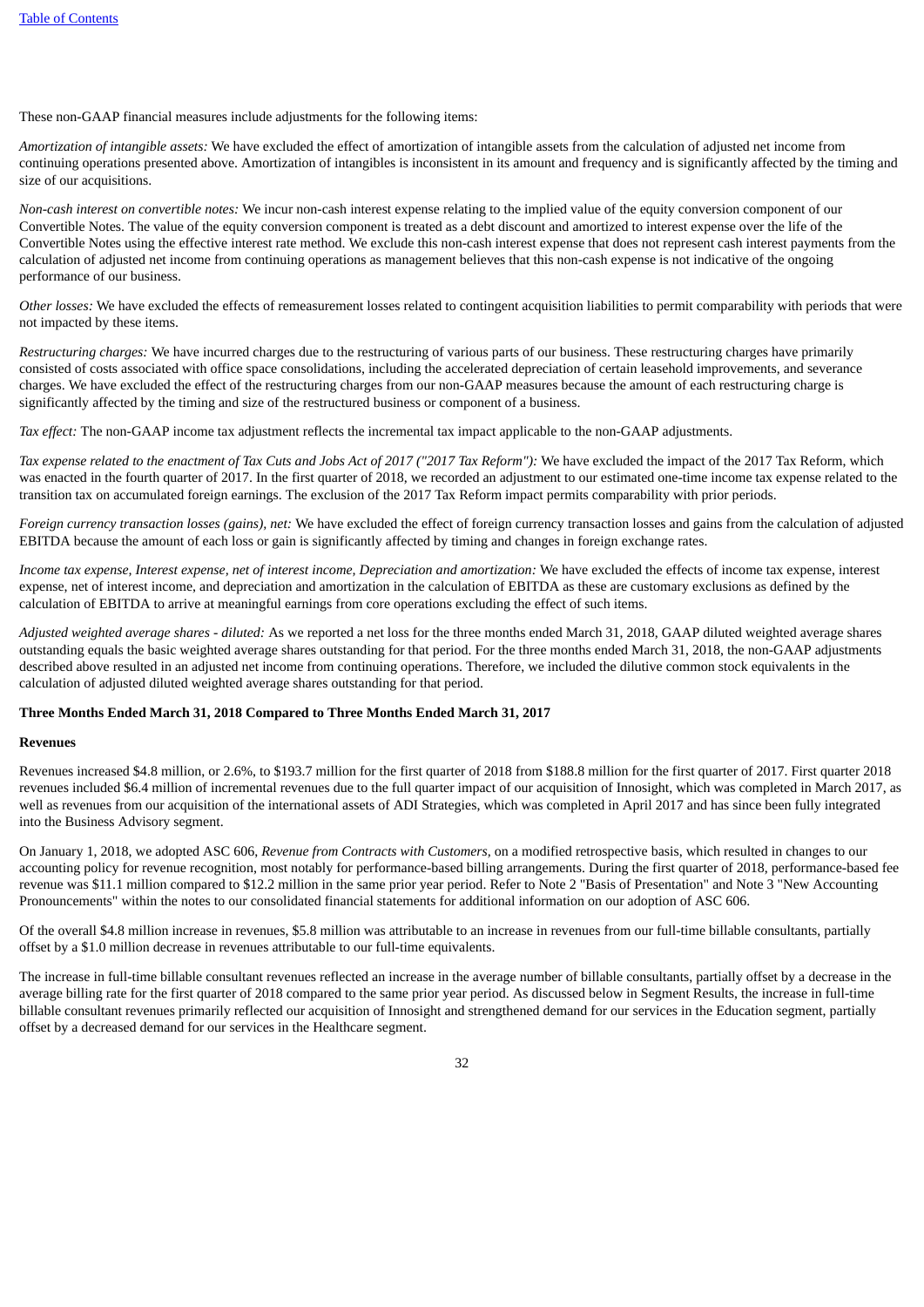These non-GAAP financial measures include adjustments for the following items:

*Amortization of intangible assets:* We have excluded the effect of amortization of intangible assets from the calculation of adjusted net income from continuing operations presented above. Amortization of intangibles is inconsistent in its amount and frequency and is significantly affected by the timing and size of our acquisitions.

*Non-cash interest on convertible notes:* We incur non-cash interest expense relating to the implied value of the equity conversion component of our Convertible Notes. The value of the equity conversion component is treated as a debt discount and amortized to interest expense over the life of the Convertible Notes using the effective interest rate method. We exclude this non-cash interest expense that does not represent cash interest payments from the calculation of adjusted net income from continuing operations as management believes that this non-cash expense is not indicative of the ongoing performance of our business.

*Other losses:* We have excluded the effects of remeasurement losses related to contingent acquisition liabilities to permit comparability with periods that were not impacted by these items.

*Restructuring charges:* We have incurred charges due to the restructuring of various parts of our business. These restructuring charges have primarily consisted of costs associated with office space consolidations, including the accelerated depreciation of certain leasehold improvements, and severance charges. We have excluded the effect of the restructuring charges from our non-GAAP measures because the amount of each restructuring charge is significantly affected by the timing and size of the restructured business or component of a business.

*Tax effect:* The non-GAAP income tax adjustment reflects the incremental tax impact applicable to the non-GAAP adjustments.

*Tax expense related to the enactment of Tax Cuts and Jobs Act of 2017 ("2017 Tax Reform"):* We have excluded the impact of the 2017 Tax Reform, which was enacted in the fourth quarter of 2017. In the first quarter of 2018, we recorded an adjustment to our estimated one-time income tax expense related to the transition tax on accumulated foreign earnings. The exclusion of the 2017 Tax Reform impact permits comparability with prior periods.

*Foreign currency transaction losses (gains), net:* We have excluded the effect of foreign currency transaction losses and gains from the calculation of adjusted EBITDA because the amount of each loss or gain is significantly affected by timing and changes in foreign exchange rates.

*Income tax expense, Interest expense, net of interest income, Depreciation and amortization:* We have excluded the effects of income tax expense, interest expense, net of interest income, and depreciation and amortization in the calculation of EBITDA as these are customary exclusions as defined by the calculation of EBITDA to arrive at meaningful earnings from core operations excluding the effect of such items.

*Adjusted weighted average shares - diluted:* As we reported a net loss for the three months ended March 31, 2018, GAAP diluted weighted average shares outstanding equals the basic weighted average shares outstanding for that period. For the three months ended March 31, 2018, the non-GAAP adjustments described above resulted in an adjusted net income from continuing operations. Therefore, we included the dilutive common stock equivalents in the calculation of adjusted diluted weighted average shares outstanding for that period.

## Three Months Ended March 31, 2018 Compared to Three Months Ended March 31, 2017

### Revenues

Revenues increased $4.8 million, or 2.6%, to $193.7 million for the first quarter of 2018 from $188.8 million for the first quarter of 2017. First quarter 2018 revenues included $6.4 million of incremental revenues due to the full quarter impact of our acquisition of Innosight, which was completed in March 2017, as well as revenues from our acquisition of the international assets of ADI Strategies, which was completed in April 2017 and has since been fully integrated into the Business Advisory segment.

On January 1, 2018, we adopted ASC 606, *Revenue from Contracts with Customers,* on a modified retrospective basis, which resulted in changes to our accounting policy for revenue recognition, most notably for performance-based billing arrangements. During the first quarter of 2018, performance-based fee revenue was $11.1 million compared to $12.2 million in the same prior year period. Refer to Note 2 "Basis of Presentation" and Note 3 "New Accounting Pronouncements" within the notes to our consolidated financial statements for additional information on our adoption of ASC 606.

Of the overall $4.8 million increase in revenues, $5.8 million was attributable to an increase in revenues from our full-time billable consultants, partially offset by a $1.0 million decrease in revenues attributable to our full-time equivalents.

The increase in full-time billable consultant revenues reflected an increase in the average number of billable consultants, partially offset by a decrease in the average billing rate for the first quarter of 2018 compared to the same prior year period. As discussed below in Segment Results, the increase in full-time billable consultant revenues primarily reflected our acquisition of Innosight and strengthened demand for our services in the Education segment, partially offset by a decreased demand for our services in the Healthcare segment.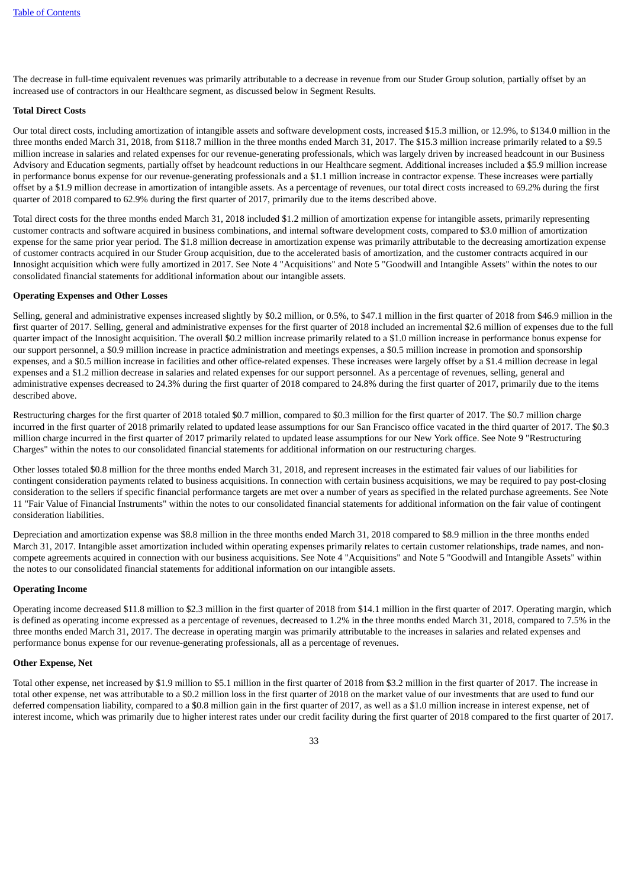The decrease in full-time equivalent revenues was primarily attributable to a decrease in revenue from our Studer Group solution, partially offset by an increased use of contractors in our Healthcare segment, as discussed below in Segment Results.

**Total Direct Costs**

Our total direct costs, including amortization of intangible assets and software development costs, increased $15.3 million, or 12.9%, to $134.0 million in the three months ended March 31, 2018, from $118.7 million in the three months ended March 31, 2017. The $15.3 million increase primarily related to a $9.5 million increase in salaries and related expenses for our revenue-generating professionals, which was largely driven by increased headcount in our Business Advisory and Education segments, partially offset by headcount reductions in our Healthcare segment. Additional increases included a $5.9 million increase in performance bonus expense for our revenue-generating professionals and a $1.1 million increase in contractor expense. These increases were partially offset by a $1.9 million decrease in amortization of intangible assets. As a percentage of revenues, our total direct costs increased to 69.2% during the first quarter of 2018 compared to 62.9% during the first quarter of 2017, primarily due to the items described above.

Total direct costs for the three months ended March 31, 2018 included $1.2 million of amortization expense for intangible assets, primarily representing customer contracts and software acquired in business combinations, and internal software development costs, compared to $3.0 million of amortization expense for the same prior year period. The $1.8 million decrease in amortization expense was primarily attributable to the decreasing amortization expense of customer contracts acquired in our Studer Group acquisition, due to the accelerated basis of amortization, and the customer contracts acquired in our Innosight acquisition which were fully amortized in 2017. See Note 4 "Acquisitions" and Note 5 "Goodwill and Intangible Assets" within the notes to our consolidated financial statements for additional information about our intangible assets.

**Operating Expenses and Other Losses**

Selling, general and administrative expenses increased slightly by $0.2 million, or 0.5%, to $47.1 million in the first quarter of 2018 from $46.9 million in the first quarter of 2017. Selling, general and administrative expenses for the first quarter of 2018 included an incremental $2.6 million of expenses due to the full quarter impact of the Innosight acquisition. The overall $0.2 million increase primarily related to a $1.0 million increase in performance bonus expense for our support personnel, a $0.9 million increase in practice administration and meetings expenses, a $0.5 million increase in promotion and sponsorship expenses, and a $0.5 million increase in facilities and other office-related expenses. These increases were largely offset by a $1.4 million decrease in legal expenses and a $1.2 million decrease in salaries and related expenses for our support personnel. As a percentage of revenues, selling, general and administrative expenses decreased to 24.3% during the first quarter of 2018 compared to 24.8% during the first quarter of 2017, primarily due to the items described above.

Restructuring charges for the first quarter of 2018 totaled $0.7 million, compared to $0.3 million for the first quarter of 2017. The $0.7 million charge incurred in the first quarter of 2018 primarily related to updated lease assumptions for our San Francisco office vacated in the third quarter of 2017. The $0.3 million charge incurred in the first quarter of 2017 primarily related to updated lease assumptions for our New York office. See Note 9 "Restructuring Charges" within the notes to our consolidated financial statements for additional information on our restructuring charges.

Other losses totaled $0.8 million for the three months ended March 31, 2018, and represent increases in the estimated fair values of our liabilities for contingent consideration payments related to business acquisitions. In connection with certain business acquisitions, we may be required to pay post-closing consideration to the sellers if specific financial performance targets are met over a number of years as specified in the related purchase agreements. See Note 11 "Fair Value of Financial Instruments" within the notes to our consolidated financial statements for additional information on the fair value of contingent consideration liabilities.

Depreciation and amortization expense was $8.8 million in the three months ended March 31, 2018 compared to $8.9 million in the three months ended March 31, 2017. Intangible asset amortization included within operating expenses primarily relates to certain customer relationships, trade names, and non-compete agreements acquired in connection with our business acquisitions. See Note 4 "Acquisitions" and Note 5 "Goodwill and Intangible Assets" within the notes to our consolidated financial statements for additional information on our intangible assets.

**Operating Income**

Operating income decreased $11.8 million to $2.3 million in the first quarter of 2018 from $14.1 million in the first quarter of 2017. Operating margin, which is defined as operating income expressed as a percentage of revenues, decreased to 1.2% in the three months ended March 31, 2018, compared to 7.5% in the three months ended March 31, 2017. The decrease in operating margin was primarily attributable to the increases in salaries and related expenses and performance bonus expense for our revenue-generating professionals, all as a percentage of revenues.

**Other Expense, Net**

Total other expense, net increased by $1.9 million to $5.1 million in the first quarter of 2018 from $3.2 million in the first quarter of 2017. The increase in total other expense, net was attributable to a $0.2 million loss in the first quarter of 2018 on the market value of our investments that are used to fund our deferred compensation liability, compared to a $0.8 million gain in the first quarter of 2017, as well as a $1.0 million increase in interest expense, net of interest income, which was primarily due to higher interest rates under our credit facility during the first quarter of 2018 compared to the first quarter of 2017.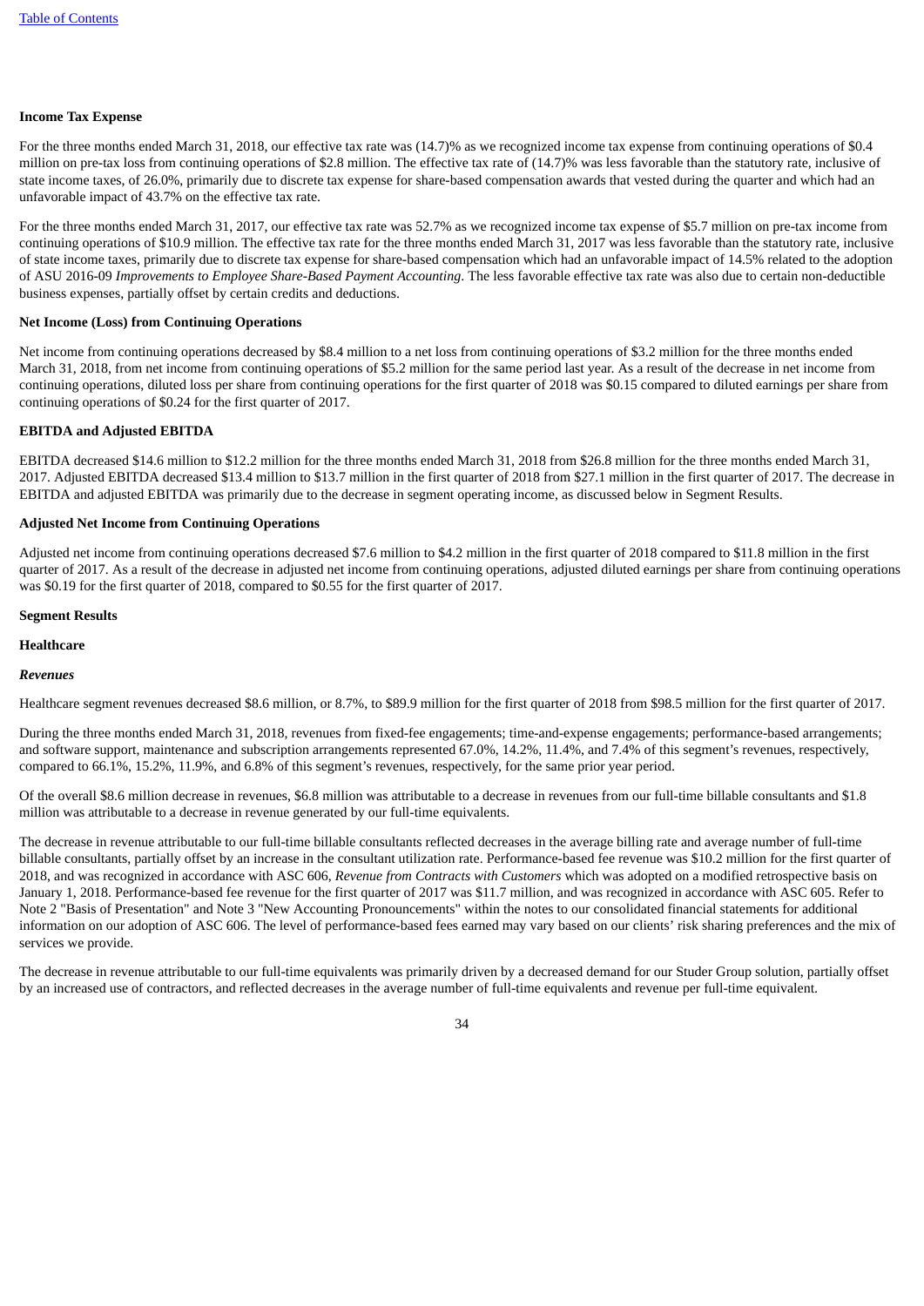**Income Tax Expense**

For the three months ended March 31, 2018, our effective tax rate was (14.7)% as we recognized income tax expense from continuing operations of $0.4 million on pre-tax loss from continuing operations of $2.8 million. The effective tax rate of (14.7)% was less favorable than the statutory rate, inclusive of state income taxes, of 26.0%, primarily due to discrete tax expense for share-based compensation awards that vested during the quarter and which had an unfavorable impact of 43.7% on the effective tax rate.

For the three months ended March 31, 2017, our effective tax rate was 52.7% as we recognized income tax expense of $5.7 million on pre-tax income from continuing operations of $10.9 million. The effective tax rate for the three months ended March 31, 2017 was less favorable than the statutory rate, inclusive of state income taxes, primarily due to discrete tax expense for share-based compensation which had an unfavorable impact of 14.5% related to the adoption of ASU 2016-09 *Improvements to Employee Share-Based Payment Accounting*. The less favorable effective tax rate was also due to certain non-deductible business expenses, partially offset by certain credits and deductions.

**Net Income (Loss) from Continuing Operations**

Net income from continuing operations decreased by $8.4 million to a net loss from continuing operations of $3.2 million for the three months ended March 31, 2018, from net income from continuing operations of $5.2 million for the same period last year. As a result of the decrease in net income from continuing operations, diluted loss per share from continuing operations for the first quarter of 2018 was $0.15 compared to diluted earnings per share from continuing operations of $0.24 for the first quarter of 2017.

**EBITDA and Adjusted EBITDA**

EBITDA decreased $14.6 million to $12.2 million for the three months ended March 31, 2018 from $26.8 million for the three months ended March 31, 2017. Adjusted EBITDA decreased $13.4 million to $13.7 million in the first quarter of 2018 from $27.1 million in the first quarter of 2017. The decrease in EBITDA and adjusted EBITDA was primarily due to the decrease in segment operating income, as discussed below in Segment Results.

**Adjusted Net Income from Continuing Operations**

Adjusted net income from continuing operations decreased $7.6 million to $4.2 million in the first quarter of 2018 compared to $11.8 million in the first quarter of 2017. As a result of the decrease in adjusted net income from continuing operations, adjusted diluted earnings per share from continuing operations was $0.19 for the first quarter of 2018, compared to $0.55 for the first quarter of 2017.

**Segment Results**

**Healthcare**

***Revenues***

Healthcare segment revenues decreased $8.6 million, or 8.7%, to $89.9 million for the first quarter of 2018 from $98.5 million for the first quarter of 2017.

During the three months ended March 31, 2018, revenues from fixed-fee engagements; time-and-expense engagements; performance-based arrangements; and software support, maintenance and subscription arrangements represented 67.0%, 14.2%, 11.4%, and 7.4% of this segment's revenues, respectively, compared to 66.1%, 15.2%, 11.9%, and 6.8% of this segment's revenues, respectively, for the same prior year period.

Of the overall $8.6 million decrease in revenues, $6.8 million was attributable to a decrease in revenues from our full-time billable consultants and $1.8 million was attributable to a decrease in revenue generated by our full-time equivalents.

The decrease in revenue attributable to our full-time billable consultants reflected decreases in the average billing rate and average number of full-time billable consultants, partially offset by an increase in the consultant utilization rate. Performance-based fee revenue was $10.2 million for the first quarter of 2018, and was recognized in accordance with ASC 606, *Revenue from Contracts with Customers* which was adopted on a modified retrospective basis on January 1, 2018. Performance-based fee revenue for the first quarter of 2017 was $11.7 million, and was recognized in accordance with ASC 605. Refer to Note 2 "Basis of Presentation" and Note 3 "New Accounting Pronouncements" within the notes to our consolidated financial statements for additional information on our adoption of ASC 606. The level of performance-based fees earned may vary based on our clients' risk sharing preferences and the mix of services we provide.

The decrease in revenue attributable to our full-time equivalents was primarily driven by a decreased demand for our Studer Group solution, partially offset by an increased use of contractors, and reflected decreases in the average number of full-time equivalents and revenue per full-time equivalent.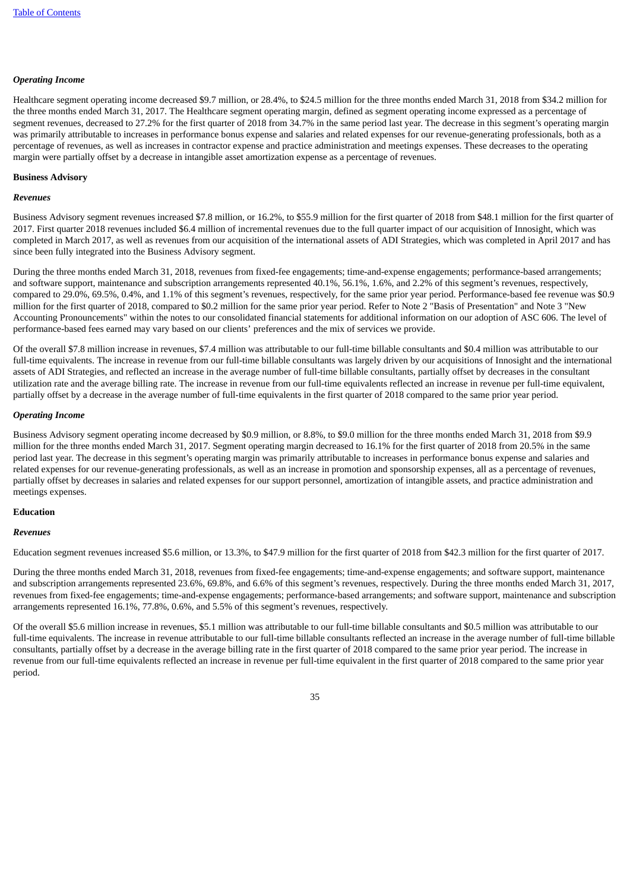### *Operating Income*

Healthcare segment operating income decreased $9.7 million, or 28.4%, to $24.5 million for the three months ended March 31, 2018 from $34.2 million for the three months ended March 31, 2017. The Healthcare segment operating margin, defined as segment operating income expressed as a percentage of segment revenues, decreased to 27.2% for the first quarter of 2018 from 34.7% in the same period last year. The decrease in this segment's operating margin was primarily attributable to increases in performance bonus expense and salaries and related expenses for our revenue-generating professionals, both as a percentage of revenues, as well as increases in contractor expense and practice administration and meetings expenses. These decreases to the operating margin were partially offset by a decrease in intangible asset amortization expense as a percentage of revenues.

## Business Advisory

### *Revenues*

Business Advisory segment revenues increased $7.8 million, or 16.2%, to $55.9 million for the first quarter of 2018 from $48.1 million for the first quarter of 2017. First quarter 2018 revenues included $6.4 million of incremental revenues due to the full quarter impact of our acquisition of Innosight, which was completed in March 2017, as well as revenues from our acquisition of the international assets of ADI Strategies, which was completed in April 2017 and has since been fully integrated into the Business Advisory segment.

During the three months ended March 31, 2018, revenues from fixed-fee engagements; time-and-expense engagements; performance-based arrangements; and software support, maintenance and subscription arrangements represented 40.1%, 56.1%, 1.6%, and 2.2% of this segment's revenues, respectively, compared to 29.0%, 69.5%, 0.4%, and 1.1% of this segment's revenues, respectively, for the same prior year period. Performance-based fee revenue was $0.9 million for the first quarter of 2018, compared to $0.2 million for the same prior year period. Refer to Note 2 "Basis of Presentation" and Note 3 "New Accounting Pronouncements" within the notes to our consolidated financial statements for additional information on our adoption of ASC 606. The level of performance-based fees earned may vary based on our clients' preferences and the mix of services we provide.

Of the overall $7.8 million increase in revenues, $7.4 million was attributable to our full-time billable consultants and $0.4 million was attributable to our full-time equivalents. The increase in revenue from our full-time billable consultants was largely driven by our acquisitions of Innosight and the international assets of ADI Strategies, and reflected an increase in the average number of full-time billable consultants, partially offset by decreases in the consultant utilization rate and the average billing rate. The increase in revenue from our full-time equivalents reflected an increase in revenue per full-time equivalent, partially offset by a decrease in the average number of full-time equivalents in the first quarter of 2018 compared to the same prior year period.

### *Operating Income*

Business Advisory segment operating income decreased by $0.9 million, or 8.8%, to $9.0 million for the three months ended March 31, 2018 from $9.9 million for the three months ended March 31, 2017. Segment operating margin decreased to 16.1% for the first quarter of 2018 from 20.5% in the same period last year. The decrease in this segment's operating margin was primarily attributable to increases in performance bonus expense and salaries and related expenses for our revenue-generating professionals, as well as an increase in promotion and sponsorship expenses, all as a percentage of revenues, partially offset by decreases in salaries and related expenses for our support personnel, amortization of intangible assets, and practice administration and meetings expenses.

## Education

### *Revenues*

Education segment revenues increased $5.6 million, or 13.3%, to $47.9 million for the first quarter of 2018 from $42.3 million for the first quarter of 2017.

During the three months ended March 31, 2018, revenues from fixed-fee engagements; time-and-expense engagements; and software support, maintenance and subscription arrangements represented 23.6%, 69.8%, and 6.6% of this segment's revenues, respectively. During the three months ended March 31, 2017, revenues from fixed-fee engagements; time-and-expense engagements; performance-based arrangements; and software support, maintenance and subscription arrangements represented 16.1%, 77.8%, 0.6%, and 5.5% of this segment's revenues, respectively.

Of the overall $5.6 million increase in revenues, $5.1 million was attributable to our full-time billable consultants and $0.5 million was attributable to our full-time equivalents. The increase in revenue attributable to our full-time billable consultants reflected an increase in the average number of full-time billable consultants, partially offset by a decrease in the average billing rate in the first quarter of 2018 compared to the same prior year period. The increase in revenue from our full-time equivalents reflected an increase in revenue per full-time equivalent in the first quarter of 2018 compared to the same prior year period.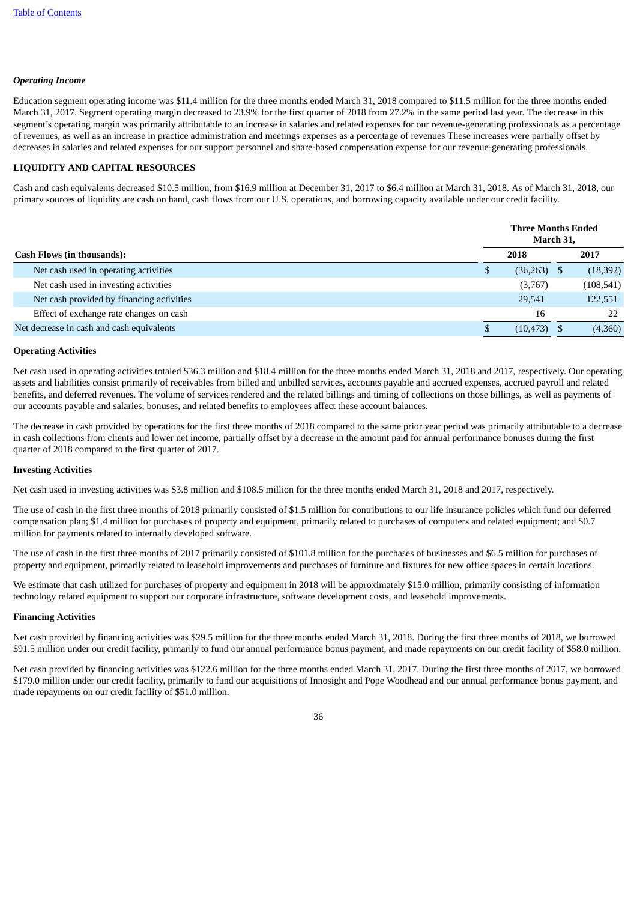### *Operating Income*

Education segment operating income was $11.4 million for the three months ended March 31, 2018 compared to $11.5 million for the three months ended March 31, 2017. Segment operating margin decreased to 23.9% for the first quarter of 2018 from 27.2% in the same period last year. The decrease in this segment's operating margin was primarily attributable to an increase in salaries and related expenses for our revenue-generating professionals as a percentage of revenues, as well as an increase in practice administration and meetings expenses as a percentage of revenues These increases were partially offset by decreases in salaries and related expenses for our support personnel and share-based compensation expense for our revenue-generating professionals.

## LIQUIDITY AND CAPITAL RESOURCES

Cash and cash equivalents decreased $10.5 million, from $16.9 million at December 31, 2017 to $6.4 million at March 31, 2018. As of March 31, 2018, our primary sources of liquidity are cash on hand, cash flows from our U.S. operations, and borrowing capacity available under our credit facility.

| Cash Flows (in thousands): | Three Months Ended March 31, 2018 | Three Months Ended March 31, 2017 |
|---|---|---|
| Net cash used in operating activities | $ (36,263) | $ (18,392) |
| Net cash used in investing activities | (3,767) | (108,541) |
| Net cash provided by financing activities | 29,541 | 122,551 |
| Effect of exchange rate changes on cash | 16 | 22 |
| Net decrease in cash and cash equivalents | $ (10,473) | $ (4,360) |

### Operating Activities

Net cash used in operating activities totaled $36.3 million and $18.4 million for the three months ended March 31, 2018 and 2017, respectively. Our operating assets and liabilities consist primarily of receivables from billed and unbilled services, accounts payable and accrued expenses, accrued payroll and related benefits, and deferred revenues. The volume of services rendered and the related billings and timing of collections on those billings, as well as payments of our accounts payable and salaries, bonuses, and related benefits to employees affect these account balances.

The decrease in cash provided by operations for the first three months of 2018 compared to the same prior year period was primarily attributable to a decrease in cash collections from clients and lower net income, partially offset by a decrease in the amount paid for annual performance bonuses during the first quarter of 2018 compared to the first quarter of 2017.

### Investing Activities

Net cash used in investing activities was $3.8 million and $108.5 million for the three months ended March 31, 2018 and 2017, respectively.

The use of cash in the first three months of 2018 primarily consisted of $1.5 million for contributions to our life insurance policies which fund our deferred compensation plan; $1.4 million for purchases of property and equipment, primarily related to purchases of computers and related equipment; and $0.7 million for payments related to internally developed software.

The use of cash in the first three months of 2017 primarily consisted of $101.8 million for the purchases of businesses and $6.5 million for purchases of property and equipment, primarily related to leasehold improvements and purchases of furniture and fixtures for new office spaces in certain locations.

We estimate that cash utilized for purchases of property and equipment in 2018 will be approximately $15.0 million, primarily consisting of information technology related equipment to support our corporate infrastructure, software development costs, and leasehold improvements.

### Financing Activities

Net cash provided by financing activities was $29.5 million for the three months ended March 31, 2018. During the first three months of 2018, we borrowed $91.5 million under our credit facility, primarily to fund our annual performance bonus payment, and made repayments on our credit facility of $58.0 million.

Net cash provided by financing activities was $122.6 million for the three months ended March 31, 2017. During the first three months of 2017, we borrowed $179.0 million under our credit facility, primarily to fund our acquisitions of Innosight and Pope Woodhead and our annual performance bonus payment, and made repayments on our credit facility of $51.0 million.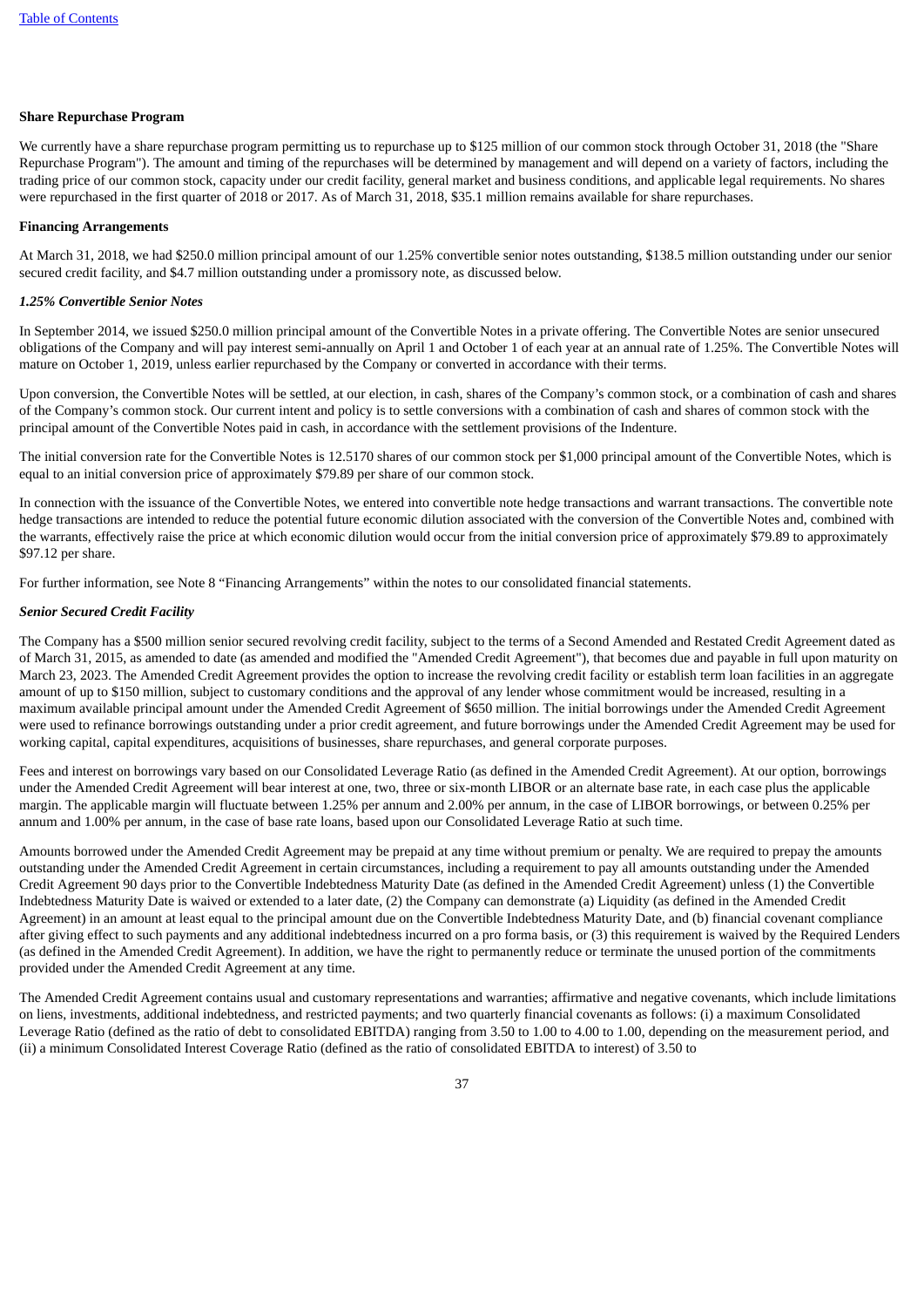**Share Repurchase Program**

We currently have a share repurchase program permitting us to repurchase up to $125 million of our common stock through October 31, 2018 (the "Share Repurchase Program"). The amount and timing of the repurchases will be determined by management and will depend on a variety of factors, including the trading price of our common stock, capacity under our credit facility, general market and business conditions, and applicable legal requirements. No shares were repurchased in the first quarter of 2018 or 2017. As of March 31, 2018, $35.1 million remains available for share repurchases.

**Financing Arrangements**

At March 31, 2018, we had $250.0 million principal amount of our 1.25% convertible senior notes outstanding, $138.5 million outstanding under our senior secured credit facility, and $4.7 million outstanding under a promissory note, as discussed below.

***1.25% Convertible Senior Notes***

In September 2014, we issued $250.0 million principal amount of the Convertible Notes in a private offering. The Convertible Notes are senior unsecured obligations of the Company and will pay interest semi-annually on April 1 and October 1 of each year at an annual rate of 1.25%. The Convertible Notes will mature on October 1, 2019, unless earlier repurchased by the Company or converted in accordance with their terms.

Upon conversion, the Convertible Notes will be settled, at our election, in cash, shares of the Company's common stock, or a combination of cash and shares of the Company's common stock. Our current intent and policy is to settle conversions with a combination of cash and shares of common stock with the principal amount of the Convertible Notes paid in cash, in accordance with the settlement provisions of the Indenture.

The initial conversion rate for the Convertible Notes is 12.5170 shares of our common stock per $1,000 principal amount of the Convertible Notes, which is equal to an initial conversion price of approximately $79.89 per share of our common stock.

In connection with the issuance of the Convertible Notes, we entered into convertible note hedge transactions and warrant transactions. The convertible note hedge transactions are intended to reduce the potential future economic dilution associated with the conversion of the Convertible Notes and, combined with the warrants, effectively raise the price at which economic dilution would occur from the initial conversion price of approximately $79.89 to approximately $97.12 per share.

For further information, see Note 8 "Financing Arrangements" within the notes to our consolidated financial statements.

***Senior Secured Credit Facility***

The Company has a $500 million senior secured revolving credit facility, subject to the terms of a Second Amended and Restated Credit Agreement dated as of March 31, 2015, as amended to date (as amended and modified the "Amended Credit Agreement"), that becomes due and payable in full upon maturity on March 23, 2023. The Amended Credit Agreement provides the option to increase the revolving credit facility or establish term loan facilities in an aggregate amount of up to $150 million, subject to customary conditions and the approval of any lender whose commitment would be increased, resulting in a maximum available principal amount under the Amended Credit Agreement of $650 million. The initial borrowings under the Amended Credit Agreement were used to refinance borrowings outstanding under a prior credit agreement, and future borrowings under the Amended Credit Agreement may be used for working capital, capital expenditures, acquisitions of businesses, share repurchases, and general corporate purposes.

Fees and interest on borrowings vary based on our Consolidated Leverage Ratio (as defined in the Amended Credit Agreement). At our option, borrowings under the Amended Credit Agreement will bear interest at one, two, three or six-month LIBOR or an alternate base rate, in each case plus the applicable margin. The applicable margin will fluctuate between 1.25% per annum and 2.00% per annum, in the case of LIBOR borrowings, or between 0.25% per annum and 1.00% per annum, in the case of base rate loans, based upon our Consolidated Leverage Ratio at such time.

Amounts borrowed under the Amended Credit Agreement may be prepaid at any time without premium or penalty. We are required to prepay the amounts outstanding under the Amended Credit Agreement in certain circumstances, including a requirement to pay all amounts outstanding under the Amended Credit Agreement 90 days prior to the Convertible Indebtedness Maturity Date (as defined in the Amended Credit Agreement) unless (1) the Convertible Indebtedness Maturity Date is waived or extended to a later date, (2) the Company can demonstrate (a) Liquidity (as defined in the Amended Credit Agreement) in an amount at least equal to the principal amount due on the Convertible Indebtedness Maturity Date, and (b) financial covenant compliance after giving effect to such payments and any additional indebtedness incurred on a pro forma basis, or (3) this requirement is waived by the Required Lenders (as defined in the Amended Credit Agreement). In addition, we have the right to permanently reduce or terminate the unused portion of the commitments provided under the Amended Credit Agreement at any time.

The Amended Credit Agreement contains usual and customary representations and warranties; affirmative and negative covenants, which include limitations on liens, investments, additional indebtedness, and restricted payments; and two quarterly financial covenants as follows: (i) a maximum Consolidated Leverage Ratio (defined as the ratio of debt to consolidated EBITDA) ranging from 3.50 to 1.00 to 4.00 to 1.00, depending on the measurement period, and (ii) a minimum Consolidated Interest Coverage Ratio (defined as the ratio of consolidated EBITDA to interest) of 3.50 to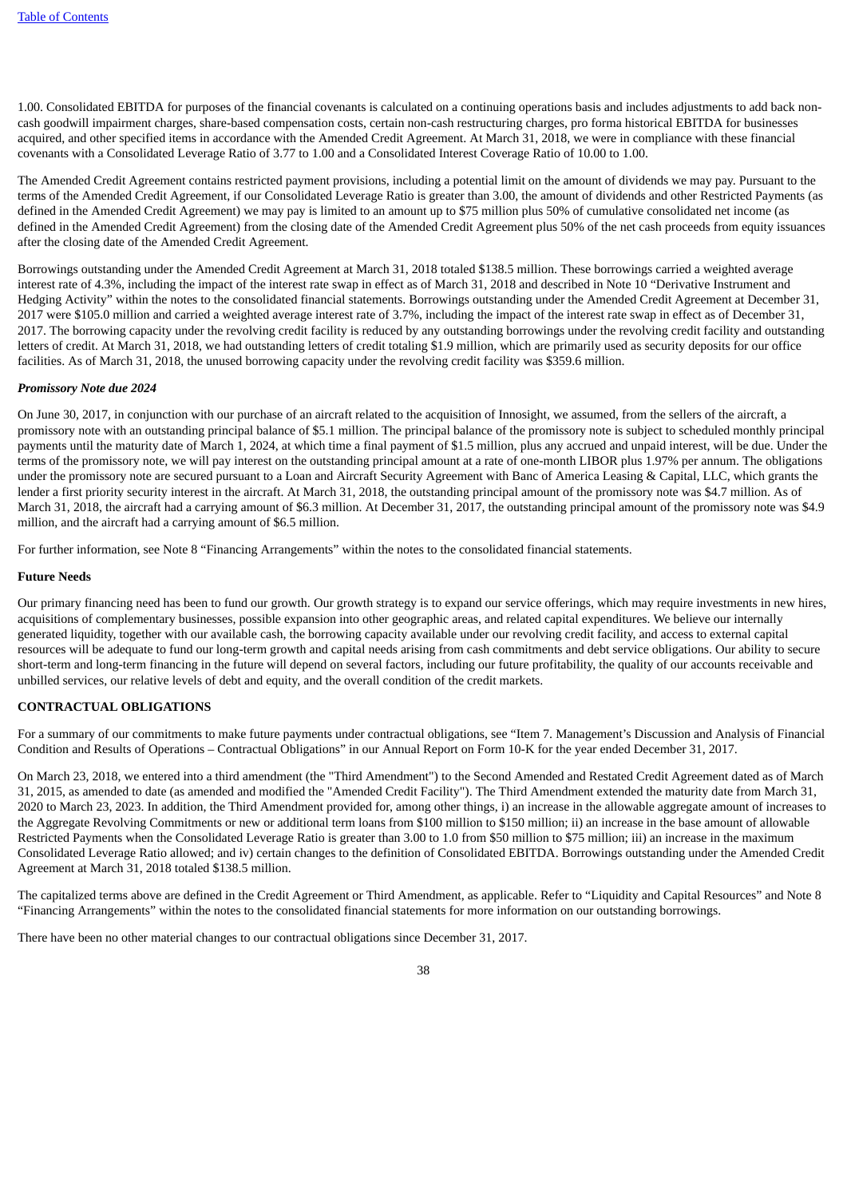1.00. Consolidated EBITDA for purposes of the financial covenants is calculated on a continuing operations basis and includes adjustments to add back non-cash goodwill impairment charges, share-based compensation costs, certain non-cash restructuring charges, pro forma historical EBITDA for businesses acquired, and other specified items in accordance with the Amended Credit Agreement. At March 31, 2018, we were in compliance with these financial covenants with a Consolidated Leverage Ratio of 3.77 to 1.00 and a Consolidated Interest Coverage Ratio of 10.00 to 1.00.

The Amended Credit Agreement contains restricted payment provisions, including a potential limit on the amount of dividends we may pay. Pursuant to the terms of the Amended Credit Agreement, if our Consolidated Leverage Ratio is greater than 3.00, the amount of dividends and other Restricted Payments (as defined in the Amended Credit Agreement) we may pay is limited to an amount up to $75 million plus 50% of cumulative consolidated net income (as defined in the Amended Credit Agreement) from the closing date of the Amended Credit Agreement plus 50% of the net cash proceeds from equity issuances after the closing date of the Amended Credit Agreement.

Borrowings outstanding under the Amended Credit Agreement at March 31, 2018 totaled $138.5 million. These borrowings carried a weighted average interest rate of 4.3%, including the impact of the interest rate swap in effect as of March 31, 2018 and described in Note 10 "Derivative Instrument and Hedging Activity" within the notes to the consolidated financial statements. Borrowings outstanding under the Amended Credit Agreement at December 31, 2017 were $105.0 million and carried a weighted average interest rate of 3.7%, including the impact of the interest rate swap in effect as of December 31, 2017. The borrowing capacity under the revolving credit facility is reduced by any outstanding borrowings under the revolving credit facility and outstanding letters of credit. At March 31, 2018, we had outstanding letters of credit totaling $1.9 million, which are primarily used as security deposits for our office facilities. As of March 31, 2018, the unused borrowing capacity under the revolving credit facility was $359.6 million.

***Promissory Note due 2024***

On June 30, 2017, in conjunction with our purchase of an aircraft related to the acquisition of Innosight, we assumed, from the sellers of the aircraft, a promissory note with an outstanding principal balance of $5.1 million. The principal balance of the promissory note is subject to scheduled monthly principal payments until the maturity date of March 1, 2024, at which time a final payment of $1.5 million, plus any accrued and unpaid interest, will be due. Under the terms of the promissory note, we will pay interest on the outstanding principal amount at a rate of one-month LIBOR plus 1.97% per annum. The obligations under the promissory note are secured pursuant to a Loan and Aircraft Security Agreement with Banc of America Leasing & Capital, LLC, which grants the lender a first priority security interest in the aircraft. At March 31, 2018, the outstanding principal amount of the promissory note was $4.7 million. As of March 31, 2018, the aircraft had a carrying amount of $6.3 million. At December 31, 2017, the outstanding principal amount of the promissory note was $4.9 million, and the aircraft had a carrying amount of $6.5 million.

For further information, see Note 8 "Financing Arrangements" within the notes to the consolidated financial statements.

**Future Needs**

Our primary financing need has been to fund our growth. Our growth strategy is to expand our service offerings, which may require investments in new hires, acquisitions of complementary businesses, possible expansion into other geographic areas, and related capital expenditures. We believe our internally generated liquidity, together with our available cash, the borrowing capacity available under our revolving credit facility, and access to external capital resources will be adequate to fund our long-term growth and capital needs arising from cash commitments and debt service obligations. Our ability to secure short-term and long-term financing in the future will depend on several factors, including our future profitability, the quality of our accounts receivable and unbilled services, our relative levels of debt and equity, and the overall condition of the credit markets.

**CONTRACTUAL OBLIGATIONS**

For a summary of our commitments to make future payments under contractual obligations, see "Item 7. Management's Discussion and Analysis of Financial Condition and Results of Operations – Contractual Obligations" in our Annual Report on Form 10-K for the year ended December 31, 2017.

On March 23, 2018, we entered into a third amendment (the "Third Amendment") to the Second Amended and Restated Credit Agreement dated as of March 31, 2015, as amended to date (as amended and modified the "Amended Credit Facility"). The Third Amendment extended the maturity date from March 31, 2020 to March 23, 2023. In addition, the Third Amendment provided for, among other things, i) an increase in the allowable aggregate amount of increases to the Aggregate Revolving Commitments or new or additional term loans from $100 million to $150 million; ii) an increase in the base amount of allowable Restricted Payments when the Consolidated Leverage Ratio is greater than 3.00 to 1.0 from $50 million to $75 million; iii) an increase in the maximum Consolidated Leverage Ratio allowed; and iv) certain changes to the definition of Consolidated EBITDA. Borrowings outstanding under the Amended Credit Agreement at March 31, 2018 totaled $138.5 million.

The capitalized terms above are defined in the Credit Agreement or Third Amendment, as applicable. Refer to "Liquidity and Capital Resources" and Note 8 "Financing Arrangements" within the notes to the consolidated financial statements for more information on our outstanding borrowings.

There have been no other material changes to our contractual obligations since December 31, 2017.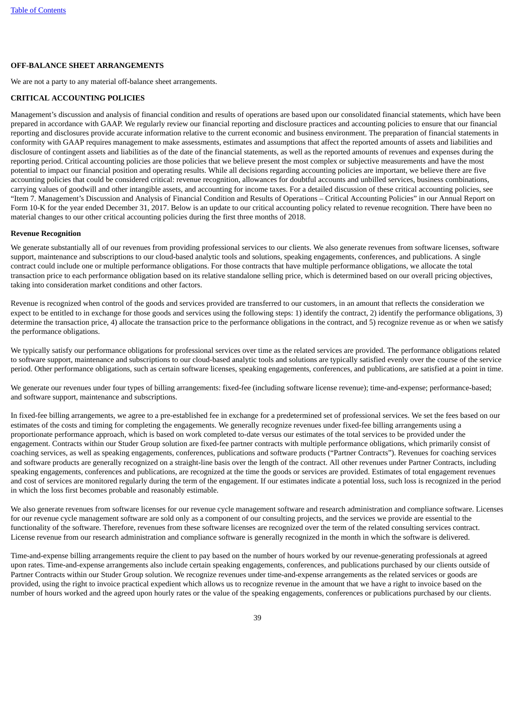## OFF-BALANCE SHEET ARRANGEMENTS

We are not a party to any material off-balance sheet arrangements.

## CRITICAL ACCOUNTING POLICIES

Management's discussion and analysis of financial condition and results of operations are based upon our consolidated financial statements, which have been prepared in accordance with GAAP. We regularly review our financial reporting and disclosure practices and accounting policies to ensure that our financial reporting and disclosures provide accurate information relative to the current economic and business environment. The preparation of financial statements in conformity with GAAP requires management to make assessments, estimates and assumptions that affect the reported amounts of assets and liabilities and disclosure of contingent assets and liabilities as of the date of the financial statements, as well as the reported amounts of revenues and expenses during the reporting period. Critical accounting policies are those policies that we believe present the most complex or subjective measurements and have the most potential to impact our financial position and operating results. While all decisions regarding accounting policies are important, we believe there are five accounting policies that could be considered critical: revenue recognition, allowances for doubtful accounts and unbilled services, business combinations, carrying values of goodwill and other intangible assets, and accounting for income taxes. For a detailed discussion of these critical accounting policies, see "Item 7. Management's Discussion and Analysis of Financial Condition and Results of Operations – Critical Accounting Policies" in our Annual Report on Form 10-K for the year ended December 31, 2017. Below is an update to our critical accounting policy related to revenue recognition. There have been no material changes to our other critical accounting policies during the first three months of 2018.

### Revenue Recognition

We generate substantially all of our revenues from providing professional services to our clients. We also generate revenues from software licenses, software support, maintenance and subscriptions to our cloud-based analytic tools and solutions, speaking engagements, conferences, and publications. A single contract could include one or multiple performance obligations. For those contracts that have multiple performance obligations, we allocate the total transaction price to each performance obligation based on its relative standalone selling price, which is determined based on our overall pricing objectives, taking into consideration market conditions and other factors.

Revenue is recognized when control of the goods and services provided are transferred to our customers, in an amount that reflects the consideration we expect to be entitled to in exchange for those goods and services using the following steps: 1) identify the contract, 2) identify the performance obligations, 3) determine the transaction price, 4) allocate the transaction price to the performance obligations in the contract, and 5) recognize revenue as or when we satisfy the performance obligations.

We typically satisfy our performance obligations for professional services over time as the related services are provided. The performance obligations related to software support, maintenance and subscriptions to our cloud-based analytic tools and solutions are typically satisfied evenly over the course of the service period. Other performance obligations, such as certain software licenses, speaking engagements, conferences, and publications, are satisfied at a point in time.

We generate our revenues under four types of billing arrangements: fixed-fee (including software license revenue); time-and-expense; performance-based; and software support, maintenance and subscriptions.

In fixed-fee billing arrangements, we agree to a pre-established fee in exchange for a predetermined set of professional services. We set the fees based on our estimates of the costs and timing for completing the engagements. We generally recognize revenues under fixed-fee billing arrangements using a proportionate performance approach, which is based on work completed to-date versus our estimates of the total services to be provided under the engagement. Contracts within our Studer Group solution are fixed-fee partner contracts with multiple performance obligations, which primarily consist of coaching services, as well as speaking engagements, conferences, publications and software products ("Partner Contracts"). Revenues for coaching services and software products are generally recognized on a straight-line basis over the length of the contract. All other revenues under Partner Contracts, including speaking engagements, conferences and publications, are recognized at the time the goods or services are provided. Estimates of total engagement revenues and cost of services are monitored regularly during the term of the engagement. If our estimates indicate a potential loss, such loss is recognized in the period in which the loss first becomes probable and reasonably estimable.

We also generate revenues from software licenses for our revenue cycle management software and research administration and compliance software. Licenses for our revenue cycle management software are sold only as a component of our consulting projects, and the services we provide are essential to the functionality of the software. Therefore, revenues from these software licenses are recognized over the term of the related consulting services contract. License revenue from our research administration and compliance software is generally recognized in the month in which the software is delivered.

Time-and-expense billing arrangements require the client to pay based on the number of hours worked by our revenue-generating professionals at agreed upon rates. Time-and-expense arrangements also include certain speaking engagements, conferences, and publications purchased by our clients outside of Partner Contracts within our Studer Group solution. We recognize revenues under time-and-expense arrangements as the related services or goods are provided, using the right to invoice practical expedient which allows us to recognize revenue in the amount that we have a right to invoice based on the number of hours worked and the agreed upon hourly rates or the value of the speaking engagements, conferences or publications purchased by our clients.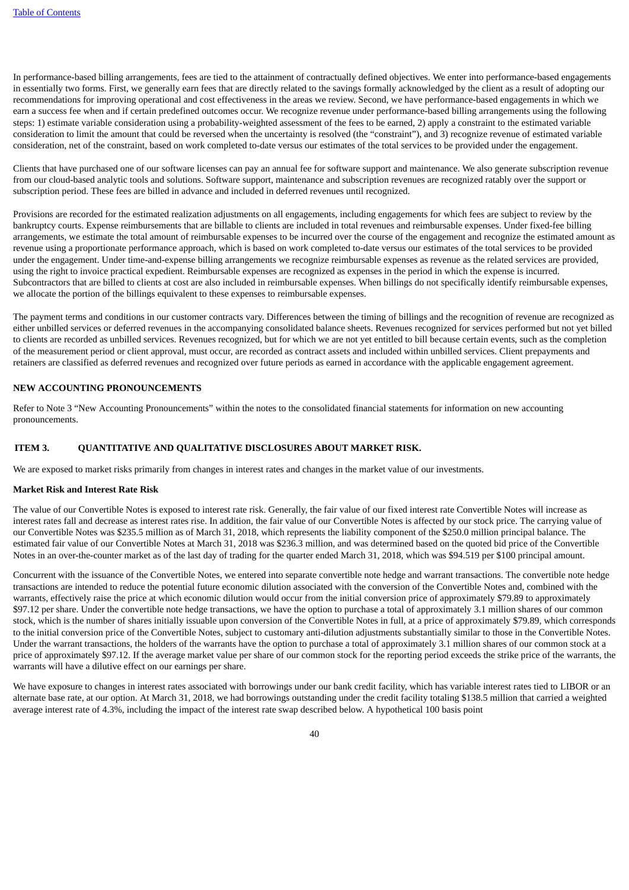In performance-based billing arrangements, fees are tied to the attainment of contractually defined objectives. We enter into performance-based engagements in essentially two forms. First, we generally earn fees that are directly related to the savings formally acknowledged by the client as a result of adopting our recommendations for improving operational and cost effectiveness in the areas we review. Second, we have performance-based engagements in which we earn a success fee when and if certain predefined outcomes occur. We recognize revenue under performance-based billing arrangements using the following steps: 1) estimate variable consideration using a probability-weighted assessment of the fees to be earned, 2) apply a constraint to the estimated variable consideration to limit the amount that could be reversed when the uncertainty is resolved (the "constraint"), and 3) recognize revenue of estimated variable consideration, net of the constraint, based on work completed to-date versus our estimates of the total services to be provided under the engagement.

Clients that have purchased one of our software licenses can pay an annual fee for software support and maintenance. We also generate subscription revenue from our cloud-based analytic tools and solutions. Software support, maintenance and subscription revenues are recognized ratably over the support or subscription period. These fees are billed in advance and included in deferred revenues until recognized.

Provisions are recorded for the estimated realization adjustments on all engagements, including engagements for which fees are subject to review by the bankruptcy courts. Expense reimbursements that are billable to clients are included in total revenues and reimbursable expenses. Under fixed-fee billing arrangements, we estimate the total amount of reimbursable expenses to be incurred over the course of the engagement and recognize the estimated amount as revenue using a proportionate performance approach, which is based on work completed to-date versus our estimates of the total services to be provided under the engagement. Under time-and-expense billing arrangements we recognize reimbursable expenses as revenue as the related services are provided, using the right to invoice practical expedient. Reimbursable expenses are recognized as expenses in the period in which the expense is incurred. Subcontractors that are billed to clients at cost are also included in reimbursable expenses. When billings do not specifically identify reimbursable expenses, we allocate the portion of the billings equivalent to these expenses to reimbursable expenses.

The payment terms and conditions in our customer contracts vary. Differences between the timing of billings and the recognition of revenue are recognized as either unbilled services or deferred revenues in the accompanying consolidated balance sheets. Revenues recognized for services performed but not yet billed to clients are recorded as unbilled services. Revenues recognized, but for which we are not yet entitled to bill because certain events, such as the completion of the measurement period or client approval, must occur, are recorded as contract assets and included within unbilled services. Client prepayments and retainers are classified as deferred revenues and recognized over future periods as earned in accordance with the applicable engagement agreement.

**NEW ACCOUNTING PRONOUNCEMENTS**

Refer to Note 3 "New Accounting Pronouncements" within the notes to the consolidated financial statements for information on new accounting pronouncements.

## ITEM 3. QUANTITATIVE AND QUALITATIVE DISCLOSURES ABOUT MARKET RISK.

We are exposed to market risks primarily from changes in interest rates and changes in the market value of our investments.

**Market Risk and Interest Rate Risk**

The value of our Convertible Notes is exposed to interest rate risk. Generally, the fair value of our fixed interest rate Convertible Notes will increase as interest rates fall and decrease as interest rates rise. In addition, the fair value of our Convertible Notes is affected by our stock price. The carrying value of our Convertible Notes was $235.5 million as of March 31, 2018, which represents the liability component of the $250.0 million principal balance. The estimated fair value of our Convertible Notes at March 31, 2018 was $236.3 million, and was determined based on the quoted bid price of the Convertible Notes in an over-the-counter market as of the last day of trading for the quarter ended March 31, 2018, which was $94.519 per $100 principal amount.

Concurrent with the issuance of the Convertible Notes, we entered into separate convertible note hedge and warrant transactions. The convertible note hedge transactions are intended to reduce the potential future economic dilution associated with the conversion of the Convertible Notes and, combined with the warrants, effectively raise the price at which economic dilution would occur from the initial conversion price of approximately $79.89 to approximately $97.12 per share. Under the convertible note hedge transactions, we have the option to purchase a total of approximately 3.1 million shares of our common stock, which is the number of shares initially issuable upon conversion of the Convertible Notes in full, at a price of approximately $79.89, which corresponds to the initial conversion price of the Convertible Notes, subject to customary anti-dilution adjustments substantially similar to those in the Convertible Notes. Under the warrant transactions, the holders of the warrants have the option to purchase a total of approximately 3.1 million shares of our common stock at a price of approximately $97.12. If the average market value per share of our common stock for the reporting period exceeds the strike price of the warrants, the warrants will have a dilutive effect on our earnings per share.

We have exposure to changes in interest rates associated with borrowings under our bank credit facility, which has variable interest rates tied to LIBOR or an alternate base rate, at our option. At March 31, 2018, we had borrowings outstanding under the credit facility totaling $138.5 million that carried a weighted average interest rate of 4.3%, including the impact of the interest rate swap described below. A hypothetical 100 basis point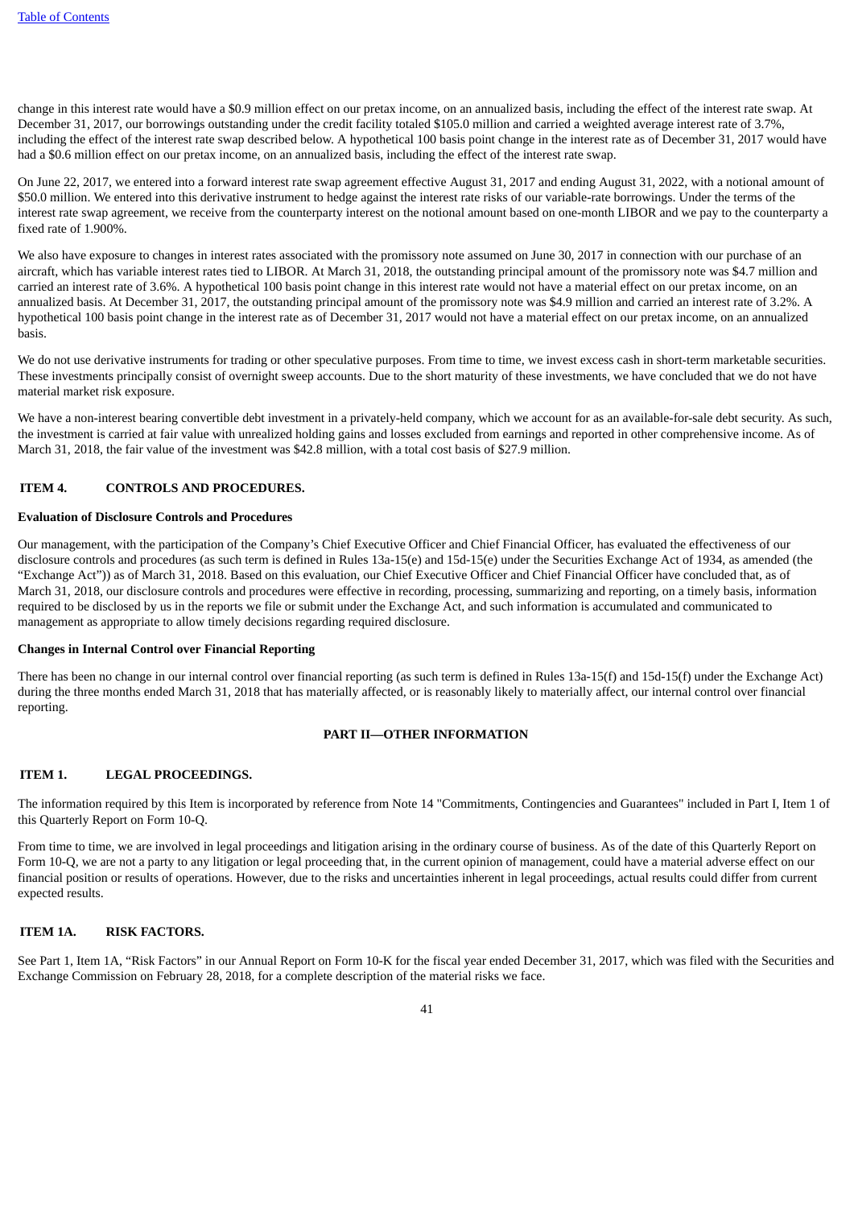change in this interest rate would have a $0.9 million effect on our pretax income, on an annualized basis, including the effect of the interest rate swap. At December 31, 2017, our borrowings outstanding under the credit facility totaled $105.0 million and carried a weighted average interest rate of 3.7%, including the effect of the interest rate swap described below. A hypothetical 100 basis point change in the interest rate as of December 31, 2017 would have had a $0.6 million effect on our pretax income, on an annualized basis, including the effect of the interest rate swap.

On June 22, 2017, we entered into a forward interest rate swap agreement effective August 31, 2017 and ending August 31, 2022, with a notional amount of $50.0 million. We entered into this derivative instrument to hedge against the interest rate risks of our variable-rate borrowings. Under the terms of the interest rate swap agreement, we receive from the counterparty interest on the notional amount based on one-month LIBOR and we pay to the counterparty a fixed rate of 1.900%.

We also have exposure to changes in interest rates associated with the promissory note assumed on June 30, 2017 in connection with our purchase of an aircraft, which has variable interest rates tied to LIBOR. At March 31, 2018, the outstanding principal amount of the promissory note was $4.7 million and carried an interest rate of 3.6%. A hypothetical 100 basis point change in this interest rate would not have a material effect on our pretax income, on an annualized basis. At December 31, 2017, the outstanding principal amount of the promissory note was $4.9 million and carried an interest rate of 3.2%. A hypothetical 100 basis point change in the interest rate as of December 31, 2017 would not have a material effect on our pretax income, on an annualized basis.

We do not use derivative instruments for trading or other speculative purposes. From time to time, we invest excess cash in short-term marketable securities. These investments principally consist of overnight sweep accounts. Due to the short maturity of these investments, we have concluded that we do not have material market risk exposure.

We have a non-interest bearing convertible debt investment in a privately-held company, which we account for as an available-for-sale debt security. As such, the investment is carried at fair value with unrealized holding gains and losses excluded from earnings and reported in other comprehensive income. As of March 31, 2018, the fair value of the investment was $42.8 million, with a total cost basis of $27.9 million.

## ITEM 4. CONTROLS AND PROCEDURES.

**Evaluation of Disclosure Controls and Procedures**

Our management, with the participation of the Company's Chief Executive Officer and Chief Financial Officer, has evaluated the effectiveness of our disclosure controls and procedures (as such term is defined in Rules 13a-15(e) and 15d-15(e) under the Securities Exchange Act of 1934, as amended (the "Exchange Act")) as of March 31, 2018. Based on this evaluation, our Chief Executive Officer and Chief Financial Officer have concluded that, as of March 31, 2018, our disclosure controls and procedures were effective in recording, processing, summarizing and reporting, on a timely basis, information required to be disclosed by us in the reports we file or submit under the Exchange Act, and such information is accumulated and communicated to management as appropriate to allow timely decisions regarding required disclosure.

**Changes in Internal Control over Financial Reporting**

There has been no change in our internal control over financial reporting (as such term is defined in Rules 13a-15(f) and 15d-15(f) under the Exchange Act) during the three months ended March 31, 2018 that has materially affected, or is reasonably likely to materially affect, our internal control over financial reporting.

# PART II—OTHER INFORMATION

## ITEM 1. LEGAL PROCEEDINGS.

The information required by this Item is incorporated by reference from Note 14 "Commitments, Contingencies and Guarantees" included in Part I, Item 1 of this Quarterly Report on Form 10-Q.

From time to time, we are involved in legal proceedings and litigation arising in the ordinary course of business. As of the date of this Quarterly Report on Form 10-Q, we are not a party to any litigation or legal proceeding that, in the current opinion of management, could have a material adverse effect on our financial position or results of operations. However, due to the risks and uncertainties inherent in legal proceedings, actual results could differ from current expected results.

## ITEM 1A. RISK FACTORS.

See Part 1, Item 1A, "Risk Factors" in our Annual Report on Form 10-K for the fiscal year ended December 31, 2017, which was filed with the Securities and Exchange Commission on February 28, 2018, for a complete description of the material risks we face.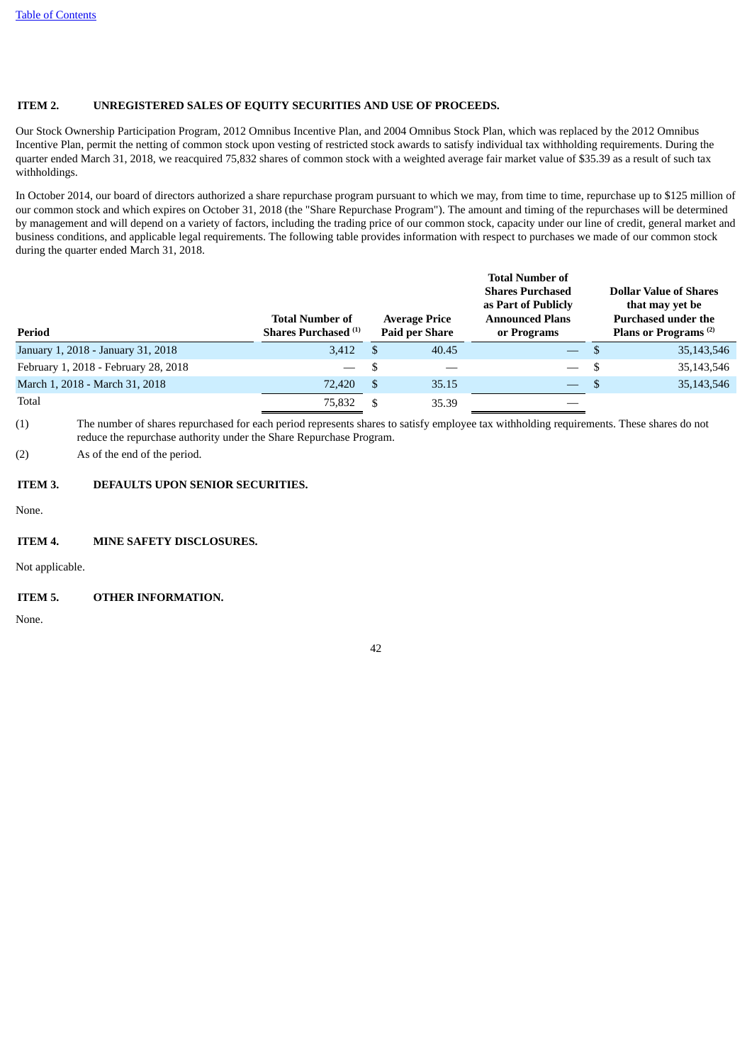## ITEM 2. UNREGISTERED SALES OF EQUITY SECURITIES AND USE OF PROCEEDS.

Our Stock Ownership Participation Program, 2012 Omnibus Incentive Plan, and 2004 Omnibus Stock Plan, which was replaced by the 2012 Omnibus Incentive Plan, permit the netting of common stock upon vesting of restricted stock awards to satisfy individual tax withholding requirements. During the quarter ended March 31, 2018, we reacquired 75,832 shares of common stock with a weighted average fair market value of $35.39 as a result of such tax withholdings.

In October 2014, our board of directors authorized a share repurchase program pursuant to which we may, from time to time, repurchase up to $125 million of our common stock and which expires on October 31, 2018 (the "Share Repurchase Program"). The amount and timing of the repurchases will be determined by management and will depend on a variety of factors, including the trading price of our common stock, capacity under our line of credit, general market and business conditions, and applicable legal requirements. The following table provides information with respect to purchases we made of our common stock during the quarter ended March 31, 2018.

| Period | Total Number of Shares Purchased [1] | Average Price Paid per Share | Total Number of Shares Purchased as Part of Publicly Announced Plans or Programs | Dollar Value of Shares that may yet be Purchased under the Plans or Programs [2] |
|---|---|---|---|---|
| January 1, 2018 - January 31, 2018 | 3,412 | $ 40.45 | — | $ 35,143,546 |
| February 1, 2018 - February 28, 2018 | — | $ — | — | $ 35,143,546 |
| March 1, 2018 - March 31, 2018 | 72,420 | $ 35.15 | — | $ 35,143,546 |
| Total | 75,832 | $ 35.39 | — | |

(1) The number of shares repurchased for each period represents shares to satisfy employee tax withholding requirements. These shares do not reduce the repurchase authority under the Share Repurchase Program.

(2) As of the end of the period.

## ITEM 3. DEFAULTS UPON SENIOR SECURITIES.

None.

## ITEM 4. MINE SAFETY DISCLOSURES.

Not applicable.

## ITEM 5. OTHER INFORMATION.

None.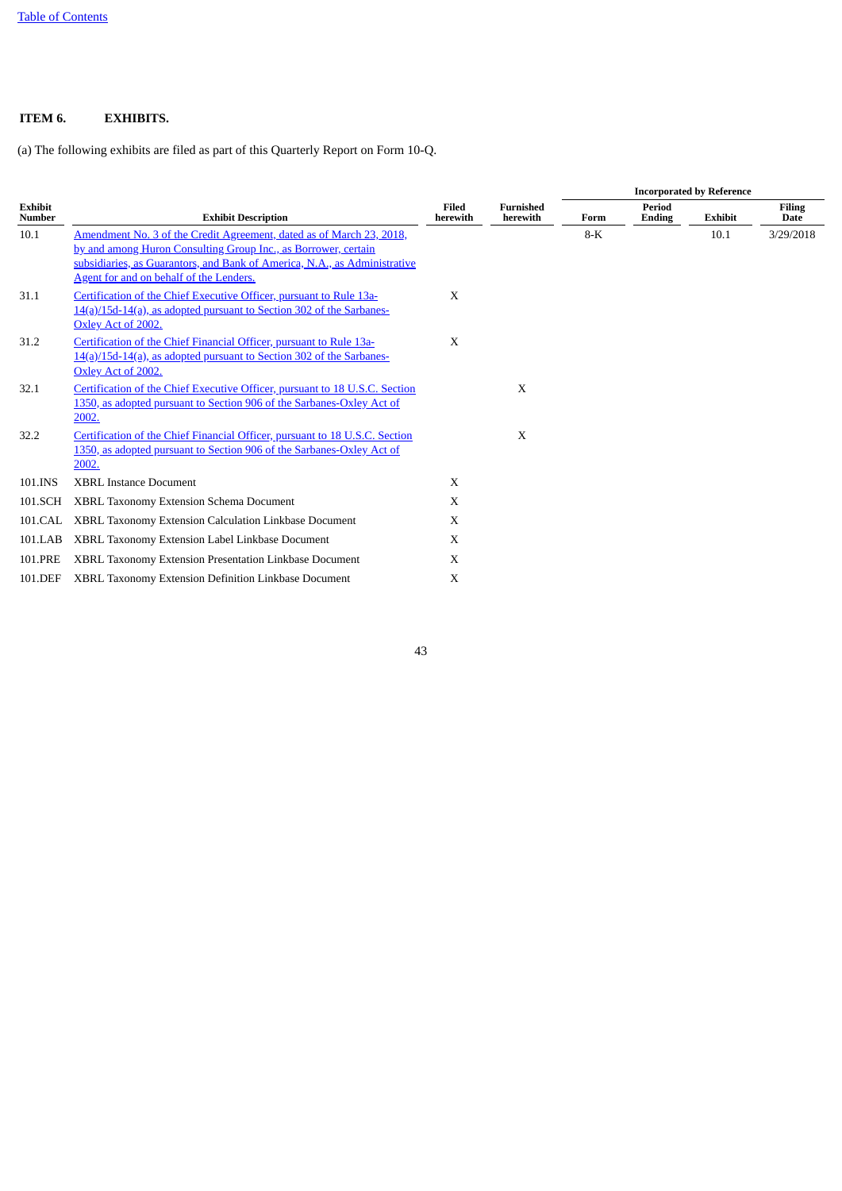**ITEM 6. EXHIBITS.**

(a) The following exhibits are filed as part of this Quarterly Report on Form 10-Q.

| Exhibit Number | Exhibit Description | Filed herewith | Furnished herewith | Incorporated by Reference | | | |
|---|---|---|---|---|---|---|---|
| | | | | Form | Period Ending | Exhibit | Filing Date |
| 10.1 | Amendment No. 3 of the Credit Agreement, dated as of March 23, 2018, by and among Huron Consulting Group Inc., as Borrower, certain subsidiaries, as Guarantors, and Bank of America, N.A., as Administrative Agent for and on behalf of the Lenders. | | | 8-K | | 10.1 | 3/29/2018 |
| 31.1 | Certification of the Chief Executive Officer, pursuant to Rule 13a-14(a)/15d-14(a), as adopted pursuant to Section 302 of the Sarbanes-Oxley Act of 2002. | X | | | | | |
| 31.2 | Certification of the Chief Financial Officer, pursuant to Rule 13a-14(a)/15d-14(a), as adopted pursuant to Section 302 of the Sarbanes-Oxley Act of 2002. | X | | | | | |
| 32.1 | Certification of the Chief Executive Officer, pursuant to 18 U.S.C. Section 1350, as adopted pursuant to Section 906 of the Sarbanes-Oxley Act of 2002. | | X | | | | |
| 32.2 | Certification of the Chief Financial Officer, pursuant to 18 U.S.C. Section 1350, as adopted pursuant to Section 906 of the Sarbanes-Oxley Act of 2002. | | X | | | | |
| 101.INS | XBRL Instance Document | X | | | | | |
| 101.SCH | XBRL Taxonomy Extension Schema Document | X | | | | | |
| 101.CAL | XBRL Taxonomy Extension Calculation Linkbase Document | X | | | | | |
| 101.LAB | XBRL Taxonomy Extension Label Linkbase Document | X | | | | | |
| 101.PRE | XBRL Taxonomy Extension Presentation Linkbase Document | X | | | | | |
| 101.DEF | XBRL Taxonomy Extension Definition Linkbase Document | X | | | | | |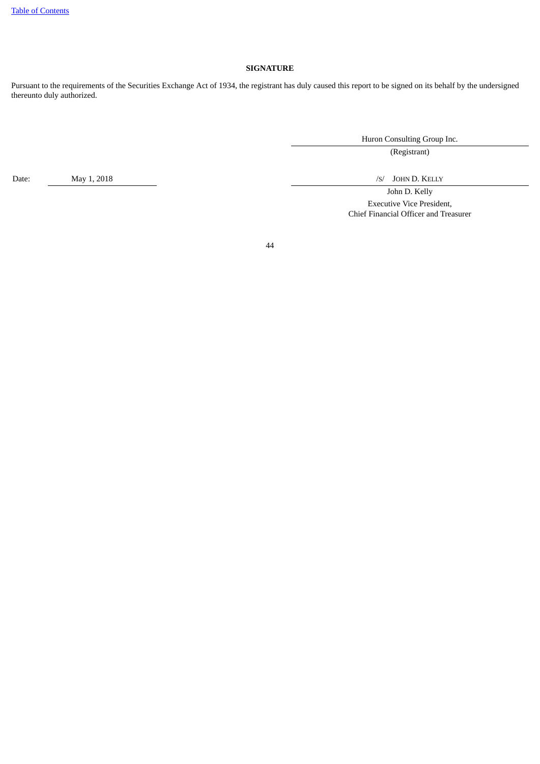**SIGNATURE**

Pursuant to the requirements of the Securities Exchange Act of 1934, the registrant has duly caused this report to be signed on its behalf by the undersigned thereunto duly authorized.

| | |
|---|---|
| | Huron Consulting Group Inc. |
| | (Registrant) |
| Date: May 1, 2018 | /S/ JOHN D. KELLY |
| | John D. Kelly |
| | Executive Vice President, Chief Financial Officer and Treasurer |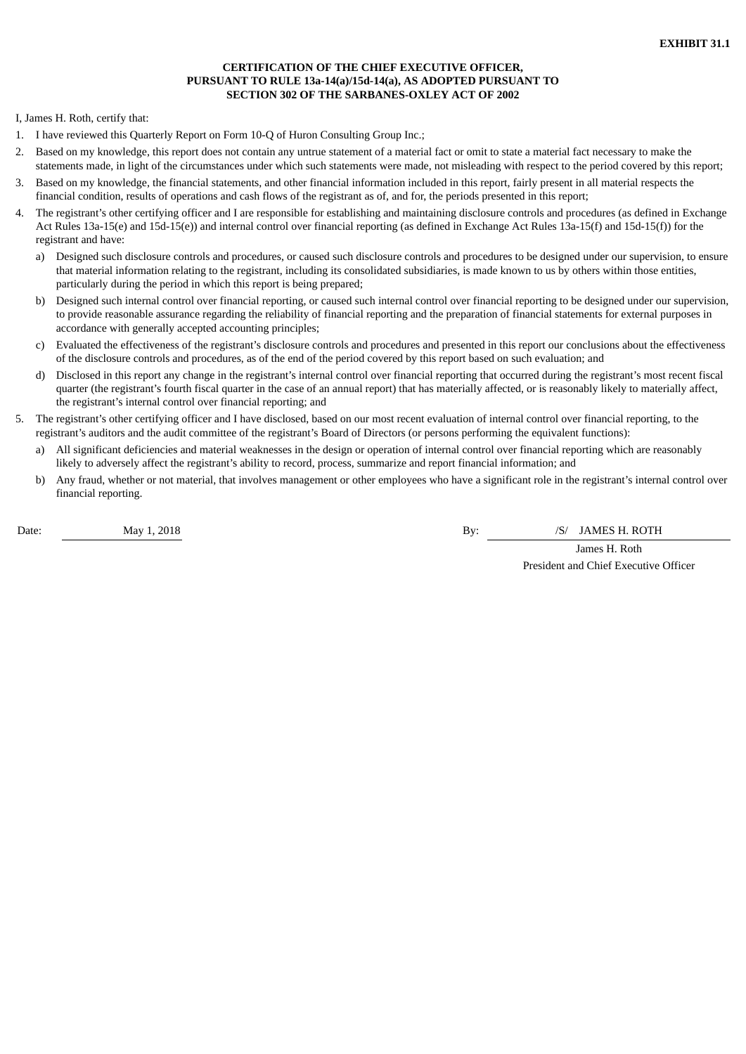**EXHIBIT 31.1**

**CERTIFICATION OF THE CHIEF EXECUTIVE OFFICER,
PURSUANT TO RULE 13a-14(a)/15d-14(a), AS ADOPTED PURSUANT TO
SECTION 302 OF THE SARBANES-OXLEY ACT OF 2002**

I, James H. Roth, certify that:

1. I have reviewed this Quarterly Report on Form 10-Q of Huron Consulting Group Inc.;
2. Based on my knowledge, this report does not contain any untrue statement of a material fact or omit to state a material fact necessary to make the statements made, in light of the circumstances under which such statements were made, not misleading with respect to the period covered by this report;
3. Based on my knowledge, the financial statements, and other financial information included in this report, fairly present in all material respects the financial condition, results of operations and cash flows of the registrant as of, and for, the periods presented in this report;
4. The registrant's other certifying officer and I are responsible for establishing and maintaining disclosure controls and procedures (as defined in Exchange Act Rules 13a-15(e) and 15d-15(e)) and internal control over financial reporting (as defined in Exchange Act Rules 13a-15(f) and 15d-15(f)) for the registrant and have:
   a) Designed such disclosure controls and procedures, or caused such disclosure controls and procedures to be designed under our supervision, to ensure that material information relating to the registrant, including its consolidated subsidiaries, is made known to us by others within those entities, particularly during the period in which this report is being prepared;
   b) Designed such internal control over financial reporting, or caused such internal control over financial reporting to be designed under our supervision, to provide reasonable assurance regarding the reliability of financial reporting and the preparation of financial statements for external purposes in accordance with generally accepted accounting principles;
   c) Evaluated the effectiveness of the registrant's disclosure controls and procedures and presented in this report our conclusions about the effectiveness of the disclosure controls and procedures, as of the end of the period covered by this report based on such evaluation; and
   d) Disclosed in this report any change in the registrant's internal control over financial reporting that occurred during the registrant's most recent fiscal quarter (the registrant's fourth fiscal quarter in the case of an annual report) that has materially affected, or is reasonably likely to materially affect, the registrant's internal control over financial reporting; and
5. The registrant's other certifying officer and I have disclosed, based on our most recent evaluation of internal control over financial reporting, to the registrant's auditors and the audit committee of the registrant's Board of Directors (or persons performing the equivalent functions):
   a) All significant deficiencies and material weaknesses in the design or operation of internal control over financial reporting which are reasonably likely to adversely affect the registrant's ability to record, process, summarize and report financial information; and
   b) Any fraud, whether or not material, that involves management or other employees who have a significant role in the registrant's internal control over financial reporting.

Date: May 1, 2018

By: /S/ JAMES H. ROTH

James H. Roth
President and Chief Executive Officer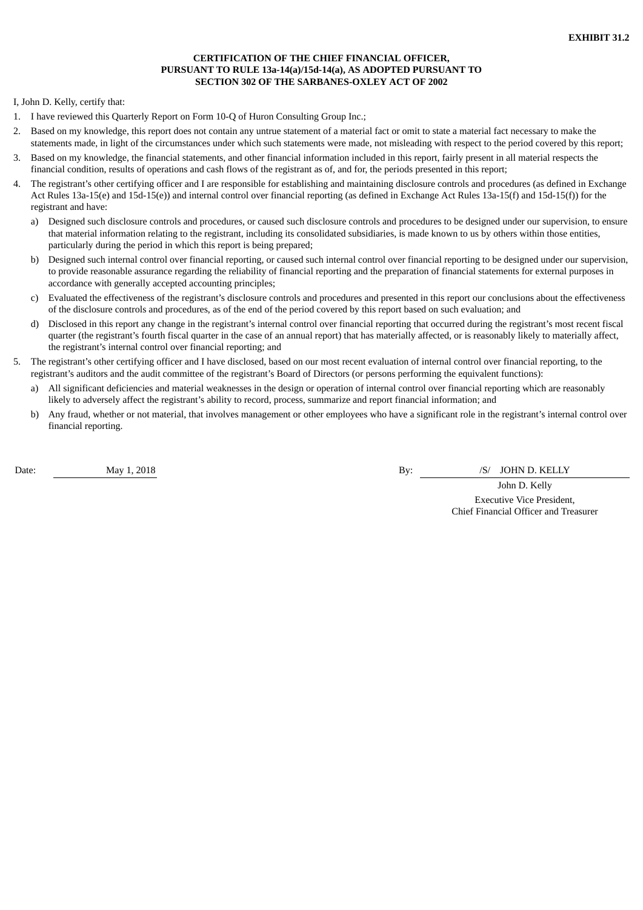**EXHIBIT 31.2**

**CERTIFICATION OF THE CHIEF FINANCIAL OFFICER,**
**PURSUANT TO RULE 13a-14(a)/15d-14(a), AS ADOPTED PURSUANT TO**
**SECTION 302 OF THE SARBANES-OXLEY ACT OF 2002**

I, John D. Kelly, certify that:

1. I have reviewed this Quarterly Report on Form 10-Q of Huron Consulting Group Inc.;
2. Based on my knowledge, this report does not contain any untrue statement of a material fact or omit to state a material fact necessary to make the statements made, in light of the circumstances under which such statements were made, not misleading with respect to the period covered by this report;
3. Based on my knowledge, the financial statements, and other financial information included in this report, fairly present in all material respects the financial condition, results of operations and cash flows of the registrant as of, and for, the periods presented in this report;
4. The registrant's other certifying officer and I are responsible for establishing and maintaining disclosure controls and procedures (as defined in Exchange Act Rules 13a-15(e) and 15d-15(e)) and internal control over financial reporting (as defined in Exchange Act Rules 13a-15(f) and 15d-15(f)) for the registrant and have:
   a) Designed such disclosure controls and procedures, or caused such disclosure controls and procedures to be designed under our supervision, to ensure that material information relating to the registrant, including its consolidated subsidiaries, is made known to us by others within those entities, particularly during the period in which this report is being prepared;
   b) Designed such internal control over financial reporting, or caused such internal control over financial reporting to be designed under our supervision, to provide reasonable assurance regarding the reliability of financial reporting and the preparation of financial statements for external purposes in accordance with generally accepted accounting principles;
   c) Evaluated the effectiveness of the registrant's disclosure controls and procedures and presented in this report our conclusions about the effectiveness of the disclosure controls and procedures, as of the end of the period covered by this report based on such evaluation; and
   d) Disclosed in this report any change in the registrant's internal control over financial reporting that occurred during the registrant's most recent fiscal quarter (the registrant's fourth fiscal quarter in the case of an annual report) that has materially affected, or is reasonably likely to materially affect, the registrant's internal control over financial reporting; and
5. The registrant's other certifying officer and I have disclosed, based on our most recent evaluation of internal control over financial reporting, to the registrant's auditors and the audit committee of the registrant's Board of Directors (or persons performing the equivalent functions):
   a) All significant deficiencies and material weaknesses in the design or operation of internal control over financial reporting which are reasonably likely to adversely affect the registrant's ability to record, process, summarize and report financial information; and
   b) Any fraud, whether or not material, that involves management or other employees who have a significant role in the registrant's internal control over financial reporting.

Date: May 1, 2018

By: /S/ JOHN D. KELLY
John D. Kelly
Executive Vice President,
Chief Financial Officer and Treasurer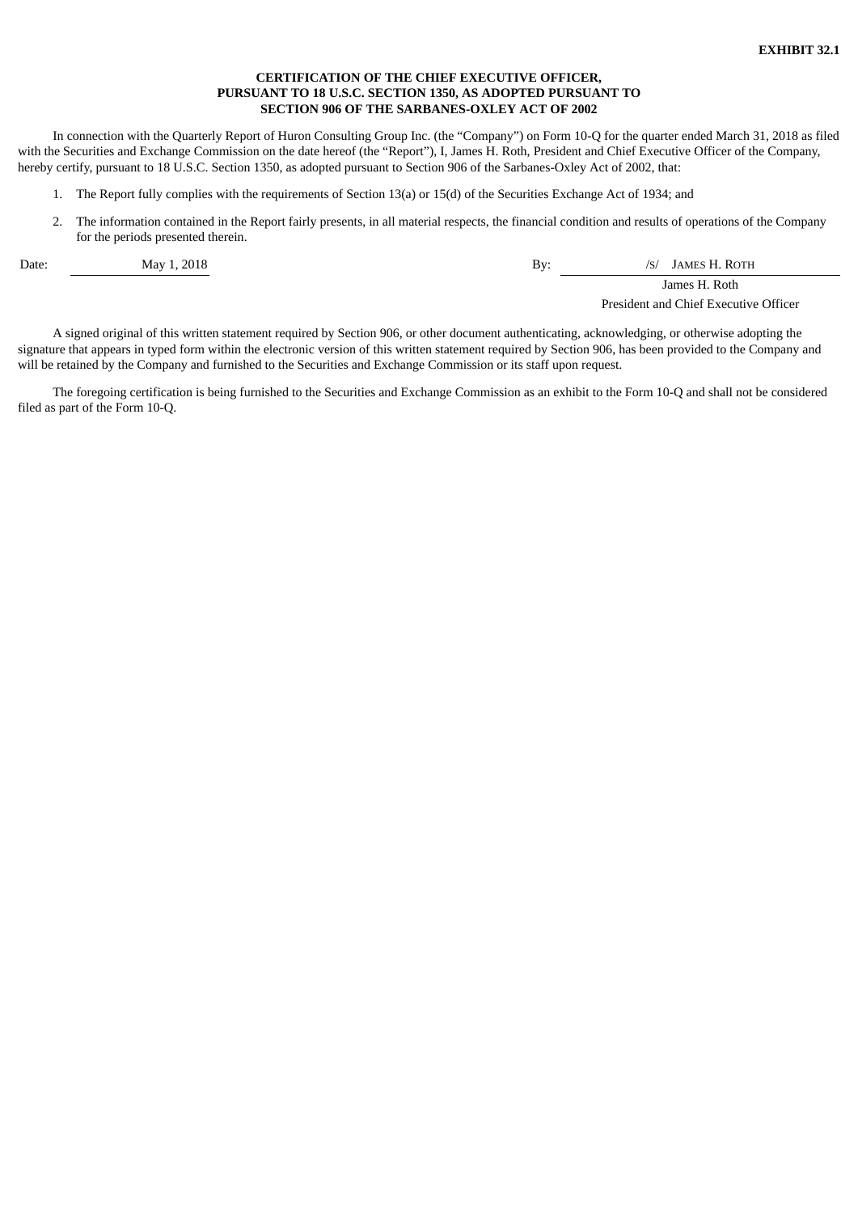**EXHIBIT 32.1**

**CERTIFICATION OF THE CHIEF EXECUTIVE OFFICER,
PURSUANT TO 18 U.S.C. SECTION 1350, AS ADOPTED PURSUANT TO
SECTION 906 OF THE SARBANES-OXLEY ACT OF 2002**

In connection with the Quarterly Report of Huron Consulting Group Inc. (the “Company”) on Form 10-Q for the quarter ended March 31, 2018 as filed with the Securities and Exchange Commission on the date hereof (the “Report”), I, James H. Roth, President and Chief Executive Officer of the Company, hereby certify, pursuant to 18 U.S.C. Section 1350, as adopted pursuant to Section 906 of the Sarbanes-Oxley Act of 2002, that:

1. The Report fully complies with the requirements of Section 13(a) or 15(d) of the Securities Exchange Act of 1934; and
2. The information contained in the Report fairly presents, in all material respects, the financial condition and results of operations of the Company for the periods presented therein.

| Date: | May 1, 2018 | By: | /S/ JAMES H. ROTH |
|---|---|---|---|
| | | | James H. Roth |
| | | | President and Chief Executive Officer |

A signed original of this written statement required by Section 906, or other document authenticating, acknowledging, or otherwise adopting the signature that appears in typed form within the electronic version of this written statement required by Section 906, has been provided to the Company and will be retained by the Company and furnished to the Securities and Exchange Commission or its staff upon request.

The foregoing certification is being furnished to the Securities and Exchange Commission as an exhibit to the Form 10-Q and shall not be considered filed as part of the Form 10-Q.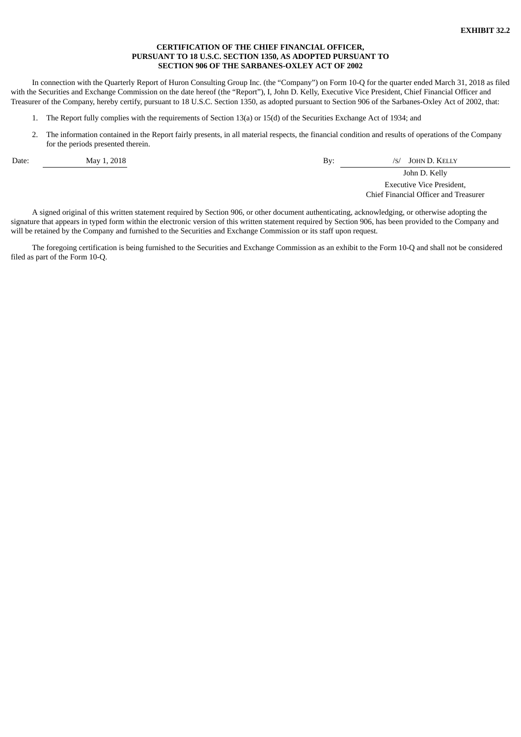**EXHIBIT 32.2**

**CERTIFICATION OF THE CHIEF FINANCIAL OFFICER,
PURSUANT TO 18 U.S.C. SECTION 1350, AS ADOPTED PURSUANT TO
SECTION 906 OF THE SARBANES-OXLEY ACT OF 2002**

In connection with the Quarterly Report of Huron Consulting Group Inc. (the "Company") on Form 10-Q for the quarter ended March 31, 2018 as filed with the Securities and Exchange Commission on the date hereof (the "Report"), I, John D. Kelly, Executive Vice President, Chief Financial Officer and Treasurer of the Company, hereby certify, pursuant to 18 U.S.C. Section 1350, as adopted pursuant to Section 906 of the Sarbanes-Oxley Act of 2002, that:

1. The Report fully complies with the requirements of Section 13(a) or 15(d) of the Securities Exchange Act of 1934; and
2. The information contained in the Report fairly presents, in all material respects, the financial condition and results of operations of the Company for the periods presented therein.

Date: May 1, 2018

By: /S/ JOHN D. KELLY
John D. Kelly
Executive Vice President,
Chief Financial Officer and Treasurer

A signed original of this written statement required by Section 906, or other document authenticating, acknowledging, or otherwise adopting the signature that appears in typed form within the electronic version of this written statement required by Section 906, has been provided to the Company and will be retained by the Company and furnished to the Securities and Exchange Commission or its staff upon request.

The foregoing certification is being furnished to the Securities and Exchange Commission as an exhibit to the Form 10-Q and shall not be considered filed as part of the Form 10-Q.